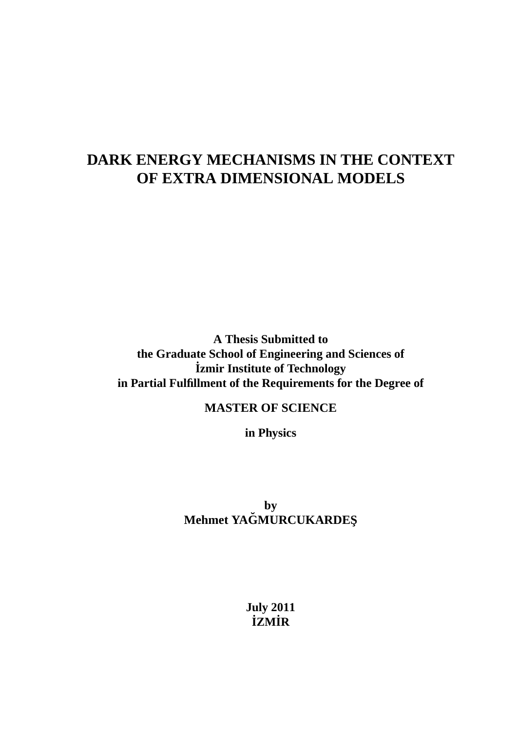# DARK ENERGY MECHANISMS IN THE CONTEXT OF EXTRA DIMENSIONAL MODELS

**A Thesis Submitted to**
**the Graduate School of Engineering and Sciences of**
**İzmir Institute of Technology**
**in Partial Fulfillment of the Requirements for the Degree of**

**MASTER OF SCIENCE**

**in Physics**

**by**
**Mehmet YAĞMURCUKARDEŞ**

**July 2011**
**İZMİR**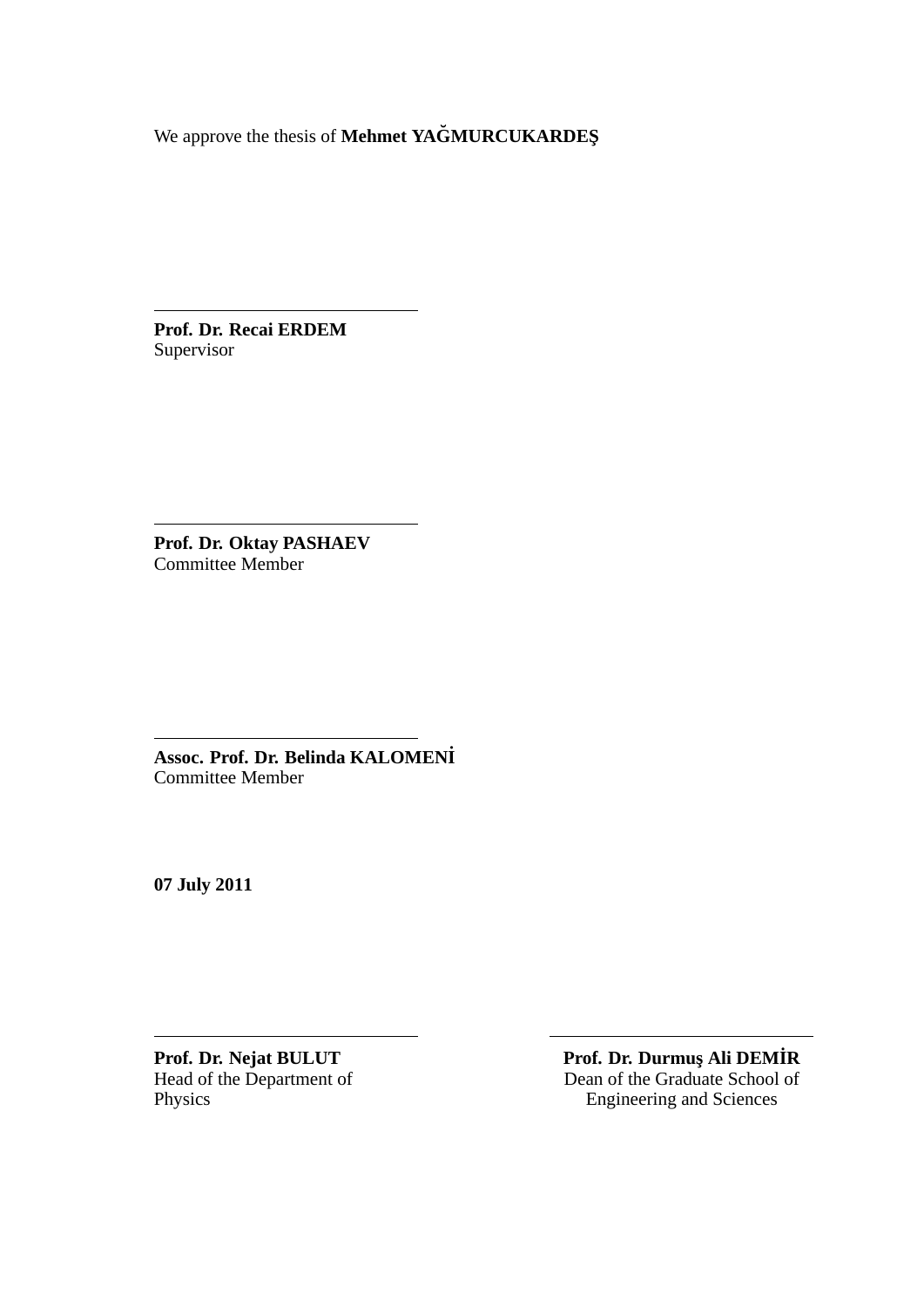We approve the thesis of **Mehmet YAĞMURCUKARDEŞ**

---

**Prof. Dr. Recai ERDEM**
Supervisor

---

**Prof. Dr. Oktay PASHAEV**
Committee Member

---

**Assoc. Prof. Dr. Belinda KALOMENİ**
Committee Member

**07 July 2011**

---

**Prof. Dr. Nejat BULUT**
Head of the Department of
Physics

---

**Prof. Dr. Durmuş Ali DEMİR**
Dean of the Graduate School of
Engineering and Sciences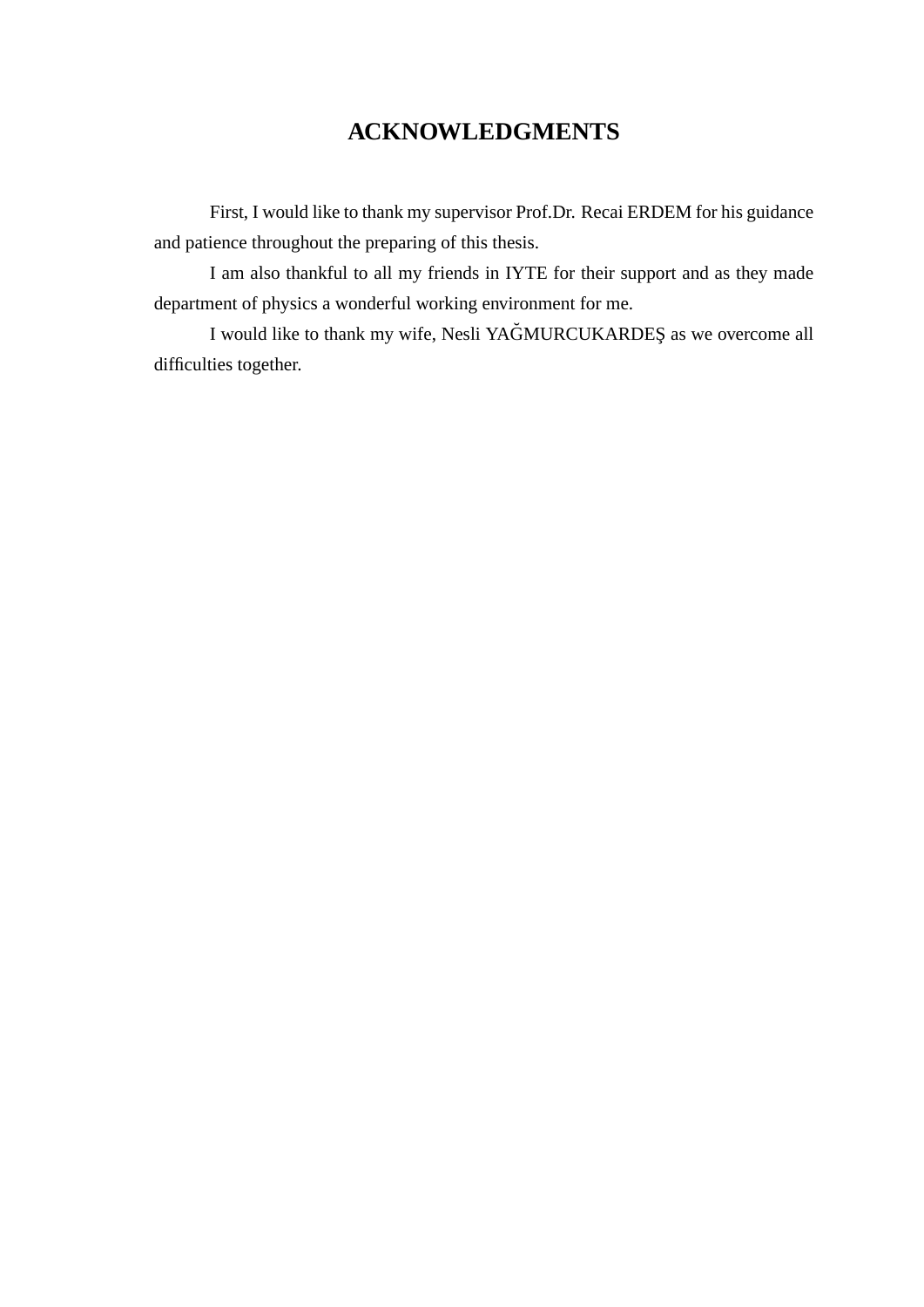# ACKNOWLEDGMENTS

First, I would like to thank my supervisor Prof.Dr. Recai ERDEM for his guidance and patience throughout the preparing of this thesis.

I am also thankful to all my friends in IYTE for their support and as they made department of physics a wonderful working environment for me.

I would like to thank my wife, Nesli YAĞMURCUKARDEŞ as we overcome all difficulties together.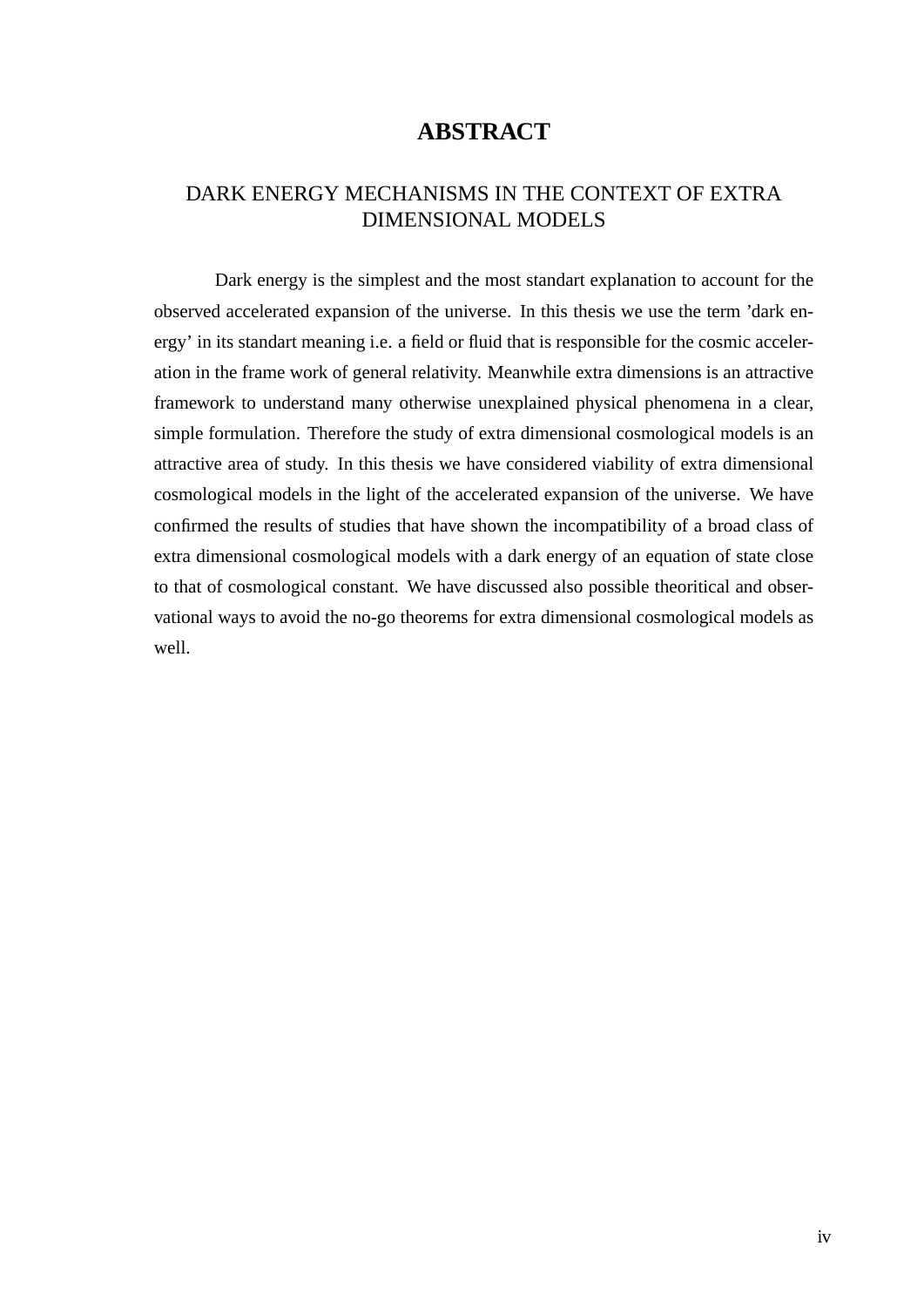# ABSTRACT

## DARK ENERGY MECHANISMS IN THE CONTEXT OF EXTRA DIMENSIONAL MODELS

Dark energy is the simplest and the most standart explanation to account for the observed accelerated expansion of the universe. In this thesis we use the term 'dark energy' in its standart meaning i.e. a field or fluid that is responsible for the cosmic acceleration in the frame work of general relativity. Meanwhile extra dimensions is an attractive framework to understand many otherwise unexplained physical phenomena in a clear, simple formulation. Therefore the study of extra dimensional cosmological models is an attractive area of study. In this thesis we have considered viability of extra dimensional cosmological models in the light of the accelerated expansion of the universe. We have confirmed the results of studies that have shown the incompatibility of a broad class of extra dimensional cosmological models with a dark energy of an equation of state close to that of cosmological constant. We have discussed also possible theoritical and observational ways to avoid the no-go theorems for extra dimensional cosmological models as well.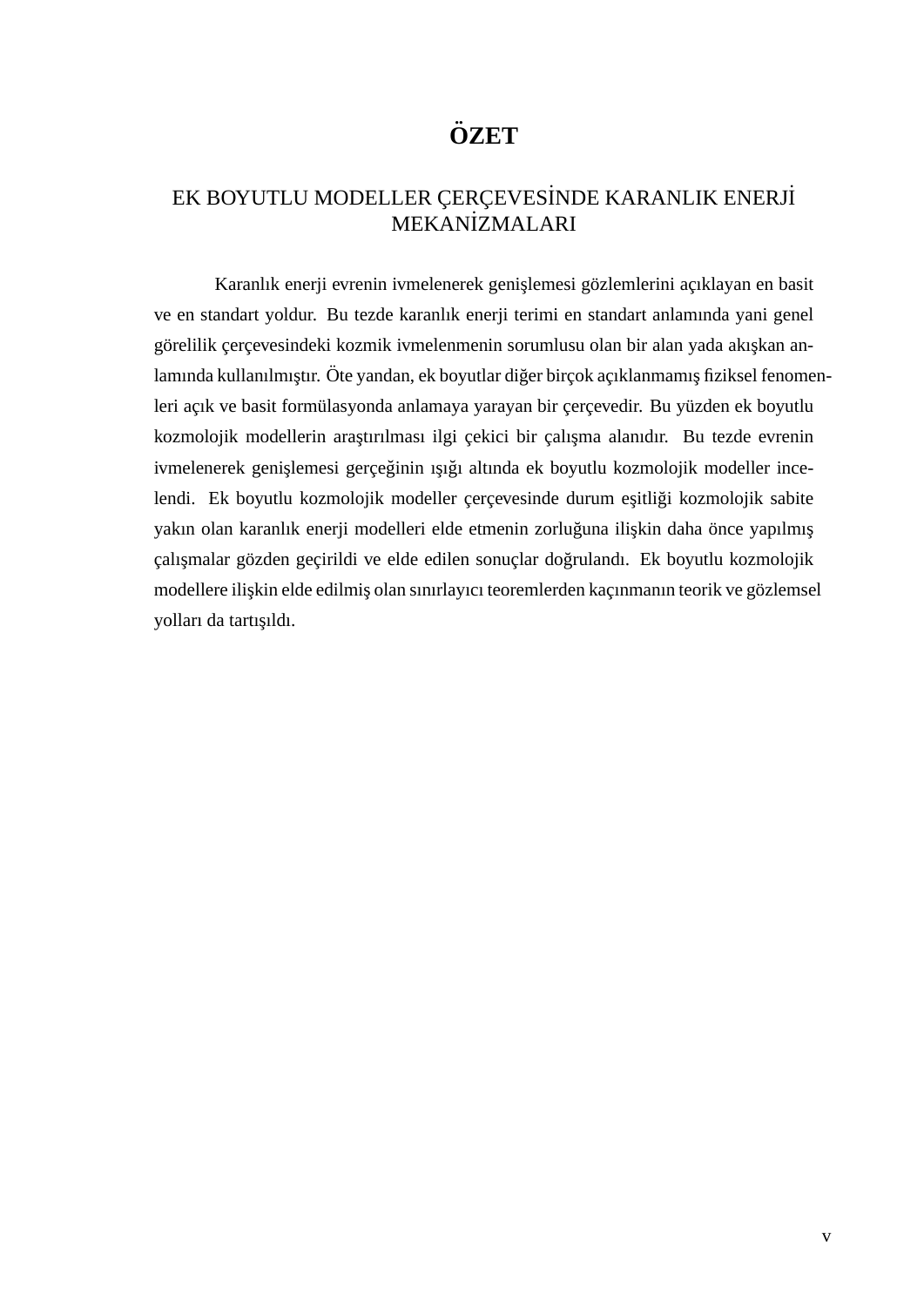# ÖZET

## EK BOYUTLU MODELLER ÇERÇEVESİNDE KARANLIK ENERJİ MEKANİZMALARI

Karanlık enerji evrenin ivmelenerek genişlemesi gözlemlerini açıklayan en basit ve en standart yoldur. Bu tezde karanlık enerji terimi en standart anlamında yani genel görelilik çerçevesindeki kozmik ivmelenmenin sorumlusu olan bir alan yada akışkan anlamında kullanılmıştır. Öte yandan, ek boyutlar diğer birçok açıklanmamış fiziksel fenomenleri açık ve basit formülasyonda anlamaya yarayan bir çerçevedir. Bu yüzden ek boyutlu kozmolojik modellerin araştırılması ilgi çekici bir çalışma alanıdır. Bu tezde evrenin ivmelenerek genişlemesi gerçeğinin ışığı altında ek boyutlu kozmolojik modeller incelendi. Ek boyutlu kozmolojik modeller çerçevesinde durum eşitliği kozmolojik sabite yakın olan karanlık enerji modelleri elde etmenin zorluğuna ilişkin daha önce yapılmış çalışmalar gözden geçirildi ve elde edilen sonuçlar doğrulandı. Ek boyutlu kozmolojik modellere ilişkin elde edilmiş olan sınırlayıcı teoremlerden kaçınmanın teorik ve gözlemsel yolları da tartışıldı.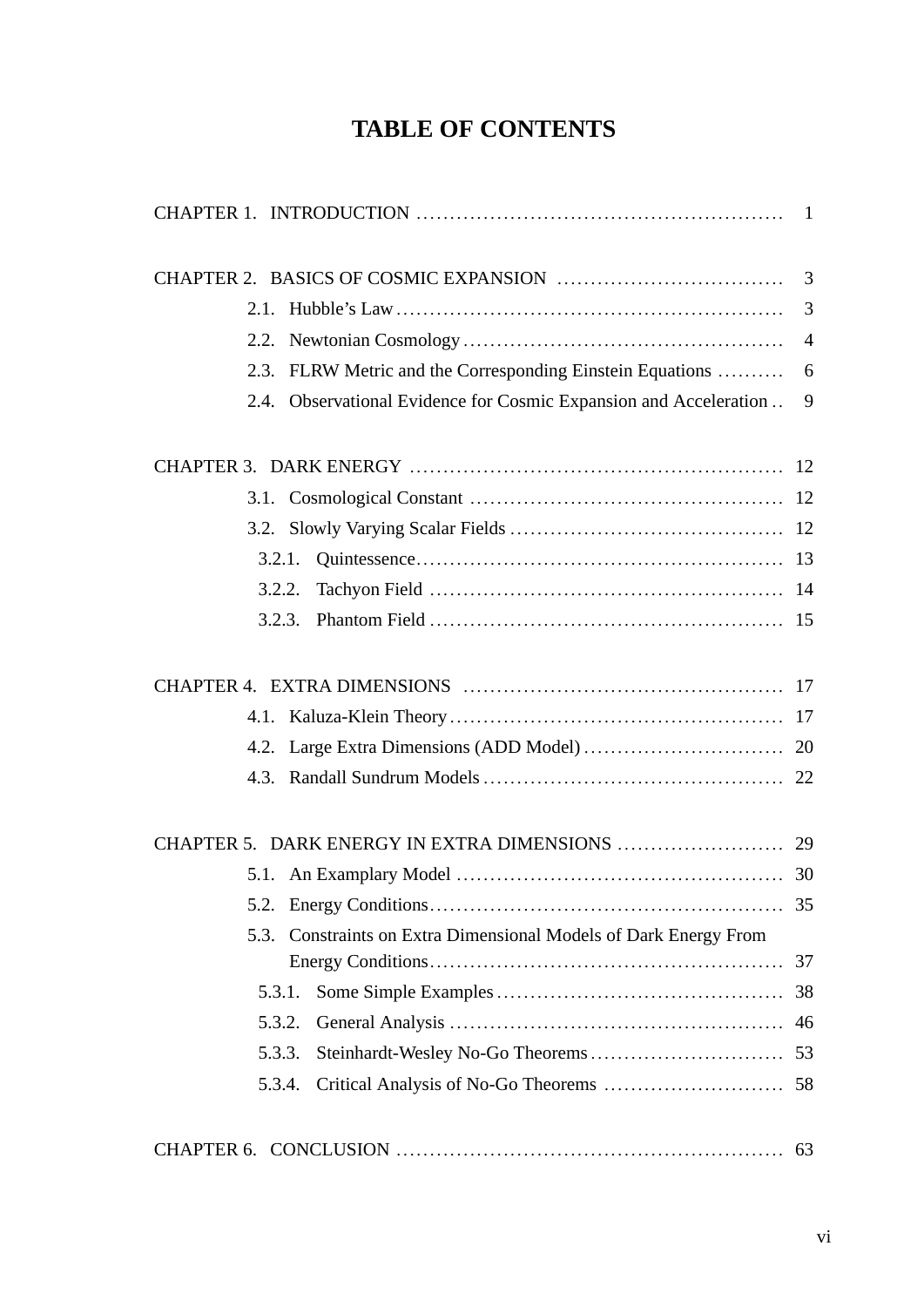# TABLE OF CONTENTS

CHAPTER 1. INTRODUCTION ........................................................ 1

CHAPTER 2. BASICS OF COSMIC EXPANSION .................................. 3

- 2.1. Hubble's Law ........................................................ 3
- 2.2. Newtonian Cosmology ............................................... 4
- 2.3. FLRW Metric and the Corresponding Einstein Equations .......... 6
- 2.4. Observational Evidence for Cosmic Expansion and Acceleration .. 9

CHAPTER 3. DARK ENERGY ........................................................ 12

- 3.1. Cosmological Constant .............................................. 12
- 3.2. Slowly Varying Scalar Fields ........................................ 12
  - 3.2.1. Quintessence ................................................... 13
  - 3.2.2. Tachyon Field .................................................. 14
  - 3.2.3. Phantom Field .................................................. 15

CHAPTER 4. EXTRA DIMENSIONS ................................................ 17

- 4.1. Kaluza-Klein Theory ................................................. 17
- 4.2. Large Extra Dimensions (ADD Model) ............................... 20
- 4.3. Randall Sundrum Models ............................................. 22

CHAPTER 5. DARK ENERGY IN EXTRA DIMENSIONS ........................... 29

- 5.1. An Examplary Model ................................................. 30
- 5.2. Energy Conditions .................................................... 35
- 5.3. Constraints on Extra Dimensional Models of Dark Energy From Energy Conditions ..................................................... 37
  - 5.3.1. Some Simple Examples .......................................... 38
  - 5.3.2. General Analysis ................................................ 46
  - 5.3.3. Steinhardt-Wesley No-Go Theorems ............................ 53
  - 5.3.4. Critical Analysis of No-Go Theorems .......................... 58

CHAPTER 6. CONCLUSION ......................................................... 63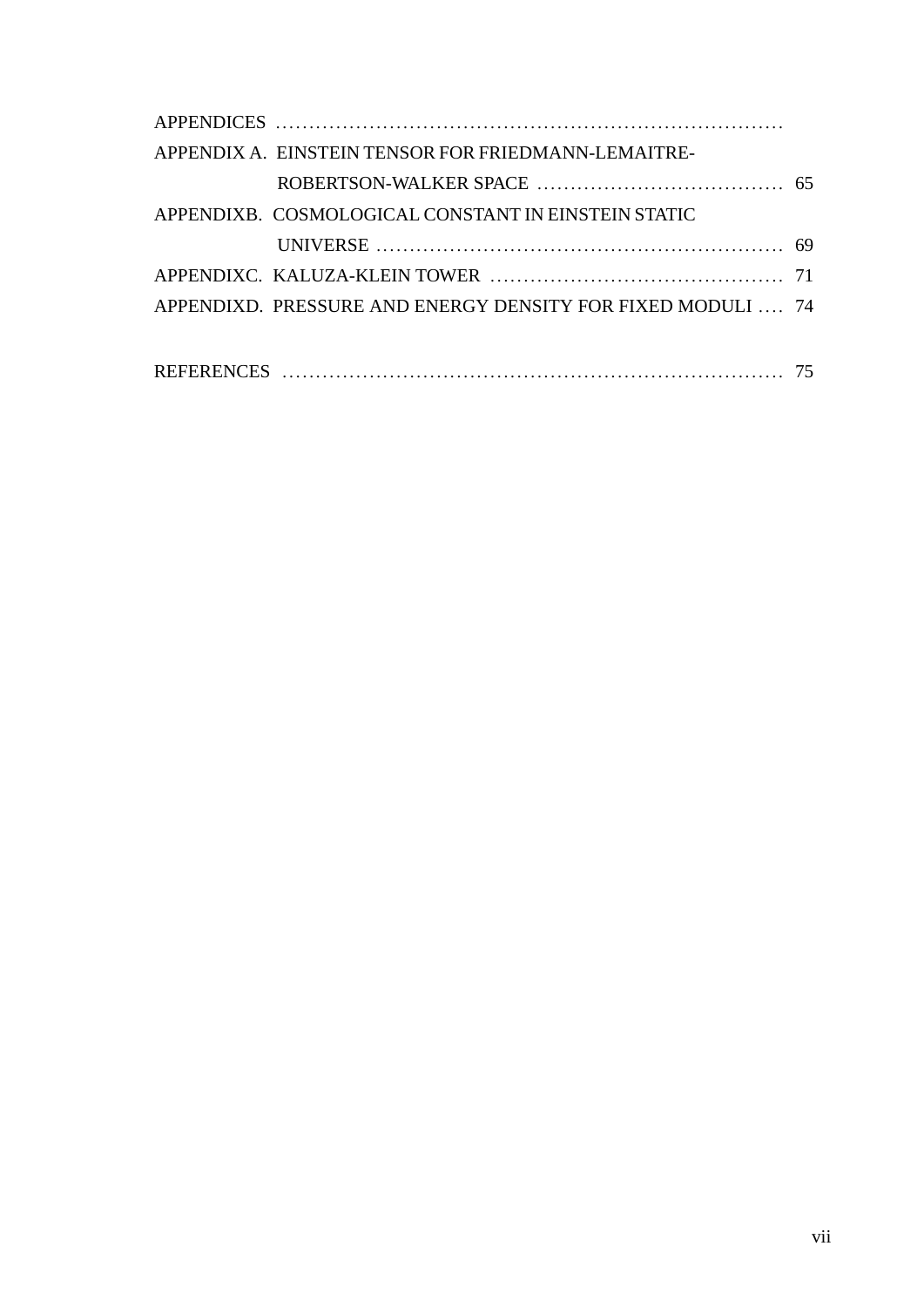APPENDICES ..........................................................................

APPENDIX A. EINSTEIN TENSOR FOR FRIEDMANN-LEMAITRE-ROBERTSON-WALKER SPACE .................................... 65

APPENDIXB. COSMOLOGICAL CONSTANT IN EINSTEIN STATIC UNIVERSE ........................................................... 69

APPENDIXC. KALUZA-KLEIN TOWER ........................................... 71

APPENDIXD. PRESSURE AND ENERGY DENSITY FOR FIXED MODULI .... 74

REFERENCES ......................................................................... 75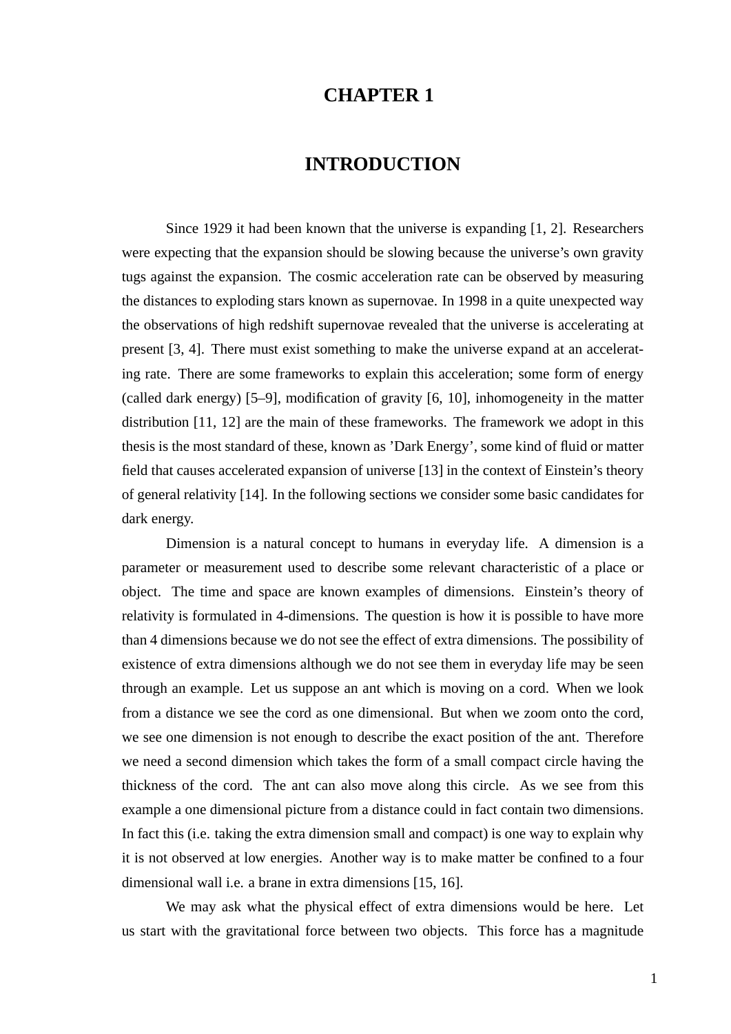# CHAPTER 1

# INTRODUCTION

Since 1929 it had been known that the universe is expanding [1, 2]. Researchers were expecting that the expansion should be slowing because the universe's own gravity tugs against the expansion. The cosmic acceleration rate can be observed by measuring the distances to exploding stars known as supernovae. In 1998 in a quite unexpected way the observations of high redshift supernovae revealed that the universe is accelerating at present [3, 4]. There must exist something to make the universe expand at an accelerating rate. There are some frameworks to explain this acceleration; some form of energy (called dark energy) [5–9], modification of gravity [6, 10], inhomogeneity in the matter distribution [11, 12] are the main of these frameworks. The framework we adopt in this thesis is the most standard of these, known as 'Dark Energy', some kind of fluid or matter field that causes accelerated expansion of universe [13] in the context of Einstein's theory of general relativity [14]. In the following sections we consider some basic candidates for dark energy.

Dimension is a natural concept to humans in everyday life. A dimension is a parameter or measurement used to describe some relevant characteristic of a place or object. The time and space are known examples of dimensions. Einstein's theory of relativity is formulated in 4-dimensions. The question is how it is possible to have more than 4 dimensions because we do not see the effect of extra dimensions. The possibility of existence of extra dimensions although we do not see them in everyday life may be seen through an example. Let us suppose an ant which is moving on a cord. When we look from a distance we see the cord as one dimensional. But when we zoom onto the cord, we see one dimension is not enough to describe the exact position of the ant. Therefore we need a second dimension which takes the form of a small compact circle having the thickness of the cord. The ant can also move along this circle. As we see from this example a one dimensional picture from a distance could in fact contain two dimensions. In fact this (i.e. taking the extra dimension small and compact) is one way to explain why it is not observed at low energies. Another way is to make matter be confined to a four dimensional wall i.e. a brane in extra dimensions [15, 16].

We may ask what the physical effect of extra dimensions would be here. Let us start with the gravitational force between two objects. This force has a magnitude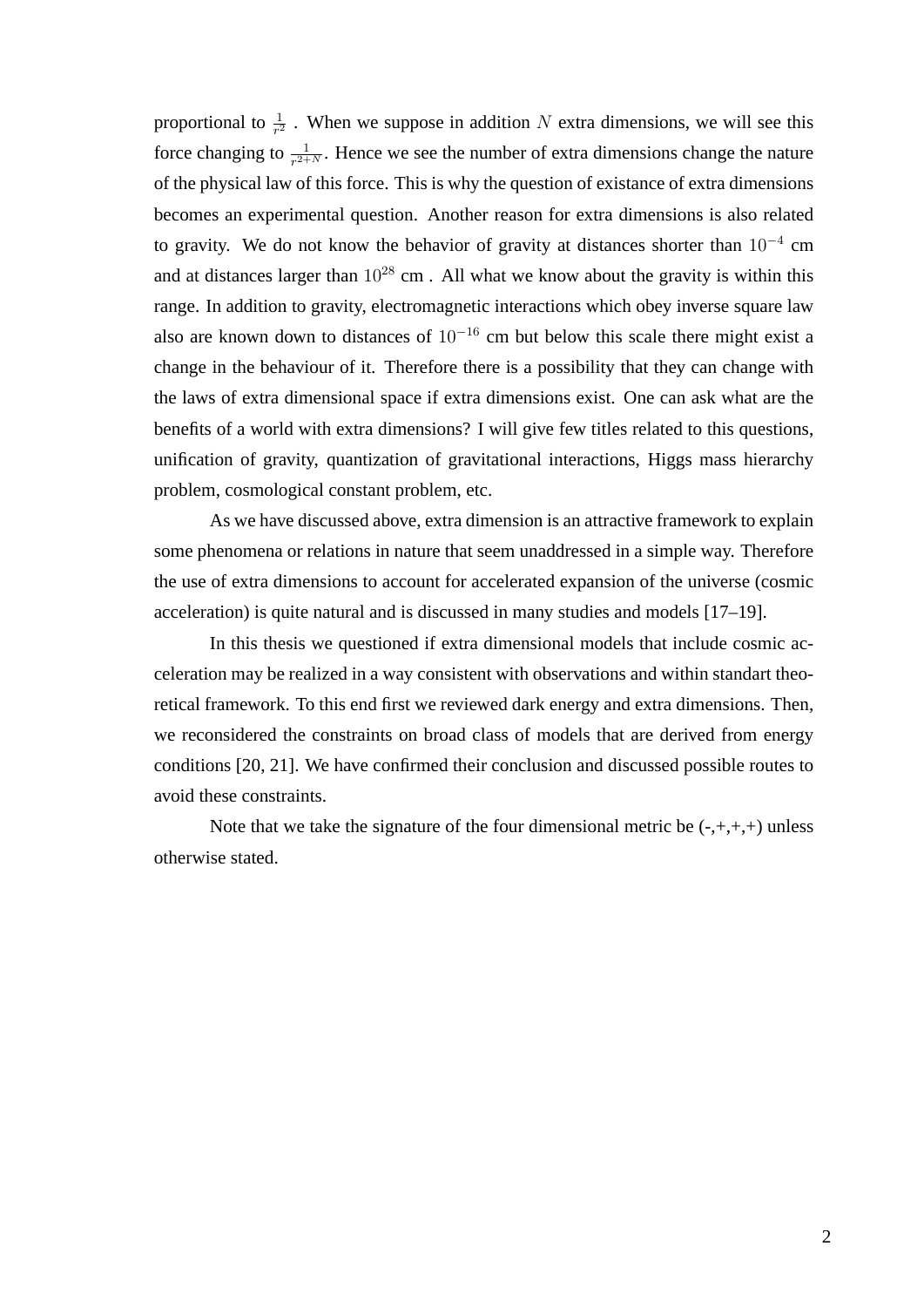proportional to $\frac{1}{r^2}$ . When we suppose in addition $N$ extra dimensions, we will see this force changing to $\frac{1}{r^{2+N}}$. Hence we see the number of extra dimensions change the nature of the physical law of this force. This is why the question of existance of extra dimensions becomes an experimental question. Another reason for extra dimensions is also related to gravity. We do not know the behavior of gravity at distances shorter than $10^{-4}$ cm and at distances larger than $10^{28}$ cm . All what we know about the gravity is within this range. In addition to gravity, electromagnetic interactions which obey inverse square law also are known down to distances of $10^{-16}$ cm but below this scale there might exist a change in the behaviour of it. Therefore there is a possibility that they can change with the laws of extra dimensional space if extra dimensions exist. One can ask what are the benefits of a world with extra dimensions? I will give few titles related to this questions, unification of gravity, quantization of gravitational interactions, Higgs mass hierarchy problem, cosmological constant problem, etc.

As we have discussed above, extra dimension is an attractive framework to explain some phenomena or relations in nature that seem unaddressed in a simple way. Therefore the use of extra dimensions to account for accelerated expansion of the universe (cosmic acceleration) is quite natural and is discussed in many studies and models [17–19].

In this thesis we questioned if extra dimensional models that include cosmic acceleration may be realized in a way consistent with observations and within standart theoretical framework. To this end first we reviewed dark energy and extra dimensions. Then, we reconsidered the constraints on broad class of models that are derived from energy conditions [20, 21]. We have confirmed their conclusion and discussed possible routes to avoid these constraints.

Note that we take the signature of the four dimensional metric be (-,+,+,+) unless otherwise stated.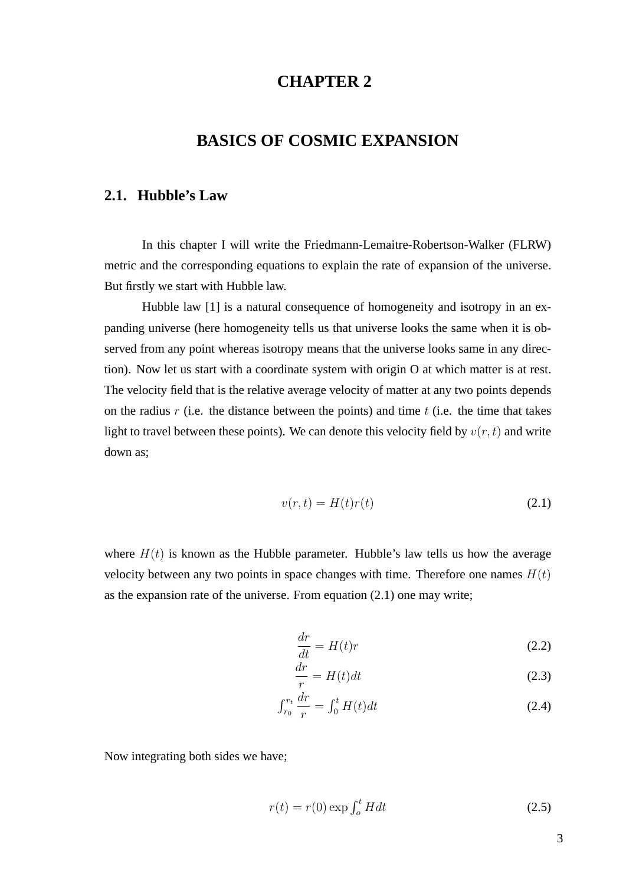# CHAPTER 2

# BASICS OF COSMIC EXPANSION

## 2.1. Hubble's Law

In this chapter I will write the Friedmann-Lemaitre-Robertson-Walker (FLRW) metric and the corresponding equations to explain the rate of expansion of the universe. But firstly we start with Hubble law.

Hubble law [1] is a natural consequence of homogeneity and isotropy in an expanding universe (here homogeneity tells us that universe looks the same when it is observed from any point whereas isotropy means that the universe looks same in any direction). Now let us start with a coordinate system with origin O at which matter is at rest. The velocity field that is the relative average velocity of matter at any two points depends on the radius $r$ (i.e. the distance between the points) and time $t$ (i.e. the time that takes light to travel between these points). We can denote this velocity field by $v(r,t)$ and write down as;

$$v(r,t) = H(t)r(t) \tag{2.1}$$

where $H(t)$ is known as the Hubble parameter. Hubble's law tells us how the average velocity between any two points in space changes with time. Therefore one names $H(t)$ as the expansion rate of the universe. From equation (2.1) one may write;

$$\frac{dr}{dt} = H(t)r \tag{2.2}$$

$$\frac{dr}{r} = H(t)dt \tag{2.3}$$

$$\int_{r_0}^{r_t} \frac{dr}{r} = \int_0^t H(t)dt \tag{2.4}$$

Now integrating both sides we have;

$$r(t) = r(0)\exp\int_o^t Hdt \tag{2.5}$$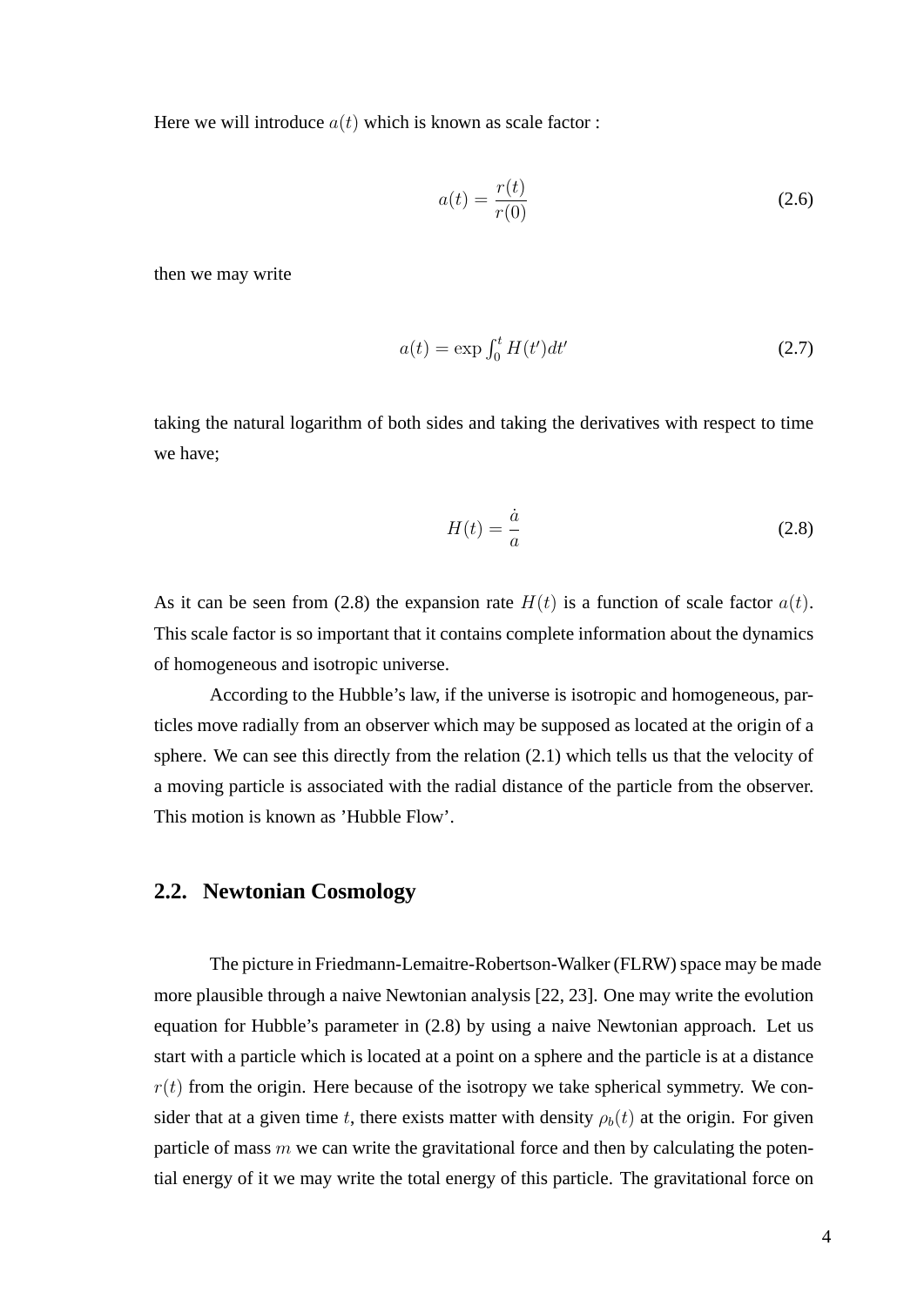Here we will introduce $a(t)$ which is known as scale factor :

$$a(t) = \frac{r(t)}{r(0)} \tag{2.6}$$

then we may write

$$a(t) = \exp \int_0^t H(t')dt' \tag{2.7}$$

taking the natural logarithm of both sides and taking the derivatives with respect to time we have;

$$H(t) = \frac{\dot{a}}{a} \tag{2.8}$$

As it can be seen from (2.8) the expansion rate $H(t)$ is a function of scale factor $a(t)$. This scale factor is so important that it contains complete information about the dynamics of homogeneous and isotropic universe.

According to the Hubble's law, if the universe is isotropic and homogeneous, particles move radially from an observer which may be supposed as located at the origin of a sphere. We can see this directly from the relation (2.1) which tells us that the velocity of a moving particle is associated with the radial distance of the particle from the observer. This motion is known as 'Hubble Flow'.

## 2.2. Newtonian Cosmology

The picture in Friedmann-Lemaitre-Robertson-Walker (FLRW) space may be made more plausible through a naive Newtonian analysis [22, 23]. One may write the evolution equation for Hubble's parameter in (2.8) by using a naive Newtonian approach. Let us start with a particle which is located at a point on a sphere and the particle is at a distance $r(t)$ from the origin. Here because of the isotropy we take spherical symmetry. We consider that at a given time $t$, there exists matter with density $\rho_b(t)$ at the origin. For given particle of mass $m$ we can write the gravitational force and then by calculating the potential energy of it we may write the total energy of this particle. The gravitational force on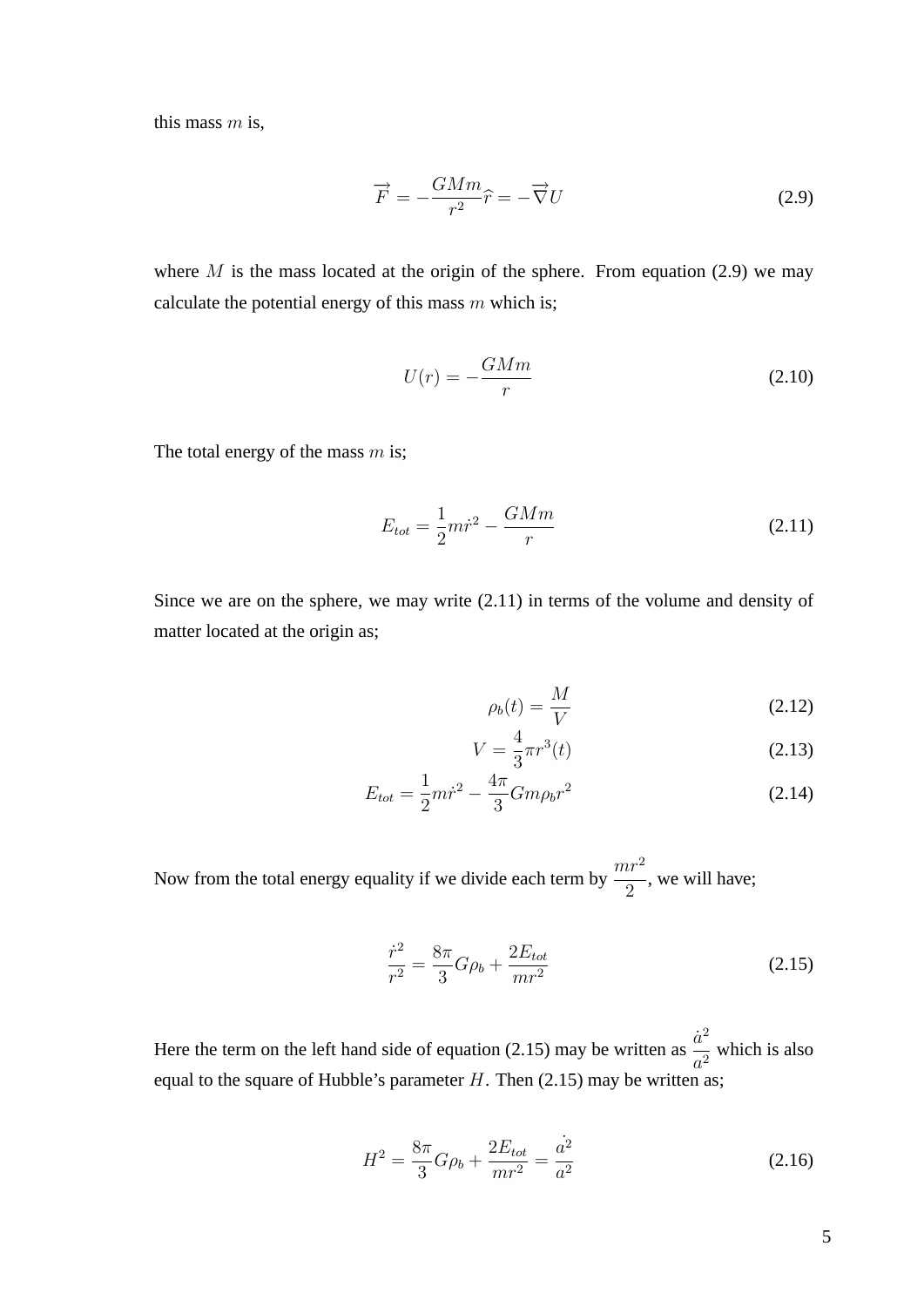this mass $m$ is,

$$\overrightarrow{F} = -\frac{GMm}{r^2}\widehat{r} = -\overrightarrow{\nabla}U \tag{2.9}$$

where $M$ is the mass located at the origin of the sphere. From equation (2.9) we may calculate the potential energy of this mass $m$ which is;

$$U(r) = -\frac{GMm}{r} \tag{2.10}$$

The total energy of the mass $m$ is;

$$E_{tot} = \frac{1}{2}m\dot{r}^2 - \frac{GMm}{r} \tag{2.11}$$

Since we are on the sphere, we may write (2.11) in terms of the volume and density of matter located at the origin as;

$$\rho_b(t) = \frac{M}{V} \tag{2.12}$$

$$V = \frac{4}{3}\pi r^3(t) \tag{2.13}$$

$$E_{tot} = \frac{1}{2}m\dot{r}^2 - \frac{4\pi}{3}Gm\rho_b r^2 \tag{2.14}$$

Now from the total energy equality if we divide each term by $\frac{mr^2}{2}$, we will have;

$$\frac{\dot{r}^2}{r^2} = \frac{8\pi}{3}G\rho_b + \frac{2E_{tot}}{mr^2} \tag{2.15}$$

Here the term on the left hand side of equation (2.15) may be written as $\frac{\dot{a}^2}{a^2}$ which is also equal to the square of Hubble's parameter $H$. Then (2.15) may be written as;

$$H^2 = \frac{8\pi}{3}G\rho_b + \frac{2E_{tot}}{mr^2} = \frac{\dot{a}^2}{a^2} \tag{2.16}$$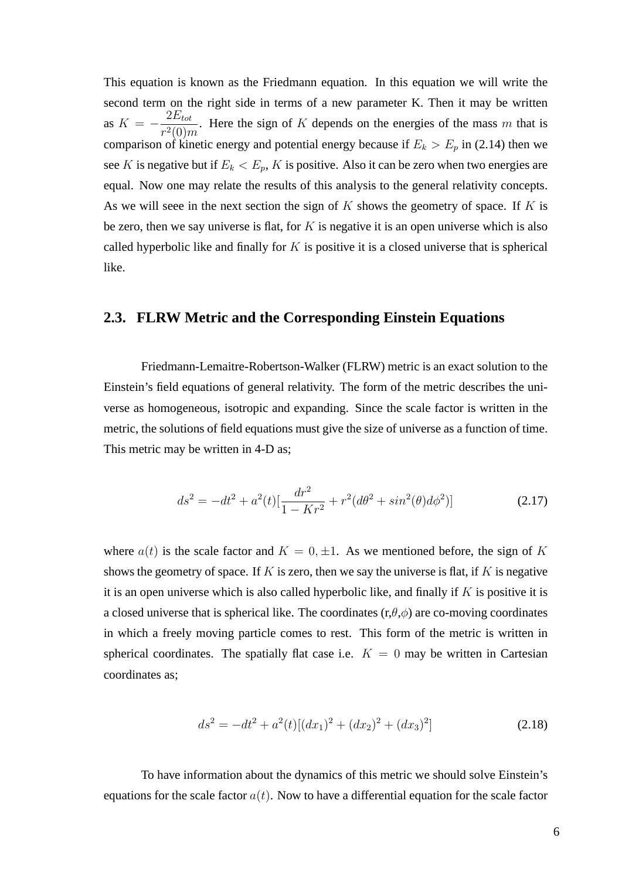This equation is known as the Friedmann equation. In this equation we will write the second term on the right side in terms of a new parameter K. Then it may be written as $K = -\frac{2E_{tot}}{r^2(0)m}$. Here the sign of $K$ depends on the energies of the mass $m$ that is comparison of kinetic energy and potential energy because if $E_k > E_p$ in (2.14) then we see $K$ is negative but if $E_k < E_p$, $K$ is positive. Also it can be zero when two energies are equal. Now one may relate the results of this analysis to the general relativity concepts. As we will seee in the next section the sign of $K$ shows the geometry of space. If $K$ is be zero, then we say universe is flat, for $K$ is negative it is an open universe which is also called hyperbolic like and finally for $K$ is positive it is a closed universe that is spherical like.

## 2.3. FLRW Metric and the Corresponding Einstein Equations

Friedmann-Lemaitre-Robertson-Walker (FLRW) metric is an exact solution to the Einstein's field equations of general relativity. The form of the metric describes the universe as homogeneous, isotropic and expanding. Since the scale factor is written in the metric, the solutions of field equations must give the size of universe as a function of time. This metric may be written in 4-D as;

$$ds^2 = -dt^2 + a^2(t)[\frac{dr^2}{1-Kr^2} + r^2(d\theta^2 + sin^2(\theta)d\phi^2)] \tag{2.17}$$

where $a(t)$ is the scale factor and $K = 0, \pm 1$. As we mentioned before, the sign of $K$ shows the geometry of space. If $K$ is zero, then we say the universe is flat, if $K$ is negative it is an open universe which is also called hyperbolic like, and finally if $K$ is positive it is a closed universe that is spherical like. The coordinates (r,$\theta$,$\phi$) are co-moving coordinates in which a freely moving particle comes to rest. This form of the metric is written in spherical coordinates. The spatially flat case i.e. $K = 0$ may be written in Cartesian coordinates as;

$$ds^2 = -dt^2 + a^2(t)[(dx_1)^2 + (dx_2)^2 + (dx_3)^2] \tag{2.18}$$

To have information about the dynamics of this metric we should solve Einstein's equations for the scale factor $a(t)$. Now to have a differential equation for the scale factor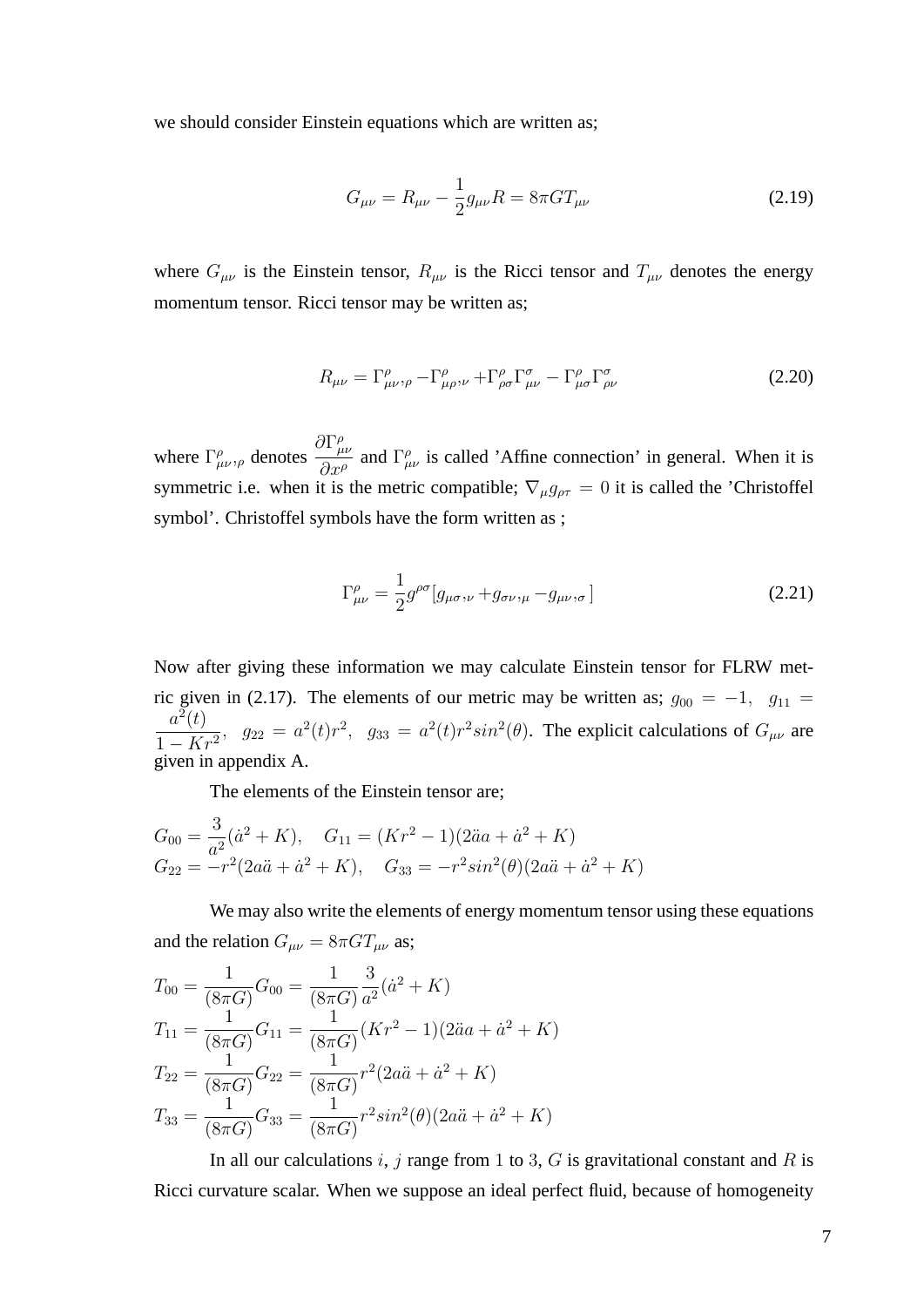we should consider Einstein equations which are written as;

$$G_{\mu\nu} = R_{\mu\nu} - \frac{1}{2}g_{\mu\nu}R = 8\pi G T_{\mu\nu} \tag{2.19}$$

where $G_{\mu\nu}$ is the Einstein tensor, $R_{\mu\nu}$ is the Ricci tensor and $T_{\mu\nu}$ denotes the energy momentum tensor. Ricci tensor may be written as;

$$R_{\mu\nu} = \Gamma^{\rho}_{\mu\nu},_{\rho} - \Gamma^{\rho}_{\mu\rho},_{\nu} + \Gamma^{\rho}_{\rho\sigma}\Gamma^{\sigma}_{\mu\nu} - \Gamma^{\rho}_{\mu\sigma}\Gamma^{\sigma}_{\rho\nu} \tag{2.20}$$

where $\Gamma^{\rho}_{\mu\nu},_{\rho}$ denotes $\dfrac{\partial \Gamma^{\rho}_{\mu\nu}}{\partial x^{\rho}}$ and $\Gamma^{\rho}_{\mu\nu}$ is called 'Affine connection' in general. When it is symmetric i.e. when it is the metric compatible; $\nabla_{\mu} g_{\rho\tau} = 0$ it is called the 'Christoffel symbol'. Christoffel symbols have the form written as ;

$$\Gamma^{\rho}_{\mu\nu} = \frac{1}{2}g^{\rho\sigma}[g_{\mu\sigma},_{\nu} + g_{\sigma\nu},_{\mu} - g_{\mu\nu},_{\sigma}] \tag{2.21}$$

Now after giving these information we may calculate Einstein tensor for FLRW metric given in (2.17). The elements of our metric may be written as; $g_{00} = -1, \;\; g_{11} = \dfrac{a^2(t)}{1-Kr^2}, \;\; g_{22} = a^2(t)r^2, \;\; g_{33} = a^2(t)r^2 sin^2(\theta)$. The explicit calculations of $G_{\mu\nu}$ are given in appendix A.

The elements of the Einstein tensor are;

$$G_{00} = \frac{3}{a^2}(\dot{a}^2 + K), \quad G_{11} = (Kr^2 - 1)(2\ddot{a}a + \dot{a}^2 + K)$$
$$G_{22} = -r^2(2a\ddot{a} + \dot{a}^2 + K), \quad G_{33} = -r^2 sin^2(\theta)(2a\ddot{a} + \dot{a}^2 + K)$$

We may also write the elements of energy momentum tensor using these equations and the relation $G_{\mu\nu} = 8\pi G T_{\mu\nu}$ as;

$$T_{00} = \frac{1}{(8\pi G)}G_{00} = \frac{1}{(8\pi G)}\frac{3}{a^2}(\dot{a}^2 + K)$$
$$T_{11} = \frac{1}{(8\pi G)}G_{11} = \frac{1}{(8\pi G)}(Kr^2 - 1)(2\ddot{a}a + \dot{a}^2 + K)$$
$$T_{22} = \frac{1}{(8\pi G)}G_{22} = \frac{1}{(8\pi G)}r^2(2a\ddot{a} + \dot{a}^2 + K)$$
$$T_{33} = \frac{1}{(8\pi G)}G_{33} = \frac{1}{(8\pi G)}r^2 sin^2(\theta)(2a\ddot{a} + \dot{a}^2 + K)$$

In all our calculations $i$, $j$ range from $1$ to $3$, $G$ is gravitational constant and $R$ is Ricci curvature scalar. When we suppose an ideal perfect fluid, because of homogeneity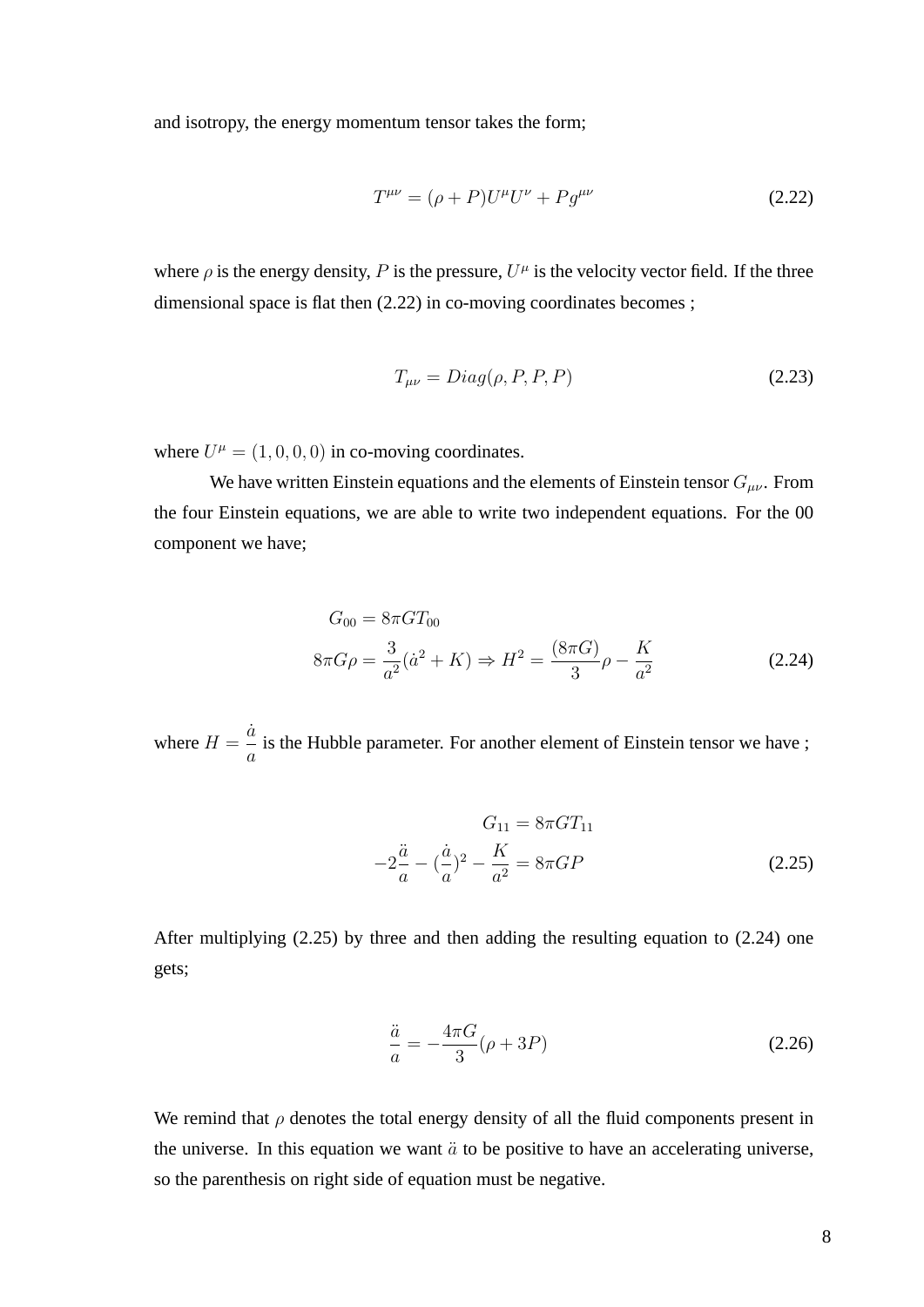and isotropy, the energy momentum tensor takes the form;

$$T^{\mu\nu} = (\rho + P)U^{\mu}U^{\nu} + Pg^{\mu\nu} \tag{2.22}$$

where $\rho$ is the energy density, $P$ is the pressure, $U^{\mu}$ is the velocity vector field. If the three dimensional space is flat then (2.22) in co-moving coordinates becomes ;

$$T_{\mu\nu} = Diag(\rho, P, P, P) \tag{2.23}$$

where $U^{\mu} = (1, 0, 0, 0)$ in co-moving coordinates.

We have written Einstein equations and the elements of Einstein tensor $G_{\mu\nu}$. From the four Einstein equations, we are able to write two independent equations. For the 00 component we have;

$$\begin{aligned} G_{00} &= 8\pi G T_{00} \\ 8\pi G\rho &= \frac{3}{a^2}(\dot{a}^2 + K) \Rightarrow H^2 = \frac{(8\pi G)}{3}\rho - \frac{K}{a^2} \end{aligned} \tag{2.24}$$

where $H = \dfrac{\dot{a}}{a}$ is the Hubble parameter. For another element of Einstein tensor we have ;

$$\begin{aligned} G_{11} &= 8\pi G T_{11} \\ -2\frac{\ddot{a}}{a} - (\frac{\dot{a}}{a})^2 - \frac{K}{a^2} &= 8\pi G P \end{aligned} \tag{2.25}$$

After multiplying (2.25) by three and then adding the resulting equation to (2.24) one gets;

$$\frac{\ddot{a}}{a} = -\frac{4\pi G}{3}(\rho + 3P) \tag{2.26}$$

We remind that $\rho$ denotes the total energy density of all the fluid components present in the universe. In this equation we want $\ddot{a}$ to be positive to have an accelerating universe, so the parenthesis on right side of equation must be negative.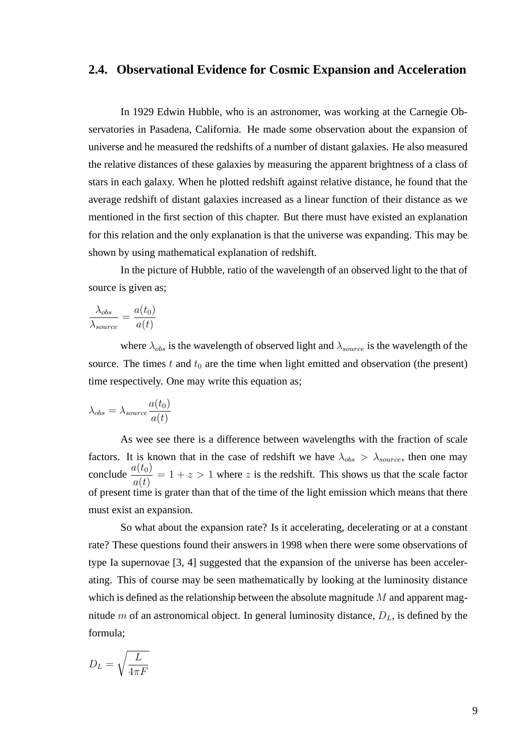## 2.4. Observational Evidence for Cosmic Expansion and Acceleration

In 1929 Edwin Hubble, who is an astronomer, was working at the Carnegie Observatories in Pasadena, California. He made some observation about the expansion of universe and he measured the redshifts of a number of distant galaxies. He also measured the relative distances of these galaxies by measuring the apparent brightness of a class of stars in each galaxy. When he plotted redshift against relative distance, he found that the average redshift of distant galaxies increased as a linear function of their distance as we mentioned in the first section of this chapter. But there must have existed an explanation for this relation and the only explanation is that the universe was expanding. This may be shown by using mathematical explanation of redshift.

In the picture of Hubble, ratio of the wavelength of an observed light to the that of source is given as;

$$\frac{\lambda_{obs}}{\lambda_{source}} = \frac{a(t_0)}{a(t)}$$

where $\lambda_{obs}$ is the wavelength of observed light and $\lambda_{source}$ is the wavelength of the source. The times $t$ and $t_0$ are the time when light emitted and observation (the present) time respectively. One may write this equation as;

$$\lambda_{obs} = \lambda_{source} \frac{a(t_0)}{a(t)}$$

As wee see there is a difference between wavelengths with the fraction of scale factors. It is known that in the case of redshift we have $\lambda_{obs} > \lambda_{source}$, then one may conclude $\frac{a(t_0)}{a(t)} = 1 + z > 1$ where $z$ is the redshift. This shows us that the scale factor of present time is grater than that of the time of the light emission which means that there must exist an expansion.

So what about the expansion rate? Is it accelerating, decelerating or at a constant rate? These questions found their answers in 1998 when there were some observations of type Ia supernovae [3, 4] suggested that the expansion of the universe has been accelerating. This of course may be seen mathematically by looking at the luminosity distance which is defined as the relationship between the absolute magnitude $M$ and apparent magnitude $m$ of an astronomical object. In general luminosity distance, $D_L$, is defined by the formula;

$$D_L = \sqrt{\frac{L}{4\pi F}}$$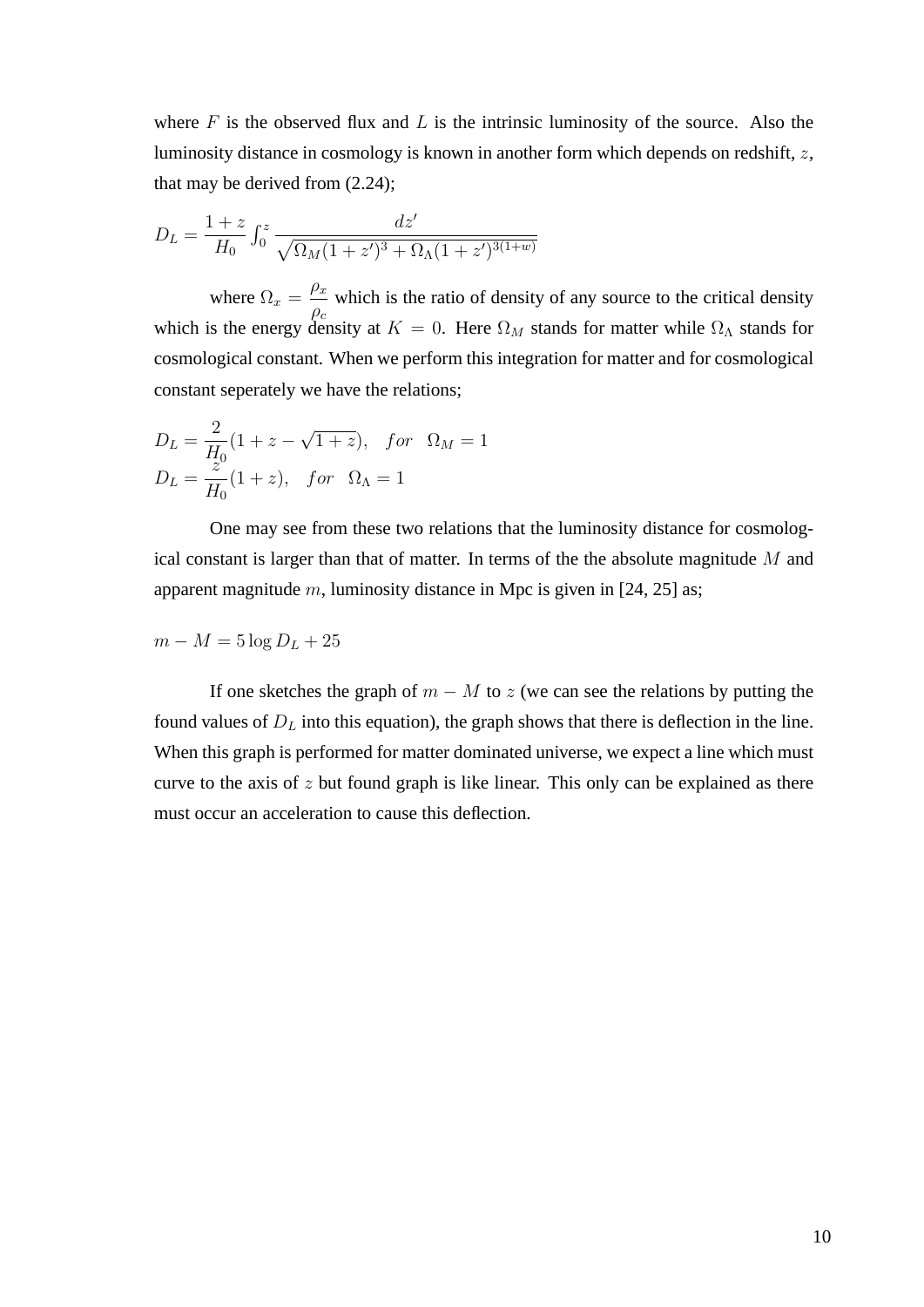where $F$ is the observed flux and $L$ is the intrinsic luminosity of the source. Also the luminosity distance in cosmology is known in another form which depends on redshift, $z$, that may be derived from (2.24);

$$D_L = \frac{1+z}{H_0} \int_0^z \frac{dz'}{\sqrt{\Omega_M (1+z')^3 + \Omega_\Lambda (1+z')^{3(1+w)}}}$$

where $\Omega_x = \dfrac{\rho_x}{\rho_c}$ which is the ratio of density of any source to the critical density which is the energy density at $K = 0$. Here $\Omega_M$ stands for matter while $\Omega_\Lambda$ stands for cosmological constant. When we perform this integration for matter and for cosmological constant seperately we have the relations;

$$D_L = \frac{2}{H_0}(1 + z - \sqrt{1+z}), \quad for \quad \Omega_M = 1$$
$$D_L = \frac{z}{H_0}(1+z), \quad for \quad \Omega_\Lambda = 1$$

One may see from these two relations that the luminosity distance for cosmological constant is larger than that of matter. In terms of the the absolute magnitude $M$ and apparent magnitude $m$, luminosity distance in Mpc is given in [24, 25] as;

$$m - M = 5 \log D_L + 25$$

If one sketches the graph of $m - M$ to $z$ (we can see the relations by putting the found values of $D_L$ into this equation), the graph shows that there is deflection in the line. When this graph is performed for matter dominated universe, we expect a line which must curve to the axis of $z$ but found graph is like linear. This only can be explained as there must occur an acceleration to cause this deflection.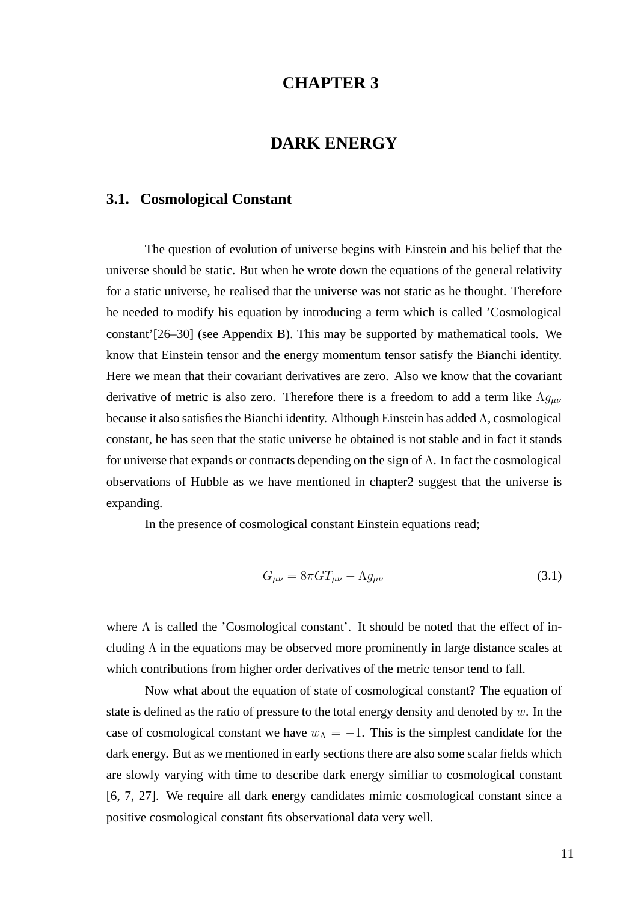# CHAPTER 3

# DARK ENERGY

## 3.1. Cosmological Constant

The question of evolution of universe begins with Einstein and his belief that the universe should be static. But when he wrote down the equations of the general relativity for a static universe, he realised that the universe was not static as he thought. Therefore he needed to modify his equation by introducing a term which is called 'Cosmological constant'[26–30] (see Appendix B). This may be supported by mathematical tools. We know that Einstein tensor and the energy momentum tensor satisfy the Bianchi identity. Here we mean that their covariant derivatives are zero. Also we know that the covariant derivative of metric is also zero. Therefore there is a freedom to add a term like $\Lambda g_{\mu\nu}$ because it also satisfies the Bianchi identity. Although Einstein has added $\Lambda$, cosmological constant, he has seen that the static universe he obtained is not stable and in fact it stands for universe that expands or contracts depending on the sign of $\Lambda$. In fact the cosmological observations of Hubble as we have mentioned in chapter2 suggest that the universe is expanding.

In the presence of cosmological constant Einstein equations read;

$$G_{\mu\nu} = 8\pi G T_{\mu\nu} - \Lambda g_{\mu\nu} \tag{3.1}$$

where $\Lambda$ is called the 'Cosmological constant'. It should be noted that the effect of including $\Lambda$ in the equations may be observed more prominently in large distance scales at which contributions from higher order derivatives of the metric tensor tend to fall.

Now what about the equation of state of cosmological constant? The equation of state is defined as the ratio of pressure to the total energy density and denoted by $w$. In the case of cosmological constant we have $w_\Lambda = -1$. This is the simplest candidate for the dark energy. But as we mentioned in early sections there are also some scalar fields which are slowly varying with time to describe dark energy similiar to cosmological constant [6, 7, 27]. We require all dark energy candidates mimic cosmological constant since a positive cosmological constant fits observational data very well.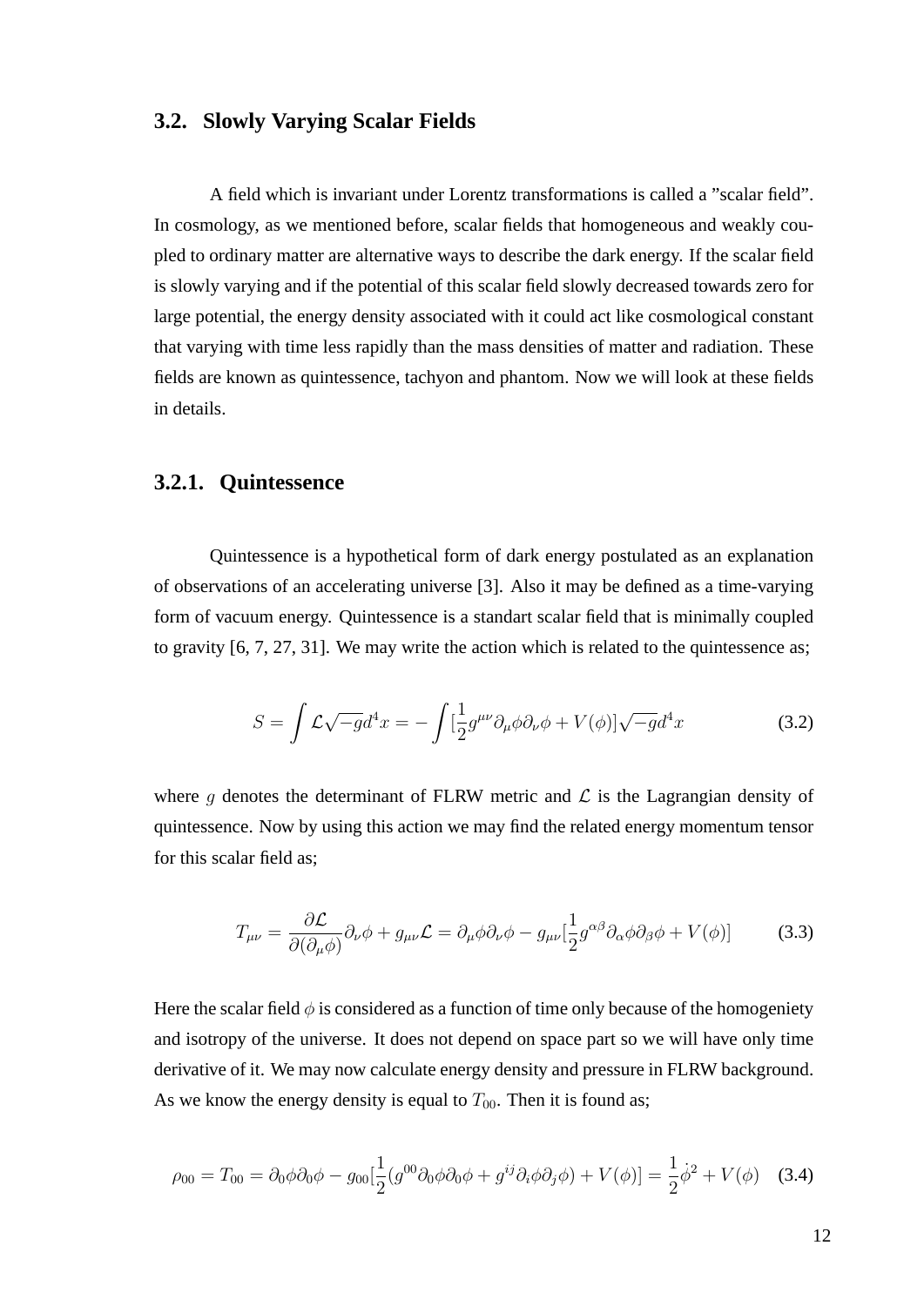### 3.2. Slowly Varying Scalar Fields

A field which is invariant under Lorentz transformations is called a "scalar field". In cosmology, as we mentioned before, scalar fields that homogeneous and weakly coupled to ordinary matter are alternative ways to describe the dark energy. If the scalar field is slowly varying and if the potential of this scalar field slowly decreased towards zero for large potential, the energy density associated with it could act like cosmological constant that varying with time less rapidly than the mass densities of matter and radiation. These fields are known as quintessence, tachyon and phantom. Now we will look at these fields in details.

#### 3.2.1. Quintessence

Quintessence is a hypothetical form of dark energy postulated as an explanation of observations of an accelerating universe [3]. Also it may be defined as a time-varying form of vacuum energy. Quintessence is a standart scalar field that is minimally coupled to gravity [6, 7, 27, 31]. We may write the action which is related to the quintessence as;

$$S = \int \mathcal{L}\sqrt{-g}d^4x = -\int [\frac{1}{2}g^{\mu\nu}\partial_\mu\phi\partial_\nu\phi + V(\phi)]\sqrt{-g}d^4x \tag{3.2}$$

where $g$ denotes the determinant of FLRW metric and $\mathcal{L}$ is the Lagrangian density of quintessence. Now by using this action we may find the related energy momentum tensor for this scalar field as;

$$T_{\mu\nu} = \frac{\partial\mathcal{L}}{\partial(\partial_\mu\phi)}\partial_\nu\phi + g_{\mu\nu}\mathcal{L} = \partial_\mu\phi\partial_\nu\phi - g_{\mu\nu}[\frac{1}{2}g^{\alpha\beta}\partial_\alpha\phi\partial_\beta\phi + V(\phi)] \tag{3.3}$$

Here the scalar field $\phi$ is considered as a function of time only because of the homogeniety and isotropy of the universe. It does not depend on space part so we will have only time derivative of it. We may now calculate energy density and pressure in FLRW background. As we know the energy density is equal to $T_{00}$. Then it is found as;

$$\rho_{00} = T_{00} = \partial_0\phi\partial_0\phi - g_{00}[\frac{1}{2}(g^{00}\partial_0\phi\partial_0\phi + g^{ij}\partial_i\phi\partial_j\phi) + V(\phi)] = \frac{1}{2}\dot{\phi}^2 + V(\phi) \tag{3.4}$$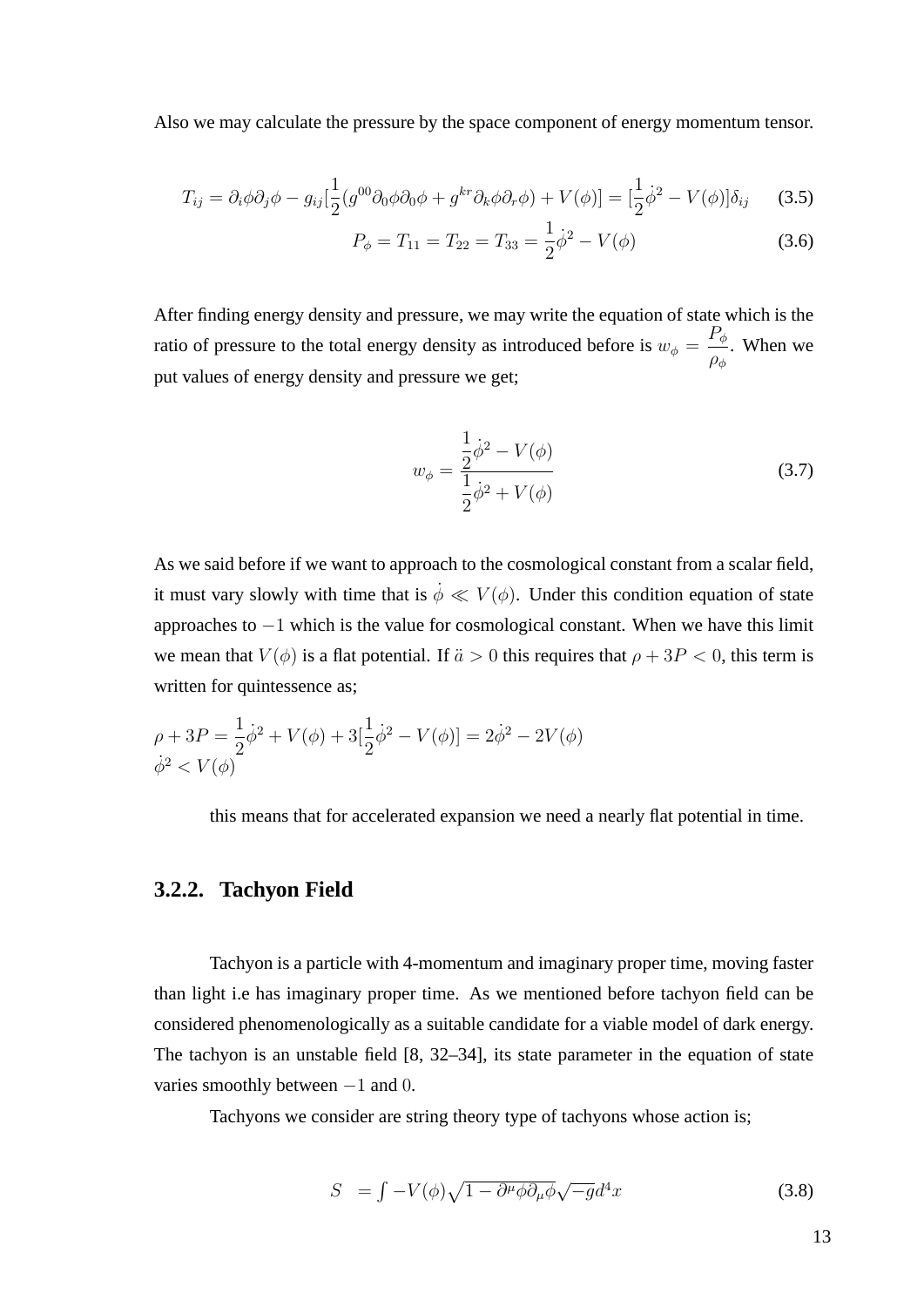Also we may calculate the pressure by the space component of energy momentum tensor.

$$T_{ij} = \partial_i\phi\partial_j\phi - g_{ij}[\frac{1}{2}(g^{00}\partial_0\phi\partial_0\phi + g^{kr}\partial_k\phi\partial_r\phi) + V(\phi)] = [\frac{1}{2}\dot{\phi}^2 - V(\phi)]\delta_{ij} \quad (3.5)$$

$$P_\phi = T_{11} = T_{22} = T_{33} = \frac{1}{2}\dot{\phi}^2 - V(\phi) \quad (3.6)$$

After finding energy density and pressure, we may write the equation of state which is the ratio of pressure to the total energy density as introduced before is $w_\phi = \frac{P_\phi}{\rho_\phi}$. When we put values of energy density and pressure we get;

$$w_\phi = \frac{\frac{1}{2}\dot{\phi}^2 - V(\phi)}{\frac{1}{2}\dot{\phi}^2 + V(\phi)} \quad (3.7)$$

As we said before if we want to approach to the cosmological constant from a scalar field, it must vary slowly with time that is $\dot{\phi} \ll V(\phi)$. Under this condition equation of state approaches to $-1$ which is the value for cosmological constant. When we have this limit we mean that $V(\phi)$ is a flat potential. If $\ddot{a} > 0$ this requires that $\rho + 3P < 0$, this term is written for quintessence as;

$$\rho + 3P = \frac{1}{2}\dot{\phi}^2 + V(\phi) + 3[\frac{1}{2}\dot{\phi}^2 - V(\phi)] = 2\dot{\phi}^2 - 2V(\phi)$$
$$\dot{\phi}^2 < V(\phi)$$

this means that for accelerated expansion we need a nearly flat potential in time.

### 3.2.2. Tachyon Field

Tachyon is a particle with 4-momentum and imaginary proper time, moving faster than light i.e has imaginary proper time. As we mentioned before tachyon field can be considered phenomenologically as a suitable candidate for a viable model of dark energy. The tachyon is an unstable field [8, 32–34], its state parameter in the equation of state varies smoothly between $-1$ and $0$.

Tachyons we consider are string theory type of tachyons whose action is;

$$S = \int -V(\phi)\sqrt{1 - \partial^\mu\phi\partial_\mu\phi}\sqrt{-g}d^4x \quad (3.8)$$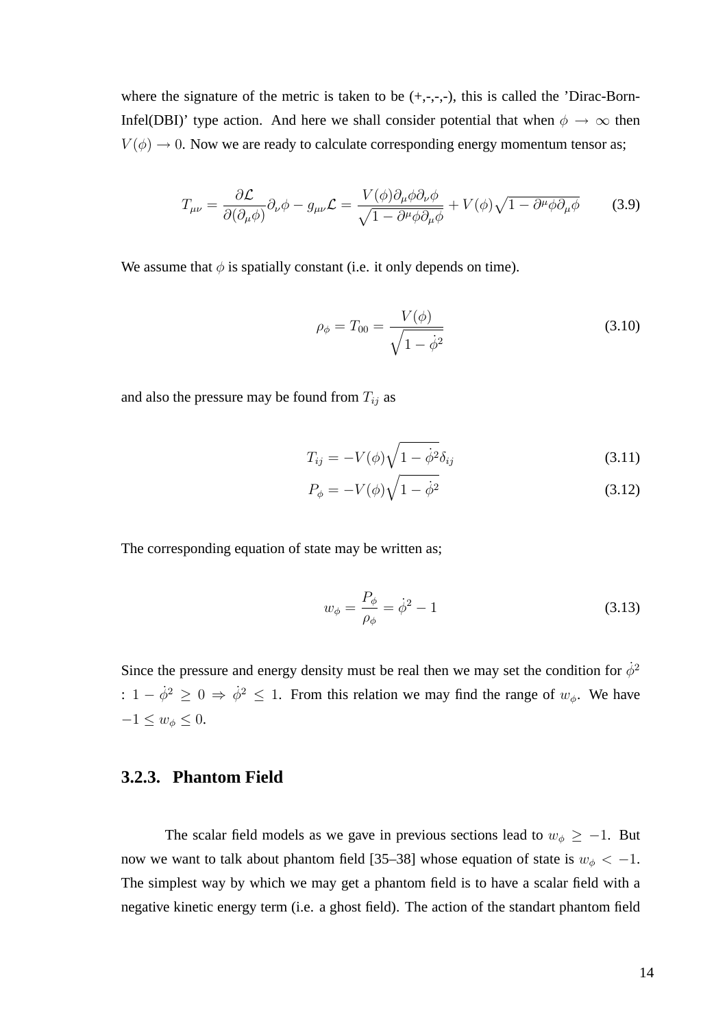where the signature of the metric is taken to be (+,-,-,-), this is called the 'Dirac-Born-Infel(DBI)' type action. And here we shall consider potential that when $\phi \to \infty$ then $V(\phi) \to 0$. Now we are ready to calculate corresponding energy momentum tensor as;

$$T_{\mu\nu} = \frac{\partial \mathcal{L}}{\partial(\partial_\mu \phi)}\partial_\nu \phi - g_{\mu\nu}\mathcal{L} = \frac{V(\phi)\partial_\mu \phi \partial_\nu \phi}{\sqrt{1 - \partial^\mu \phi \partial_\mu \phi}} + V(\phi)\sqrt{1 - \partial^\mu \phi \partial_\mu \phi} \tag{3.9}$$

We assume that $\phi$ is spatially constant (i.e. it only depends on time).

$$\rho_\phi = T_{00} = \frac{V(\phi)}{\sqrt{1 - \dot{\phi}^2}} \tag{3.10}$$

and also the pressure may be found from $T_{ij}$ as

$$T_{ij} = -V(\phi)\sqrt{1 - \dot{\phi}^2}\delta_{ij} \tag{3.11}$$

$$P_\phi = -V(\phi)\sqrt{1 - \dot{\phi}^2} \tag{3.12}$$

The corresponding equation of state may be written as;

$$w_\phi = \frac{P_\phi}{\rho_\phi} = \dot{\phi}^2 - 1 \tag{3.13}$$

Since the pressure and energy density must be real then we may set the condition for $\dot{\phi}^2$ : $1 - \dot{\phi}^2 \geq 0 \Rightarrow \dot{\phi}^2 \leq 1$. From this relation we may find the range of $w_\phi$. We have $-1 \leq w_\phi \leq 0$.

### 3.2.3. Phantom Field

The scalar field models as we gave in previous sections lead to $w_\phi \geq -1$. But now we want to talk about phantom field [35–38] whose equation of state is $w_\phi < -1$. The simplest way by which we may get a phantom field is to have a scalar field with a negative kinetic energy term (i.e. a ghost field). The action of the standart phantom field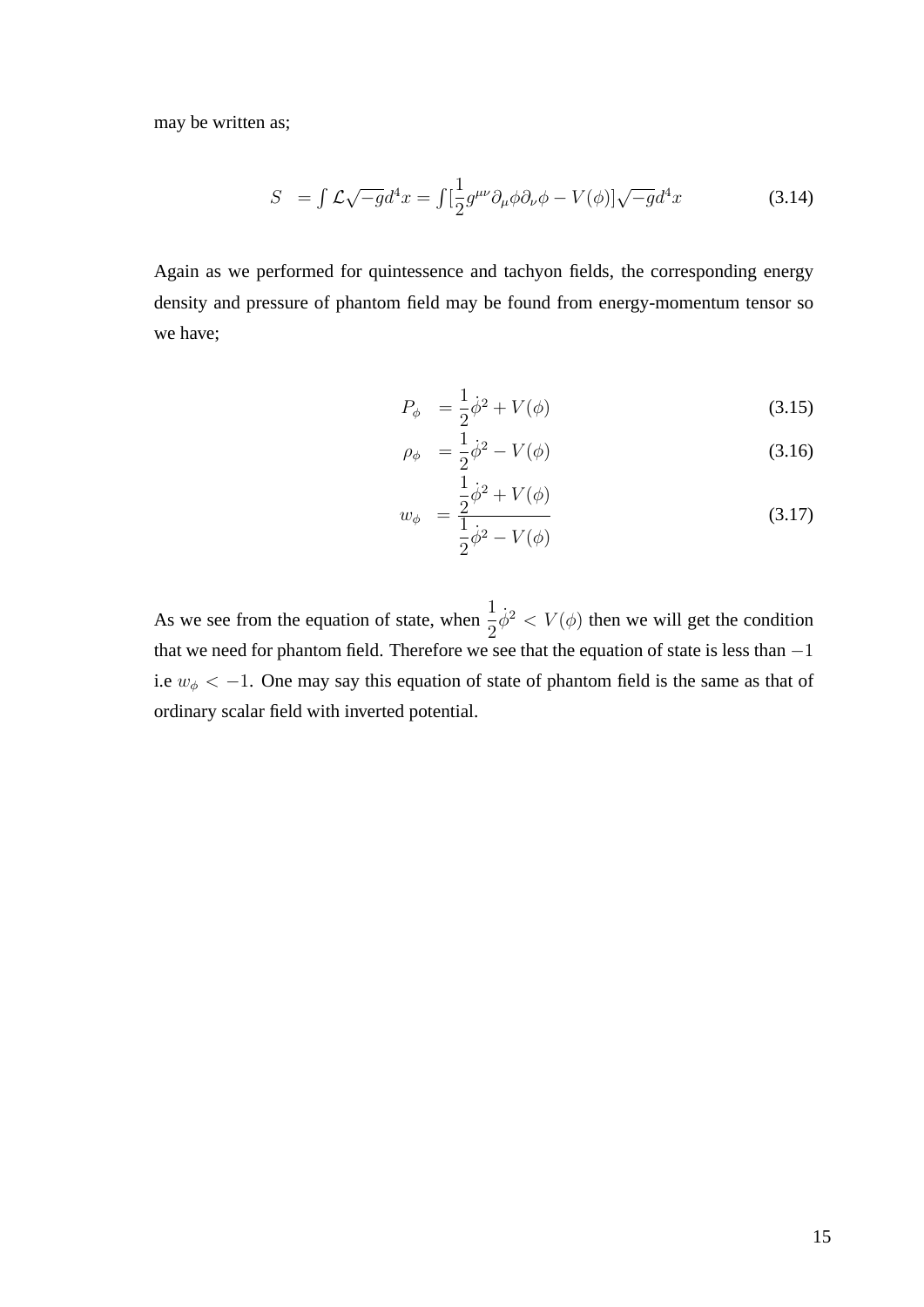may be written as;

$$S = \int \mathcal{L}\sqrt{-g}d^4x = \int [\frac{1}{2}g^{\mu\nu}\partial_\mu\phi\partial_\nu\phi - V(\phi)]\sqrt{-g}d^4x \tag{3.14}$$

Again as we performed for quintessence and tachyon fields, the corresponding energy density and pressure of phantom field may be found from energy-momentum tensor so we have;

$$P_\phi = \frac{1}{2}\dot{\phi}^2 + V(\phi) \tag{3.15}$$

$$\rho_\phi = \frac{1}{2}\dot{\phi}^2 - V(\phi) \tag{3.16}$$

$$w_\phi = \frac{\frac{1}{2}\dot{\phi}^2 + V(\phi)}{\frac{1}{2}\dot{\phi}^2 - V(\phi)} \tag{3.17}$$

As we see from the equation of state, when $\frac{1}{2}\dot{\phi}^2 < V(\phi)$ then we will get the condition that we need for phantom field. Therefore we see that the equation of state is less than $-1$ i.e $w_\phi < -1$. One may say this equation of state of phantom field is the same as that of ordinary scalar field with inverted potential.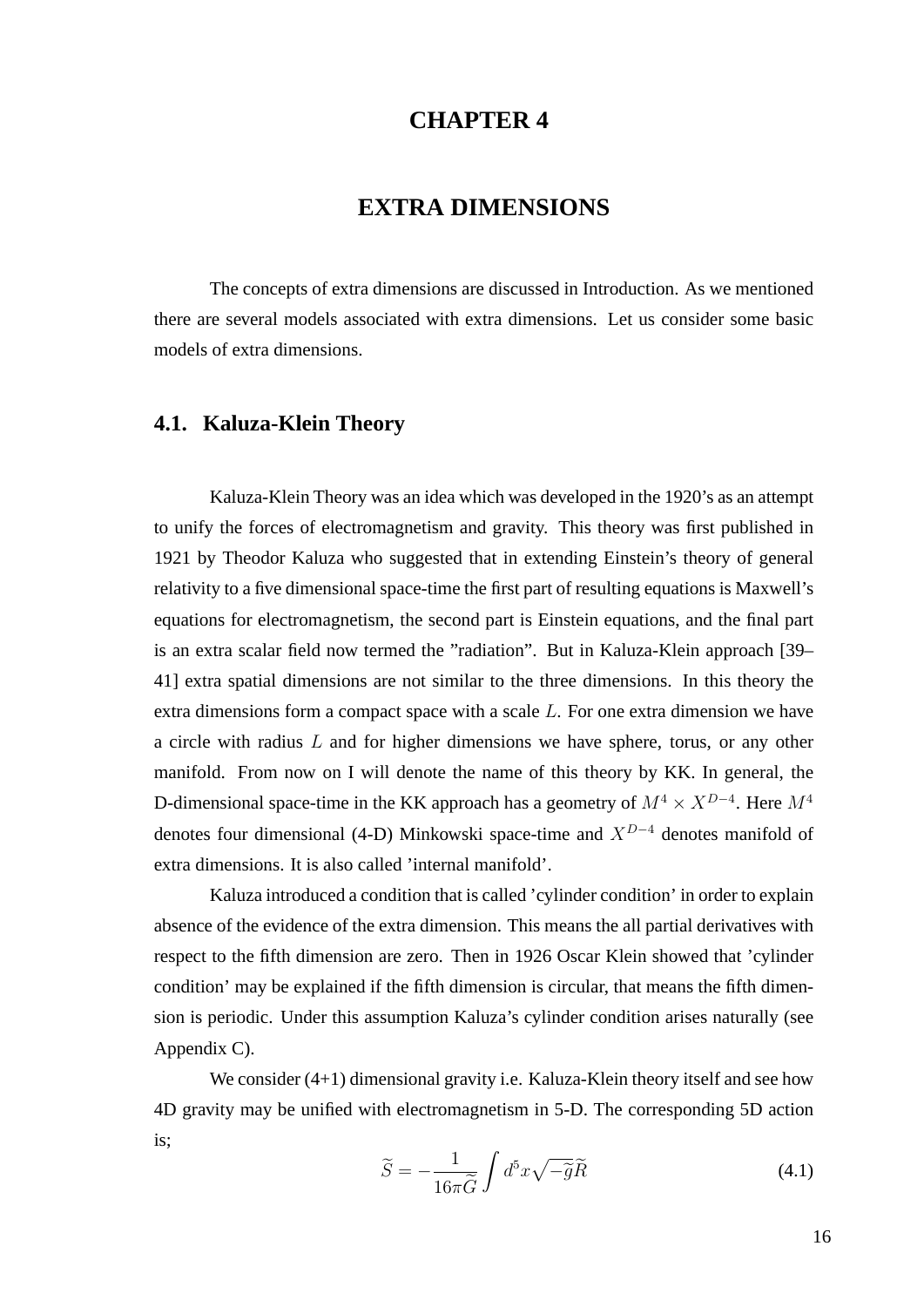# CHAPTER 4

# EXTRA DIMENSIONS

The concepts of extra dimensions are discussed in Introduction. As we mentioned there are several models associated with extra dimensions. Let us consider some basic models of extra dimensions.

## 4.1. Kaluza-Klein Theory

Kaluza-Klein Theory was an idea which was developed in the 1920's as an attempt to unify the forces of electromagnetism and gravity. This theory was first published in 1921 by Theodor Kaluza who suggested that in extending Einstein's theory of general relativity to a five dimensional space-time the first part of resulting equations is Maxwell's equations for electromagnetism, the second part is Einstein equations, and the final part is an extra scalar field now termed the "radiation". But in Kaluza-Klein approach [39–41] extra spatial dimensions are not similar to the three dimensions. In this theory the extra dimensions form a compact space with a scale $L$. For one extra dimension we have a circle with radius $L$ and for higher dimensions we have sphere, torus, or any other manifold. From now on I will denote the name of this theory by KK. In general, the D-dimensional space-time in the KK approach has a geometry of $M^4 \times X^{D-4}$. Here $M^4$ denotes four dimensional (4-D) Minkowski space-time and $X^{D-4}$ denotes manifold of extra dimensions. It is also called 'internal manifold'.

Kaluza introduced a condition that is called 'cylinder condition' in order to explain absence of the evidence of the extra dimension. This means the all partial derivatives with respect to the fifth dimension are zero. Then in 1926 Oscar Klein showed that 'cylinder condition' may be explained if the fifth dimension is circular, that means the fifth dimension is periodic. Under this assumption Kaluza's cylinder condition arises naturally (see Appendix C).

We consider (4+1) dimensional gravity i.e. Kaluza-Klein theory itself and see how 4D gravity may be unified with electromagnetism in 5-D. The corresponding 5D action is;

$$\widetilde{S} = -\frac{1}{16\pi\widetilde{G}} \int d^5x \sqrt{-\widetilde{g}} \widetilde{R} \tag{4.1}$$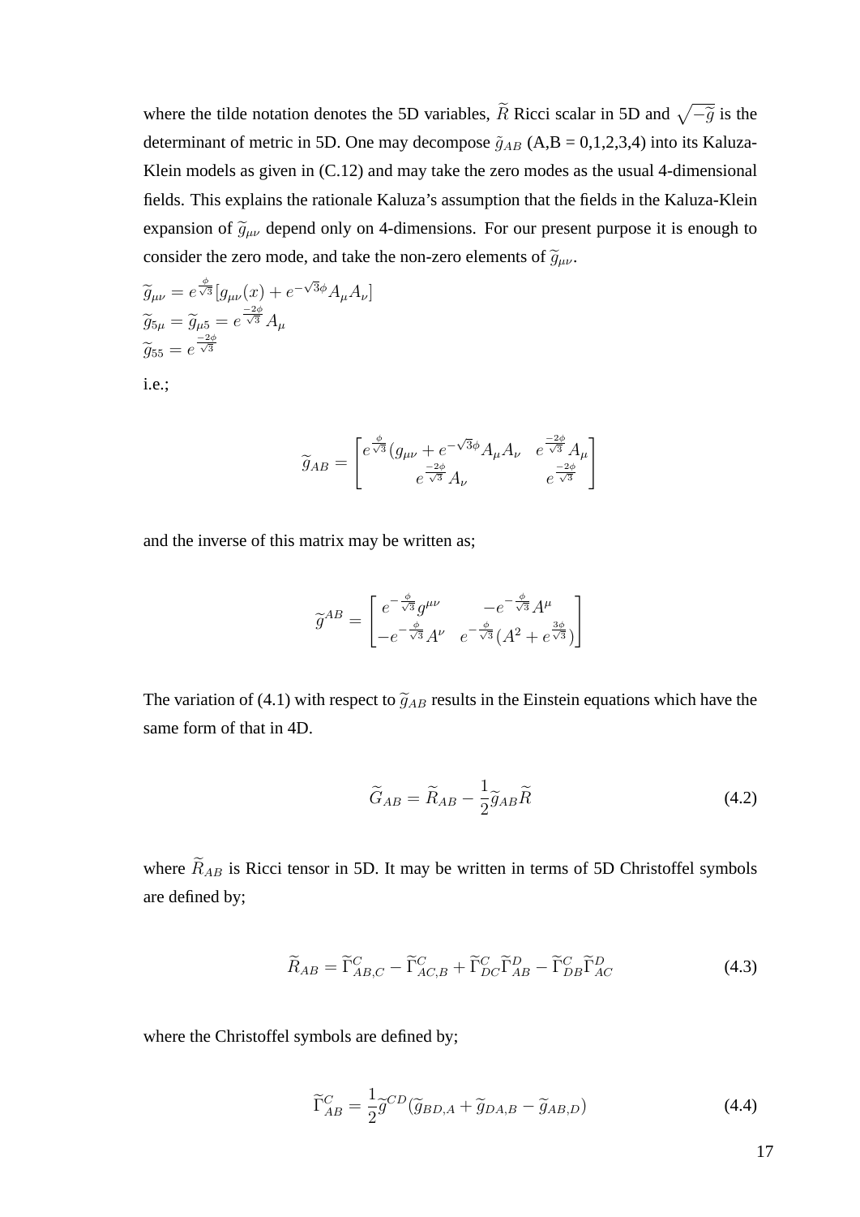where the tilde notation denotes the 5D variables, $\widetilde{R}$ Ricci scalar in 5D and $\sqrt{-\widetilde{g}}$ is the determinant of metric in 5D. One may decompose $\tilde{g}_{AB}$ (A,B = 0,1,2,3,4) into its Kaluza-Klein models as given in (C.12) and may take the zero modes as the usual 4-dimensional fields. This explains the rationale Kaluza's assumption that the fields in the Kaluza-Klein expansion of $\widetilde{g}_{\mu\nu}$ depend only on 4-dimensions. For our present purpose it is enough to consider the zero mode, and take the non-zero elements of $\widetilde{g}_{\mu\nu}$.

$$\widetilde{g}_{\mu\nu} = e^{\frac{\phi}{\sqrt{3}}}[g_{\mu\nu}(x) + e^{-\sqrt{3}\phi}A_\mu A_\nu]$$
$$\widetilde{g}_{5\mu} = \widetilde{g}_{\mu 5} = e^{\frac{-2\phi}{\sqrt{3}}}A_\mu$$
$$\widetilde{g}_{55} = e^{\frac{-2\phi}{\sqrt{3}}}$$

i.e.;

$$\widetilde{g}_{AB} = \begin{bmatrix} e^{\frac{\phi}{\sqrt{3}}}(g_{\mu\nu} + e^{-\sqrt{3}\phi}A_\mu A_\nu & e^{\frac{-2\phi}{\sqrt{3}}}A_\mu \\ e^{\frac{-2\phi}{\sqrt{3}}}A_\nu & e^{\frac{-2\phi}{\sqrt{3}}} \end{bmatrix}$$

and the inverse of this matrix may be written as;

$$\widetilde{g}^{AB} = \begin{bmatrix} e^{-\frac{\phi}{\sqrt{3}}}g^{\mu\nu} & -e^{-\frac{\phi}{\sqrt{3}}}A^\mu \\ -e^{-\frac{\phi}{\sqrt{3}}}A^\nu & e^{-\frac{\phi}{\sqrt{3}}}(A^2 + e^{\frac{3\phi}{\sqrt{3}}}) \end{bmatrix}$$

The variation of (4.1) with respect to $\widetilde{g}_{AB}$ results in the Einstein equations which have the same form of that in 4D.

$$\widetilde{G}_{AB} = \widetilde{R}_{AB} - \frac{1}{2}\widetilde{g}_{AB}\widetilde{R} \tag{4.2}$$

where $\widetilde{R}_{AB}$ is Ricci tensor in 5D. It may be written in terms of 5D Christoffel symbols are defined by;

$$\widetilde{R}_{AB} = \widetilde{\Gamma}^C_{AB,C} - \widetilde{\Gamma}^C_{AC,B} + \widetilde{\Gamma}^C_{DC}\widetilde{\Gamma}^D_{AB} - \widetilde{\Gamma}^C_{DB}\widetilde{\Gamma}^D_{AC} \tag{4.3}$$

where the Christoffel symbols are defined by;

$$\widetilde{\Gamma}^C_{AB} = \frac{1}{2}\widetilde{g}^{CD}(\widetilde{g}_{BD,A} + \widetilde{g}_{DA,B} - \widetilde{g}_{AB,D}) \tag{4.4}$$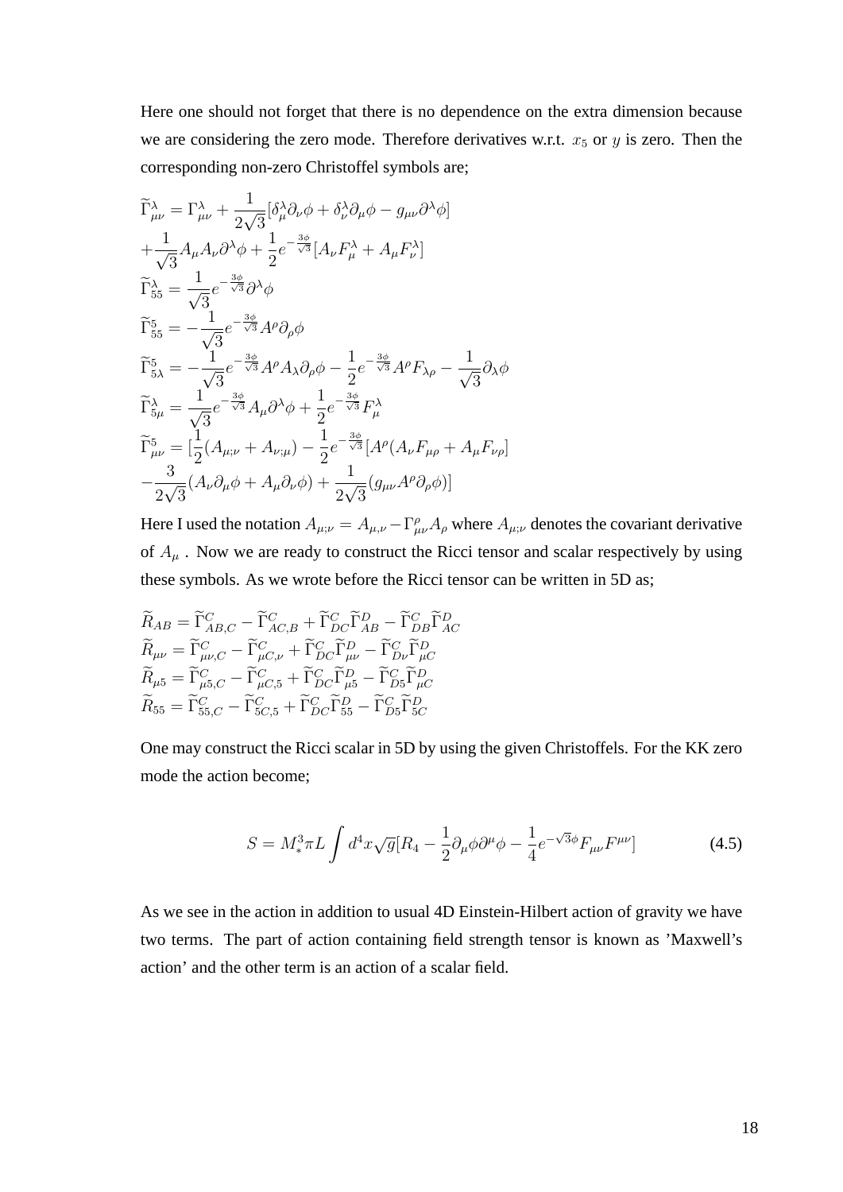Here one should not forget that there is no dependence on the extra dimension because we are considering the zero mode. Therefore derivatives w.r.t. $x_5$ or $y$ is zero. Then the corresponding non-zero Christoffel symbols are;

$$
\begin{aligned}
&\widetilde{\Gamma}^{\lambda}_{\mu\nu} = \Gamma^{\lambda}_{\mu\nu} + \frac{1}{2\sqrt{3}}[\delta^{\lambda}_{\mu}\partial_{\nu}\phi + \delta^{\lambda}_{\nu}\partial_{\mu}\phi - g_{\mu\nu}\partial^{\lambda}\phi] \\
&+\frac{1}{\sqrt{3}}A_{\mu}A_{\nu}\partial^{\lambda}\phi + \frac{1}{2}e^{-\frac{3\phi}{\sqrt{3}}}[A_{\nu}F^{\lambda}_{\mu} + A_{\mu}F^{\lambda}_{\nu}] \\
&\widetilde{\Gamma}^{\lambda}_{55} = \frac{1}{\sqrt{3}}e^{-\frac{3\phi}{\sqrt{3}}}\partial^{\lambda}\phi \\
&\widetilde{\Gamma}^{5}_{55} = -\frac{1}{\sqrt{3}}e^{-\frac{3\phi}{\sqrt{3}}}A^{\rho}\partial_{\rho}\phi \\
&\widetilde{\Gamma}^{5}_{5\lambda} = -\frac{1}{\sqrt{3}}e^{-\frac{3\phi}{\sqrt{3}}}A^{\rho}A_{\lambda}\partial_{\rho}\phi - \frac{1}{2}e^{-\frac{3\phi}{\sqrt{3}}}A^{\rho}F_{\lambda\rho} - \frac{1}{\sqrt{3}}\partial_{\lambda}\phi \\
&\widetilde{\Gamma}^{\lambda}_{5\mu} = \frac{1}{\sqrt{3}}e^{-\frac{3\phi}{\sqrt{3}}}A_{\mu}\partial^{\lambda}\phi + \frac{1}{2}e^{-\frac{3\phi}{\sqrt{3}}}F^{\lambda}_{\mu} \\
&\widetilde{\Gamma}^{5}_{\mu\nu} = [\frac{1}{2}(A_{\mu;\nu} + A_{\nu;\mu}) - \frac{1}{2}e^{-\frac{3\phi}{\sqrt{3}}}[A^{\rho}(A_{\nu}F_{\mu\rho} + A_{\mu}F_{\nu\rho}] \\
&-\frac{3}{2\sqrt{3}}(A_{\nu}\partial_{\mu}\phi + A_{\mu}\partial_{\nu}\phi) + \frac{1}{2\sqrt{3}}(g_{\mu\nu}A^{\rho}\partial_{\rho}\phi)]
\end{aligned}
$$

Here I used the notation $A_{\mu;\nu} = A_{\mu,\nu} - \Gamma^{\rho}_{\mu\nu}A_{\rho}$ where $A_{\mu;\nu}$ denotes the covariant derivative of $A_{\mu}$ . Now we are ready to construct the Ricci tensor and scalar respectively by using these symbols. As we wrote before the Ricci tensor can be written in 5D as;

$$
\begin{aligned}
&\widetilde{R}_{AB} = \widetilde{\Gamma}^{C}_{AB,C} - \widetilde{\Gamma}^{C}_{AC,B} + \widetilde{\Gamma}^{C}_{DC}\widetilde{\Gamma}^{D}_{AB} - \widetilde{\Gamma}^{C}_{DB}\widetilde{\Gamma}^{D}_{AC} \\
&\widetilde{R}_{\mu\nu} = \widetilde{\Gamma}^{C}_{\mu\nu,C} - \widetilde{\Gamma}^{C}_{\mu C,\nu} + \widetilde{\Gamma}^{C}_{DC}\widetilde{\Gamma}^{D}_{\mu\nu} - \widetilde{\Gamma}^{C}_{D\nu}\widetilde{\Gamma}^{D}_{\mu C} \\
&\widetilde{R}_{\mu 5} = \widetilde{\Gamma}^{C}_{\mu 5,C} - \widetilde{\Gamma}^{C}_{\mu C,5} + \widetilde{\Gamma}^{C}_{DC}\widetilde{\Gamma}^{D}_{\mu 5} - \widetilde{\Gamma}^{C}_{D5}\widetilde{\Gamma}^{D}_{\mu C} \\
&\widetilde{R}_{55} = \widetilde{\Gamma}^{C}_{55,C} - \widetilde{\Gamma}^{C}_{5C,5} + \widetilde{\Gamma}^{C}_{DC}\widetilde{\Gamma}^{D}_{55} - \widetilde{\Gamma}^{C}_{D5}\widetilde{\Gamma}^{D}_{5C}
\end{aligned}
$$

One may construct the Ricci scalar in 5D by using the given Christoffels. For the KK zero mode the action become;

$$
S = M_*^3\pi L\int d^4x\sqrt{g}[R_4 - \frac{1}{2}\partial_{\mu}\phi\partial^{\mu}\phi - \frac{1}{4}e^{-\sqrt{3}\phi}F_{\mu\nu}F^{\mu\nu}] \tag{4.5}
$$

As we see in the action in addition to usual 4D Einstein-Hilbert action of gravity we have two terms. The part of action containing field strength tensor is known as 'Maxwell's action' and the other term is an action of a scalar field.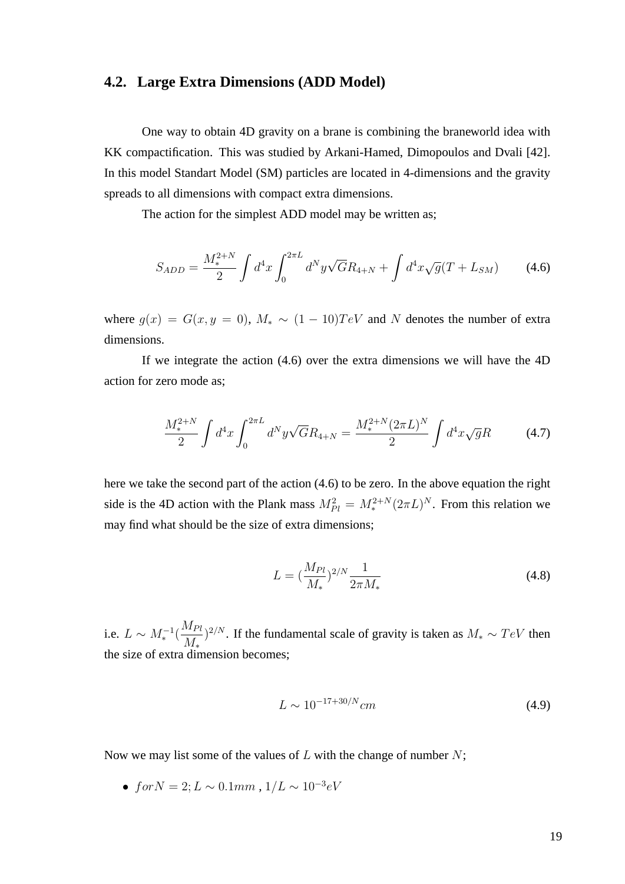## 4.2. Large Extra Dimensions (ADD Model)

One way to obtain 4D gravity on a brane is combining the braneworld idea with KK compactification. This was studied by Arkani-Hamed, Dimopoulos and Dvali [42]. In this model Standart Model (SM) particles are located in 4-dimensions and the gravity spreads to all dimensions with compact extra dimensions.

The action for the simplest ADD model may be written as;

$$S_{ADD} = \frac{M_*^{2+N}}{2} \int d^4x \int_0^{2\pi L} d^N y \sqrt{G} R_{4+N} + \int d^4x \sqrt{g}(T + L_{SM}) \tag{4.6}$$

where $g(x) = G(x, y = 0)$, $M_* \sim (1 - 10)TeV$ and $N$ denotes the number of extra dimensions.

If we integrate the action (4.6) over the extra dimensions we will have the 4D action for zero mode as;

$$\frac{M_*^{2+N}}{2} \int d^4x \int_0^{2\pi L} d^N y \sqrt{G} R_{4+N} = \frac{M_*^{2+N}(2\pi L)^N}{2} \int d^4x \sqrt{g} R \tag{4.7}$$

here we take the second part of the action (4.6) to be zero. In the above equation the right side is the 4D action with the Plank mass $M_{Pl}^2 = M_*^{2+N}(2\pi L)^N$. From this relation we may find what should be the size of extra dimensions;

$$L = (\frac{M_{Pl}}{M_*})^{2/N} \frac{1}{2\pi M_*} \tag{4.8}$$

i.e. $L \sim M_*^{-1}(\frac{M_{Pl}}{M_*})^{2/N}$. If the fundamental scale of gravity is taken as $M_* \sim TeV$ then the size of extra dimension becomes;

$$L \sim 10^{-17+30/N} cm \tag{4.9}$$

Now we may list some of the values of $L$ with the change of number $N$;

- $for N = 2; L \sim 0.1mm$ , $1/L \sim 10^{-3}eV$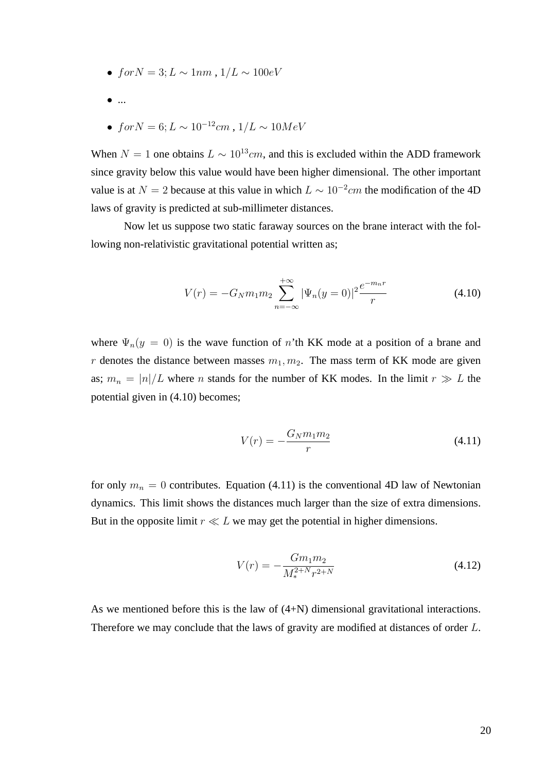- $for N = 3; L \sim 1nm$ , $1/L \sim 100eV$
- ...
- $for N = 6; L \sim 10^{-12}cm$ , $1/L \sim 10MeV$

When $N = 1$ one obtains $L \sim 10^{13}cm$, and this is excluded within the ADD framework since gravity below this value would have been higher dimensional. The other important value is at $N = 2$ because at this value in which $L \sim 10^{-2}cm$ the modification of the 4D laws of gravity is predicted at sub-millimeter distances.

Now let us suppose two static faraway sources on the brane interact with the following non-relativistic gravitational potential written as;

$$V(r) = -G_N m_1 m_2 \sum_{n=-\infty}^{+\infty} |\Psi_n(y=0)|^2 \frac{e^{-m_n r}}{r} \tag{4.10}$$

where $\Psi_n(y = 0)$ is the wave function of $n$'th KK mode at a position of a brane and $r$ denotes the distance between masses $m_1, m_2$. The mass term of KK mode are given as; $m_n = |n|/L$ where $n$ stands for the number of KK modes. In the limit $r \gg L$ the potential given in (4.10) becomes;

$$V(r) = -\frac{G_N m_1 m_2}{r} \tag{4.11}$$

for only $m_n = 0$ contributes. Equation (4.11) is the conventional 4D law of Newtonian dynamics. This limit shows the distances much larger than the size of extra dimensions. But in the opposite limit $r \ll L$ we may get the potential in higher dimensions.

$$V(r) = -\frac{G m_1 m_2}{M_*^{2+N} r^{2+N}} \tag{4.12}$$

As we mentioned before this is the law of (4+N) dimensional gravitational interactions. Therefore we may conclude that the laws of gravity are modified at distances of order $L$.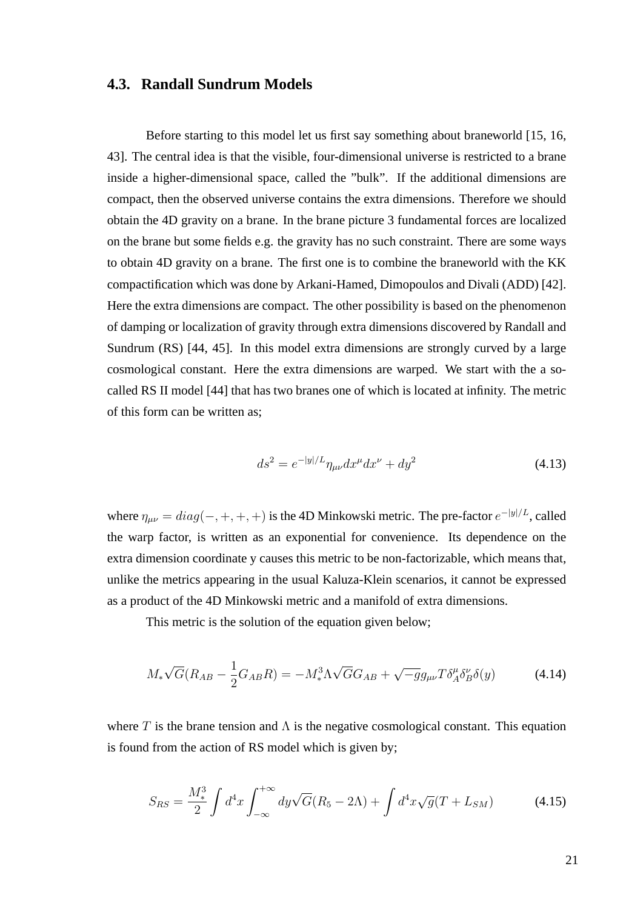### 4.3. Randall Sundrum Models

Before starting to this model let us first say something about braneworld [15, 16, 43]. The central idea is that the visible, four-dimensional universe is restricted to a brane inside a higher-dimensional space, called the ”bulk”. If the additional dimensions are compact, then the observed universe contains the extra dimensions. Therefore we should obtain the 4D gravity on a brane. In the brane picture 3 fundamental forces are localized on the brane but some fields e.g. the gravity has no such constraint. There are some ways to obtain 4D gravity on a brane. The first one is to combine the braneworld with the KK compactification which was done by Arkani-Hamed, Dimopoulos and Divali (ADD) [42]. Here the extra dimensions are compact. The other possibility is based on the phenomenon of damping or localization of gravity through extra dimensions discovered by Randall and Sundrum (RS) [44, 45]. In this model extra dimensions are strongly curved by a large cosmological constant. Here the extra dimensions are warped. We start with the a so-called RS II model [44] that has two branes one of which is located at infinity. The metric of this form can be written as;

$$ds^2 = e^{-|y|/L}\eta_{\mu\nu}dx^\mu dx^\nu + dy^2 \tag{4.13}$$

where $\eta_{\mu\nu} = diag(-,+,+,+)$ is the 4D Minkowski metric. The pre-factor $e^{-|y|/L}$, called the warp factor, is written as an exponential for convenience. Its dependence on the extra dimension coordinate y causes this metric to be non-factorizable, which means that, unlike the metrics appearing in the usual Kaluza-Klein scenarios, it cannot be expressed as a product of the 4D Minkowski metric and a manifold of extra dimensions.

This metric is the solution of the equation given below;

$$M_*\sqrt{G}(R_{AB} - \frac{1}{2}G_{AB}R) = -M_*^3\Lambda\sqrt{G}G_{AB} + \sqrt{-g}g_{\mu\nu}T\delta_A^\mu\delta_B^\nu\delta(y) \tag{4.14}$$

where $T$ is the brane tension and $\Lambda$ is the negative cosmological constant. This equation is found from the action of RS model which is given by;

$$S_{RS} = \frac{M_*^3}{2}\int d^4x\int_{-\infty}^{+\infty}dy\sqrt{G}(R_5 - 2\Lambda) + \int d^4x\sqrt{g}(T + L_{SM}) \tag{4.15}$$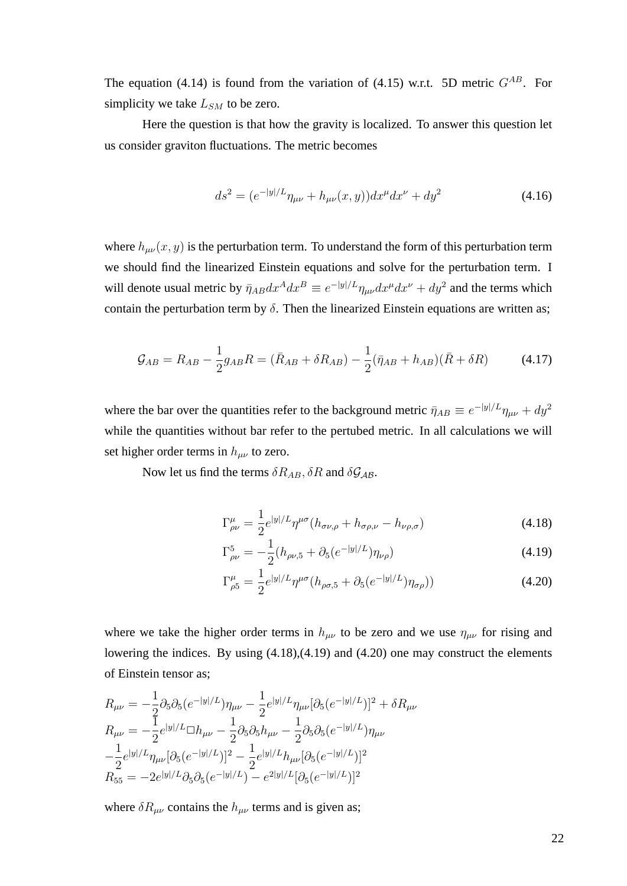The equation (4.14) is found from the variation of (4.15) w.r.t. 5D metric $G^{AB}$. For simplicity we take $L_{SM}$ to be zero.

Here the question is that how the gravity is localized. To answer this question let us consider graviton fluctuations. The metric becomes

$$ds^2 = (e^{-|y|/L}\eta_{\mu\nu} + h_{\mu\nu}(x,y))dx^\mu dx^\nu + dy^2 \tag{4.16}$$

where $h_{\mu\nu}(x,y)$ is the perturbation term. To understand the form of this perturbation term we should find the linearized Einstein equations and solve for the perturbation term. I will denote usual metric by $\bar{\eta}_{AB}dx^A dx^B \equiv e^{-|y|/L}\eta_{\mu\nu}dx^\mu dx^\nu + dy^2$ and the terms which contain the perturbation term by $\delta$. Then the linearized Einstein equations are written as;

$$\mathcal{G}_{AB} = R_{AB} - \frac{1}{2}g_{AB}R = (\bar{R}_{AB} + \delta R_{AB}) - \frac{1}{2}(\bar{\eta}_{AB} + h_{AB})(\bar{R} + \delta R) \tag{4.17}$$

where the bar over the quantities refer to the background metric $\bar{\eta}_{AB} \equiv e^{-|y|/L}\eta_{\mu\nu} + dy^2$ while the quantities without bar refer to the pertubed metric. In all calculations we will set higher order terms in $h_{\mu\nu}$ to zero.

Now let us find the terms $\delta R_{AB}, \delta R$ and $\delta\mathcal{G_{AB}}$.

$$\Gamma^\mu_{\rho\nu} = \frac{1}{2}e^{|y|/L}\eta^{\mu\sigma}(h_{\sigma\nu,\rho} + h_{\sigma\rho,\nu} - h_{\nu\rho,\sigma}) \tag{4.18}$$

$$\Gamma^5_{\rho\nu} = -\frac{1}{2}(h_{\rho\nu,5} + \partial_5(e^{-|y|/L})\eta_{\nu\rho}) \tag{4.19}$$

$$\Gamma^\mu_{\rho 5} = \frac{1}{2}e^{|y|/L}\eta^{\mu\sigma}(h_{\rho\sigma,5} + \partial_5(e^{-|y|/L})\eta_{\sigma\rho})) \tag{4.20}$$

where we take the higher order terms in $h_{\mu\nu}$ to be zero and we use $\eta_{\mu\nu}$ for rising and lowering the indices. By using (4.18),(4.19) and (4.20) one may construct the elements of Einstein tensor as;

$$R_{\mu\nu} = -\frac{1}{2}\partial_5\partial_5(e^{-|y|/L})\eta_{\mu\nu} - \frac{1}{2}e^{|y|/L}\eta_{\mu\nu}[\partial_5(e^{-|y|/L})]^2 + \delta R_{\mu\nu}$$
$$R_{\mu\nu} = -\frac{1}{2}e^{|y|/L}\Box h_{\mu\nu} - \frac{1}{2}\partial_5\partial_5 h_{\mu\nu} - \frac{1}{2}\partial_5\partial_5(e^{-|y|/L})\eta_{\mu\nu}$$
$$-\frac{1}{2}e^{|y|/L}\eta_{\mu\nu}[\partial_5(e^{-|y|/L})]^2 - \frac{1}{2}e^{|y|/L}h_{\mu\nu}[\partial_5(e^{-|y|/L})]^2$$
$$R_{55} = -2e^{|y|/L}\partial_5\partial_5(e^{-|y|/L}) - e^{2|y|/L}[\partial_5(e^{-|y|/L})]^2$$

where $\delta R_{\mu\nu}$ contains the $h_{\mu\nu}$ terms and is given as;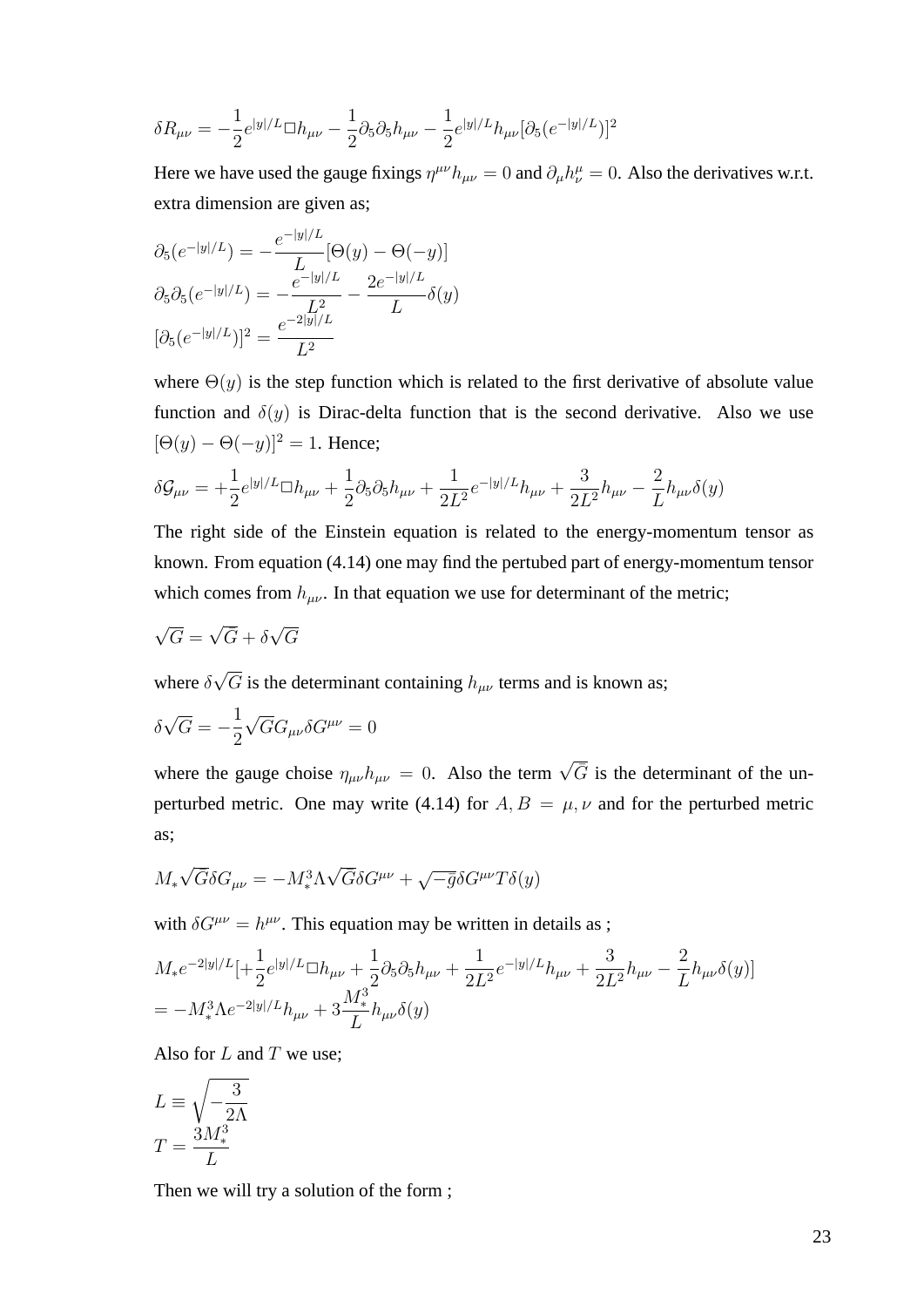$$\delta R_{\mu\nu} = -\frac{1}{2}e^{|y|/L}\Box h_{\mu\nu} - \frac{1}{2}\partial_5\partial_5 h_{\mu\nu} - \frac{1}{2}e^{|y|/L}h_{\mu\nu}[\partial_5(e^{-|y|/L})]^2$$

Here we have used the gauge fixings $\eta^{\mu\nu}h_{\mu\nu} = 0$ and $\partial_\mu h^\mu_\nu = 0$. Also the derivatives w.r.t. extra dimension are given as;

$$\partial_5(e^{-|y|/L}) = -\frac{e^{-|y|/L}}{L}[\Theta(y) - \Theta(-y)]$$
$$\partial_5\partial_5(e^{-|y|/L}) = -\frac{e^{-|y|/L}}{L^2} - \frac{2e^{-|y|/L}}{L}\delta(y)$$
$$[\partial_5(e^{-|y|/L})]^2 = \frac{e^{-2|y|/L}}{L^2}$$

where $\Theta(y)$ is the step function which is related to the first derivative of absolute value function and $\delta(y)$ is Dirac-delta function that is the second derivative. Also we use $[\Theta(y) - \Theta(-y)]^2 = 1$. Hence;

$$\delta \mathcal{G}_{\mu\nu} = +\frac{1}{2}e^{|y|/L}\Box h_{\mu\nu} + \frac{1}{2}\partial_5\partial_5 h_{\mu\nu} + \frac{1}{2L^2}e^{-|y|/L}h_{\mu\nu} + \frac{3}{2L^2}h_{\mu\nu} - \frac{2}{L}h_{\mu\nu}\delta(y)$$

The right side of the Einstein equation is related to the energy-momentum tensor as known. From equation (4.14) one may find the pertubed part of energy-momentum tensor which comes from $h_{\mu\nu}$. In that equation we use for determinant of the metric;

$$\sqrt{G} = \sqrt{\bar{G}} + \delta\sqrt{G}$$

where $\delta\sqrt{G}$ is the determinant containing $h_{\mu\nu}$ terms and is known as;

$$\delta\sqrt{G} = -\frac{1}{2}\sqrt{G}G_{\mu\nu}\delta G^{\mu\nu} = 0$$

where the gauge choise $\eta_{\mu\nu}h_{\mu\nu} = 0$. Also the term $\sqrt{\bar{G}}$ is the determinant of the unperturbed metric. One may write (4.14) for $A, B = \mu, \nu$ and for the perturbed metric as;

$$M_*\sqrt{\bar{G}}\delta G_{\mu\nu} = -M_*^3\Lambda\sqrt{\bar{G}}\delta G^{\mu\nu} + \sqrt{-g}\delta G^{\mu\nu}T\delta(y)$$

with $\delta G^{\mu\nu} = h^{\mu\nu}$. This equation may be written in details as ;

$$M_* e^{-2|y|/L}[+\frac{1}{2}e^{|y|/L}\Box h_{\mu\nu} + \frac{1}{2}\partial_5\partial_5 h_{\mu\nu} + \frac{1}{2L^2}e^{-|y|/L}h_{\mu\nu} + \frac{3}{2L^2}h_{\mu\nu} - \frac{2}{L}h_{\mu\nu}\delta(y)]$$
$$= -M_*^3\Lambda e^{-2|y|/L}h_{\mu\nu} + 3\frac{M_*^3}{L}h_{\mu\nu}\delta(y)$$

Also for $L$ and $T$ we use;

$$L \equiv \sqrt{-\frac{3}{2\Lambda}}$$
$$T = \frac{3M_*^3}{L}$$

Then we will try a solution of the form ;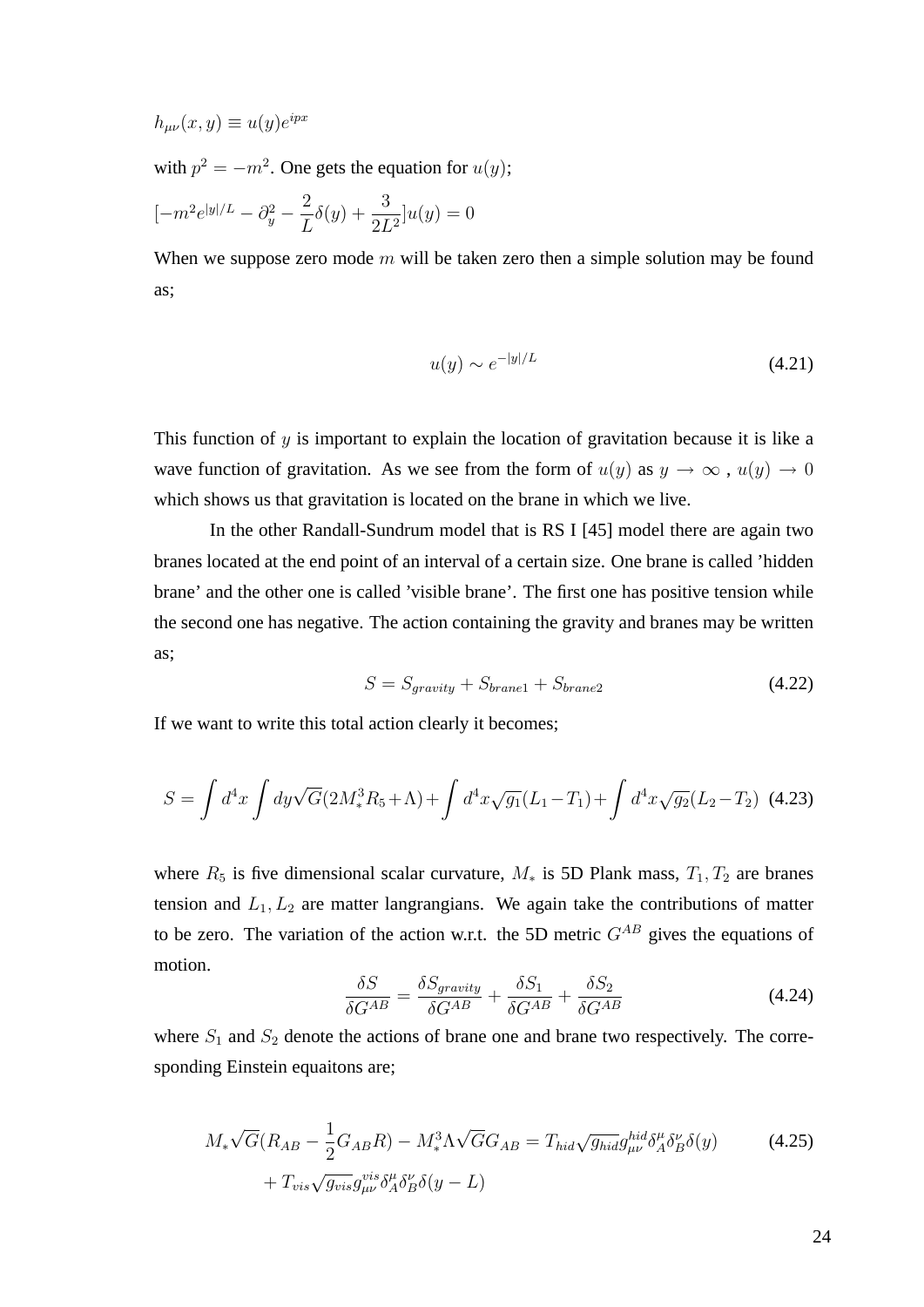$$h_{\mu\nu}(x,y) \equiv u(y)e^{ipx}$$

with $p^2 = -m^2$. One gets the equation for $u(y)$;

$$[-m^2 e^{|y|/L} - \partial_y^2 - \frac{2}{L}\delta(y) + \frac{3}{2L^2}]u(y) = 0$$

When we suppose zero mode $m$ will be taken zero then a simple solution may be found as;

$$u(y) \sim e^{-|y|/L} \tag{4.21}$$

This function of $y$ is important to explain the location of gravitation because it is like a wave function of gravitation. As we see from the form of $u(y)$ as $y \to \infty$ , $u(y) \to 0$ which shows us that gravitation is located on the brane in which we live.

In the other Randall-Sundrum model that is RS I [45] model there are again two branes located at the end point of an interval of a certain size. One brane is called 'hidden brane' and the other one is called 'visible brane'. The first one has positive tension while the second one has negative. The action containing the gravity and branes may be written as;

$$S = S_{gravity} + S_{brane1} + S_{brane2} \tag{4.22}$$

If we want to write this total action clearly it becomes;

$$S = \int d^4x \int dy \sqrt{G}(2M_*^3 R_5 + \Lambda) + \int d^4x \sqrt{g_1}(L_1 - T_1) + \int d^4x \sqrt{g_2}(L_2 - T_2) \tag{4.23}$$

where $R_5$ is five dimensional scalar curvature, $M_*$ is 5D Plank mass, $T_1, T_2$ are branes tension and $L_1, L_2$ are matter langrangians. We again take the contributions of matter to be zero. The variation of the action w.r.t. the 5D metric $G^{AB}$ gives the equations of motion.

$$\frac{\delta S}{\delta G^{AB}} = \frac{\delta S_{gravity}}{\delta G^{AB}} + \frac{\delta S_1}{\delta G^{AB}} + \frac{\delta S_2}{\delta G^{AB}} \tag{4.24}$$

where $S_1$ and $S_2$ denote the actions of brane one and brane two respectively. The corresponding Einstein equaitons are;

$$\begin{aligned} M_* \sqrt{G}(R_{AB} - \frac{1}{2}G_{AB}R) - M_*^3 \Lambda \sqrt{G} G_{AB} &= T_{hid}\sqrt{g_{hid}} g^{hid}_{\mu\nu} \delta^\mu_A \delta^\nu_B \delta(y) \\ &+ T_{vis}\sqrt{g_{vis}} g^{vis}_{\mu\nu} \delta^\mu_A \delta^\nu_B \delta(y - L) \end{aligned} \tag{4.25}$$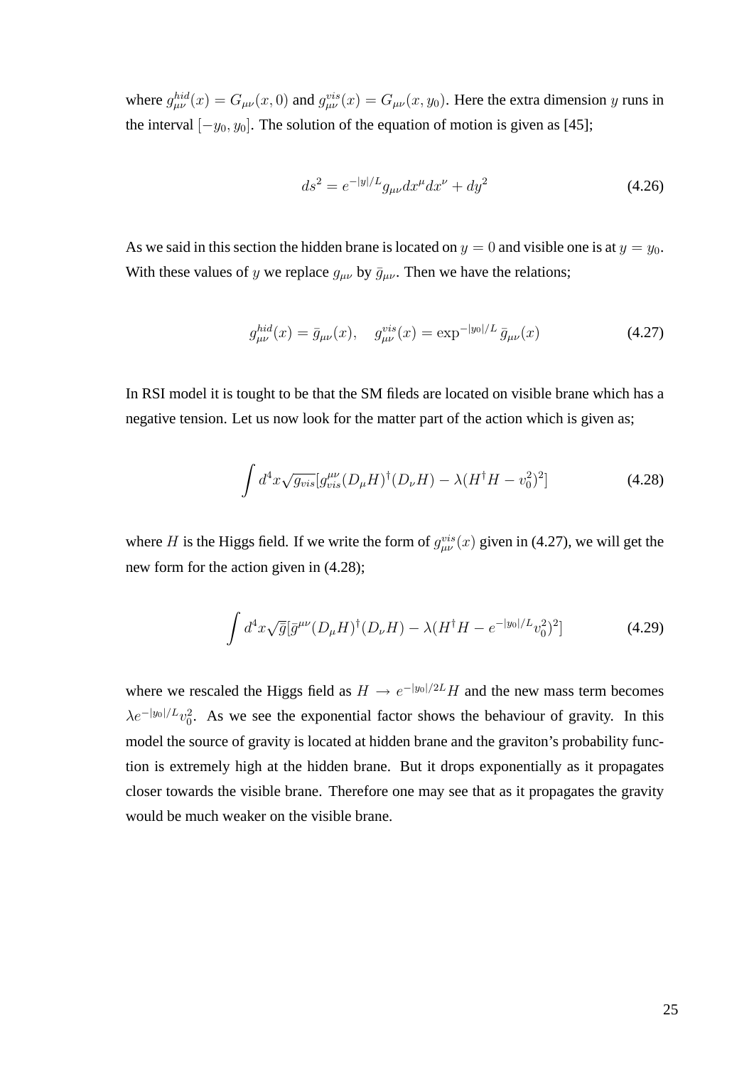where $g^{hid}_{\mu\nu}(x) = G_{\mu\nu}(x, 0)$ and $g^{vis}_{\mu\nu}(x) = G_{\mu\nu}(x, y_0)$. Here the extra dimension $y$ runs in the interval $[-y_0, y_0]$. The solution of the equation of motion is given as [45];

$$ds^2 = e^{-|y|/L} g_{\mu\nu} dx^\mu dx^\nu + dy^2 \tag{4.26}$$

As we said in this section the hidden brane is located on $y = 0$ and visible one is at $y = y_0$. With these values of $y$ we replace $g_{\mu\nu}$ by $\bar{g}_{\mu\nu}$. Then we have the relations;

$$g^{hid}_{\mu\nu}(x) = \bar{g}_{\mu\nu}(x), \quad g^{vis}_{\mu\nu}(x) = \exp^{-|y_0|/L} \bar{g}_{\mu\nu}(x) \tag{4.27}$$

In RSI model it is tought to be that the SM fileds are located on visible brane which has a negative tension. Let us now look for the matter part of the action which is given as;

$$\int d^4x \sqrt{g_{vis}} [g^{\mu\nu}_{vis} (D_\mu H)^\dagger (D_\nu H) - \lambda (H^\dagger H - v_0^2)^2] \tag{4.28}$$

where $H$ is the Higgs field. If we write the form of $g^{vis}_{\mu\nu}(x)$ given in (4.27), we will get the new form for the action given in (4.28);

$$\int d^4x \sqrt{\bar{g}} [\bar{g}^{\mu\nu} (D_\mu H)^\dagger (D_\nu H) - \lambda (H^\dagger H - e^{-|y_0|/L} v_0^2)^2] \tag{4.29}$$

where we rescaled the Higgs field as $H \to e^{-|y_0|/2L} H$ and the new mass term becomes $\lambda e^{-|y_0|/L} v_0^2$. As we see the exponential factor shows the behaviour of gravity. In this model the source of gravity is located at hidden brane and the graviton's probability function is extremely high at the hidden brane. But it drops exponentially as it propagates closer towards the visible brane. Therefore one may see that as it propagates the gravity would be much weaker on the visible brane.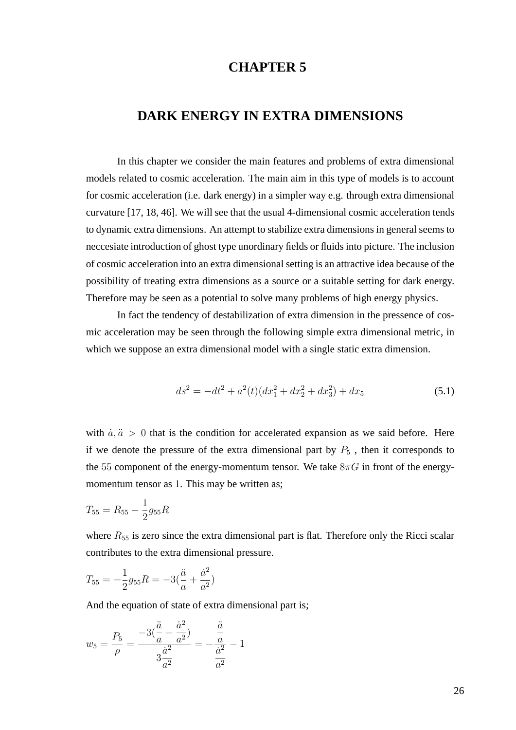# CHAPTER 5

# DARK ENERGY IN EXTRA DIMENSIONS

In this chapter we consider the main features and problems of extra dimensional models related to cosmic acceleration. The main aim in this type of models is to account for cosmic acceleration (i.e. dark energy) in a simpler way e.g. through extra dimensional curvature [17, 18, 46]. We will see that the usual 4-dimensional cosmic acceleration tends to dynamic extra dimensions. An attempt to stabilize extra dimensions in general seems to neccesiate introduction of ghost type unordinary fields or fluids into picture. The inclusion of cosmic acceleration into an extra dimensional setting is an attractive idea because of the possibility of treating extra dimensions as a source or a suitable setting for dark energy. Therefore may be seen as a potential to solve many problems of high energy physics.

In fact the tendency of destabilization of extra dimension in the pressence of cosmic acceleration may be seen through the following simple extra dimensional metric, in which we suppose an extra dimensional model with a single static extra dimension.

$$ds^2 = -dt^2 + a^2(t)(dx_1^2 + dx_2^2 + dx_3^2) + dx_5 \tag{5.1}$$

with $\dot{a}, \ddot{a} > 0$ that is the condition for accelerated expansion as we said before. Here if we denote the pressure of the extra dimensional part by $P_5$ , then it corresponds to the $55$ component of the energy-momentum tensor. We take $8\pi G$ in front of the energy-momentum tensor as $1$. This may be written as;

$$T_{55} = R_{55} - \frac{1}{2}g_{55}R$$

where $R_{55}$ is zero since the extra dimensional part is flat. Therefore only the Ricci scalar contributes to the extra dimensional pressure.

$$T_{55} = -\frac{1}{2}g_{55}R = -3(\frac{\ddot{a}}{a} + \frac{\dot{a}^2}{a^2})$$

And the equation of state of extra dimensional part is;

$$w_5 = \frac{P_5}{\rho} = \frac{-3(\frac{\ddot{a}}{a} + \frac{\dot{a}^2}{a^2})}{3\frac{\dot{a}^2}{a^2}} = -\frac{\frac{\ddot{a}}{a}}{\frac{\dot{a}^2}{a^2}} - 1$$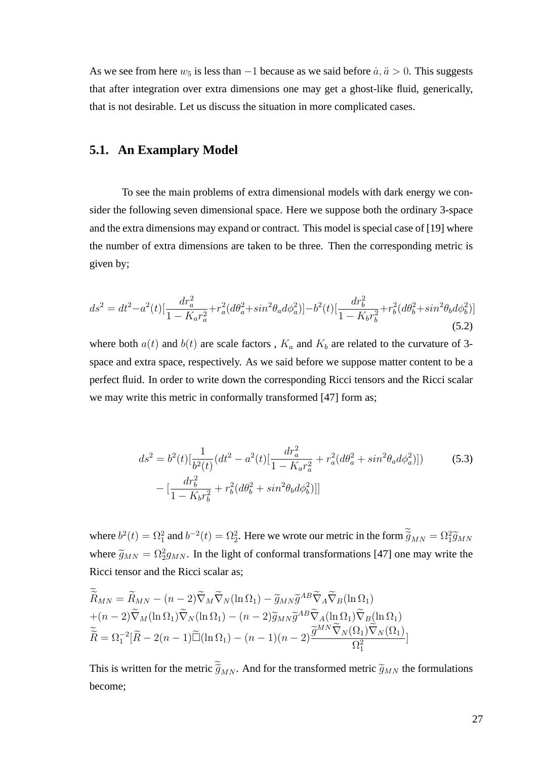As we see from here $w_5$ is less than $-1$ because as we said before $\dot{a}, \ddot{a} > 0$. This suggests that after integration over extra dimensions one may get a ghost-like fluid, generically, that is not desirable. Let us discuss the situation in more complicated cases.

## 5.1. An Examplary Model

To see the main problems of extra dimensional models with dark energy we consider the following seven dimensional space. Here we suppose both the ordinary 3-space and the extra dimensions may expand or contract. This model is special case of [19] where the number of extra dimensions are taken to be three. Then the corresponding metric is given by;

$$ds^2 = dt^2 - a^2(t)[\frac{dr_a^2}{1-K_a r_a^2} + r_a^2(d\theta_a^2 + sin^2\theta_a d\phi_a^2)] - b^2(t)[\frac{dr_b^2}{1-K_b r_b^2} + r_b^2(d\theta_b^2 + sin^2\theta_b d\phi_b^2)] \quad (5.2)$$

where both $a(t)$ and $b(t)$ are scale factors , $K_a$ and $K_b$ are related to the curvature of 3-space and extra space, respectively. As we said before we suppose matter content to be a perfect fluid. In order to write down the corresponding Ricci tensors and the Ricci scalar we may write this metric in conformally transformed [47] form as;

$$\begin{aligned} ds^2 = b^2(t)[\frac{1}{b^2(t)}(dt^2 - a^2(t)[\frac{dr_a^2}{1-K_a r_a^2} + r_a^2(d\theta_a^2 + sin^2\theta_a d\phi_a^2)]) \\ - [\frac{dr_b^2}{1-K_b r_b^2} + r_b^2(d\theta_b^2 + sin^2\theta_b d\phi_b^2)]] \end{aligned} \quad (5.3)$$

where $b^2(t) = \Omega_1^2$ and $b^{-2}(t) = \Omega_2^2$. Here we wrote our metric in the form $\widetilde{\widetilde{g}}_{MN} = \Omega_1^2 \widetilde{g}_{MN}$ where $\widetilde{g}_{MN} = \Omega_2^2 g_{MN}$. In the light of conformal transformations [47] one may write the Ricci tensor and the Ricci scalar as;

$$\begin{aligned} &\widetilde{\widetilde{R}}_{MN} = \widetilde{R}_{MN} - (n-2)\widetilde{\nabla}_M \widetilde{\nabla}_N(\ln\Omega_1) - \widetilde{g}_{MN}\widetilde{g}^{AB}\widetilde{\nabla}_A\widetilde{\nabla}_B(\ln\Omega_1) \\ &+(n-2)\widetilde{\nabla}_M(\ln\Omega_1)\widetilde{\nabla}_N(\ln\Omega_1) - (n-2)\widetilde{g}_{MN}\widetilde{g}^{AB}\widetilde{\nabla}_A(\ln\Omega_1)\widetilde{\nabla}_B(\ln\Omega_1) \\ &\widetilde{\widetilde{R}} = \Omega_1^{-2}[\widetilde{R} - 2(n-1)\widetilde{\Box}(\ln\Omega_1) - (n-1)(n-2)\frac{\widetilde{g}^{MN}\widetilde{\nabla}_N(\Omega_1)\widetilde{\nabla}_N(\Omega_1)}{\Omega_1^2}] \end{aligned}$$

This is written for the metric $\widetilde{\widetilde{g}}_{MN}$. And for the transformed metric $\widetilde{g}_{MN}$ the formulations become;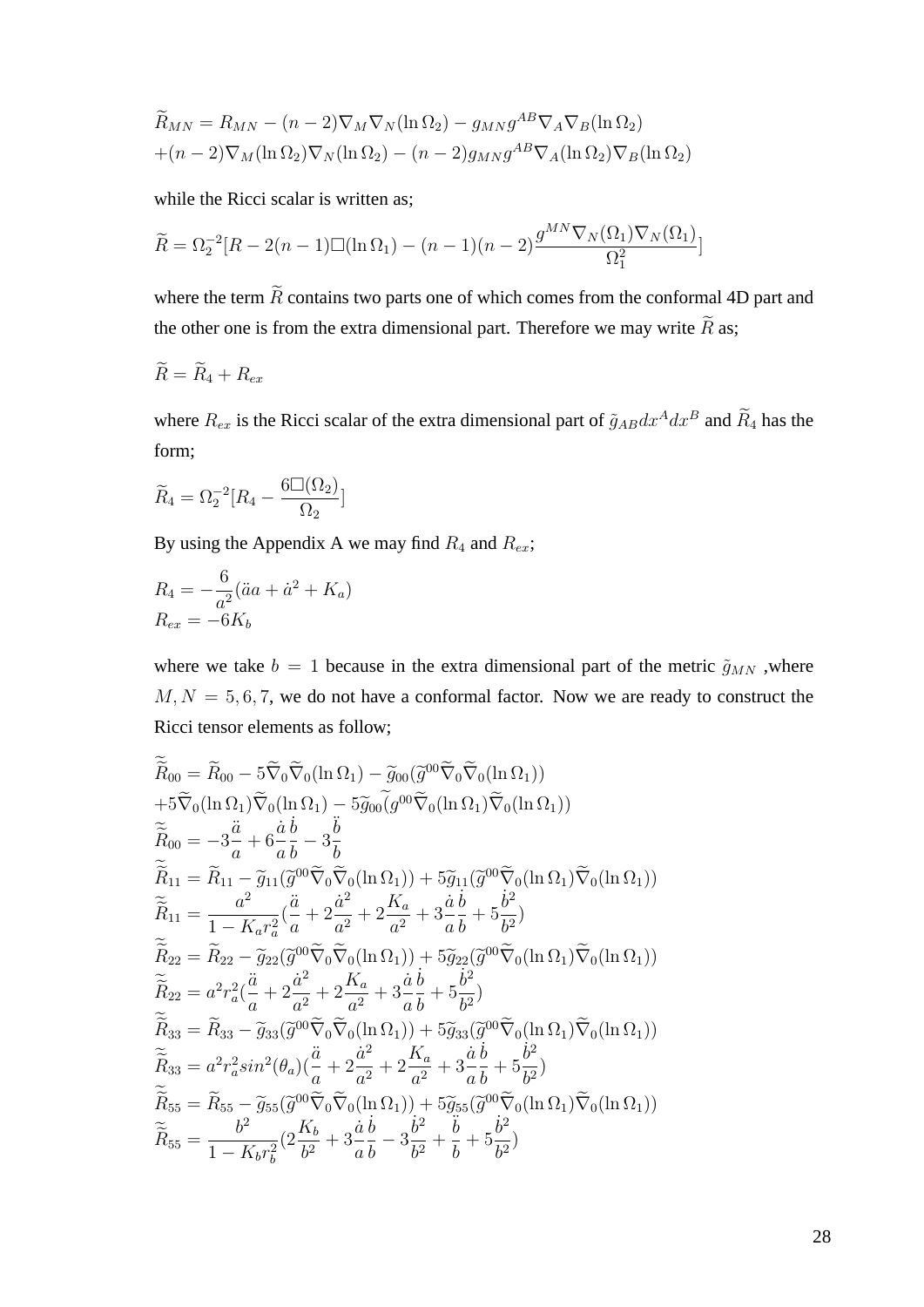$$
\begin{aligned}
\widetilde{R}_{MN} &= R_{MN} - (n-2)\nabla_M\nabla_N(\ln\Omega_2) - g_{MN}g^{AB}\nabla_A\nabla_B(\ln\Omega_2) \\
&+(n-2)\nabla_M(\ln\Omega_2)\nabla_N(\ln\Omega_2) - (n-2)g_{MN}g^{AB}\nabla_A(\ln\Omega_2)\nabla_B(\ln\Omega_2)
\end{aligned}
$$

while the Ricci scalar is written as;

$$
\widetilde{R} = \Omega_2^{-2}[R - 2(n-1)\Box(\ln\Omega_1) - (n-1)(n-2)\frac{g^{MN}\nabla_N(\Omega_1)\nabla_N(\Omega_1)}{\Omega_1^2}]
$$

where the term $\widetilde{R}$ contains two parts one of which comes from the conformal 4D part and the other one is from the extra dimensional part. Therefore we may write $\widetilde{R}$ as;

$$
\widetilde{R} = \widetilde{R}_4 + R_{ex}
$$

where $R_{ex}$ is the Ricci scalar of the extra dimensional part of $\tilde{g}_{AB}dx^Adx^B$ and $\widetilde{R}_4$ has the form;

$$
\widetilde{R}_4 = \Omega_2^{-2}[R_4 - \frac{6\Box(\Omega_2)}{\Omega_2}]
$$

By using the Appendix A we may find $R_4$ and $R_{ex}$;

$$
\begin{aligned}
R_4 &= -\frac{6}{a^2}(\ddot{a}a + \dot{a}^2 + K_a) \\
R_{ex} &= -6K_b
\end{aligned}
$$

where we take $b = 1$ because in the extra dimensional part of the metric $\tilde{g}_{MN}$ ,where $M, N = 5, 6, 7$, we do not have a conformal factor. Now we are ready to construct the Ricci tensor elements as follow;

$$
\begin{aligned}
\widetilde{\widetilde{R}}_{00} &= \widetilde{R}_{00} - 5\widetilde{\nabla}_0\widetilde{\nabla}_0(\ln\Omega_1) - \widetilde{g}_{00}(\widetilde{g}^{00}\widetilde{\nabla}_0\widetilde{\nabla}_0(\ln\Omega_1)) \\
&+5\widetilde{\nabla}_0(\ln\Omega_1)\widetilde{\nabla}_0(\ln\Omega_1) - 5\widetilde{g}_{00}\widetilde{(}g^{00}\widetilde{\nabla}_0(\ln\Omega_1)\widetilde{\nabla}_0(\ln\Omega_1)) \\
\widetilde{\widetilde{R}}_{00} &= -3\frac{\ddot{a}}{a} + 6\frac{\dot{a}}{a}\frac{\dot{b}}{b} - 3\frac{\ddot{b}}{b} \\
\widetilde{\widetilde{R}}_{11} &= \widetilde{R}_{11} - \widetilde{g}_{11}(\widetilde{g}^{00}\widetilde{\nabla}_0\widetilde{\nabla}_0(\ln\Omega_1)) + 5\widetilde{g}_{11}(\widetilde{g}^{00}\widetilde{\nabla}_0(\ln\Omega_1)\widetilde{\nabla}_0(\ln\Omega_1)) \\
\widetilde{\widetilde{R}}_{11} &= \frac{a^2}{1-K_ar_a^2}(\frac{\ddot{a}}{a} + 2\frac{\dot{a}^2}{a^2} + 2\frac{K_a}{a^2} + 3\frac{\dot{a}}{a}\frac{\dot{b}}{b} + 5\frac{\dot{b}^2}{b^2}) \\
\widetilde{\widetilde{R}}_{22} &= \widetilde{R}_{22} - \widetilde{g}_{22}(\widetilde{g}^{00}\widetilde{\nabla}_0\widetilde{\nabla}_0(\ln\Omega_1)) + 5\widetilde{g}_{22}(\widetilde{g}^{00}\widetilde{\nabla}_0(\ln\Omega_1)\widetilde{\nabla}_0(\ln\Omega_1)) \\
\widetilde{\widetilde{R}}_{22} &= a^2r_a^2(\frac{\ddot{a}}{a} + 2\frac{\dot{a}^2}{a^2} + 2\frac{K_a}{a^2} + 3\frac{\dot{a}}{a}\frac{\dot{b}}{b} + 5\frac{\dot{b}^2}{b^2}) \\
\widetilde{\widetilde{R}}_{33} &= \widetilde{R}_{33} - \widetilde{g}_{33}(\widetilde{g}^{00}\widetilde{\nabla}_0\widetilde{\nabla}_0(\ln\Omega_1)) + 5\widetilde{g}_{33}(\widetilde{g}^{00}\widetilde{\nabla}_0(\ln\Omega_1)\widetilde{\nabla}_0(\ln\Omega_1)) \\
\widetilde{\widetilde{R}}_{33} &= a^2r_a^2sin^2(\theta_a)(\frac{\ddot{a}}{a} + 2\frac{\dot{a}^2}{a^2} + 2\frac{K_a}{a^2} + 3\frac{\dot{a}}{a}\frac{\dot{b}}{b} + 5\frac{\dot{b}^2}{b^2}) \\
\widetilde{\widetilde{R}}_{55} &= \widetilde{R}_{55} - \widetilde{g}_{55}(\widetilde{g}^{00}\widetilde{\nabla}_0\widetilde{\nabla}_0(\ln\Omega_1)) + 5\widetilde{g}_{55}(\widetilde{g}^{00}\widetilde{\nabla}_0(\ln\Omega_1)\widetilde{\nabla}_0(\ln\Omega_1)) \\
\widetilde{\widetilde{R}}_{55} &= \frac{b^2}{1-K_br_b^2}(2\frac{K_b}{b^2} + 3\frac{\dot{a}}{a}\frac{\dot{b}}{b} - 3\frac{\dot{b}^2}{b^2} + \frac{\ddot{b}}{b} + 5\frac{\dot{b}^2}{b^2})
\end{aligned}
$$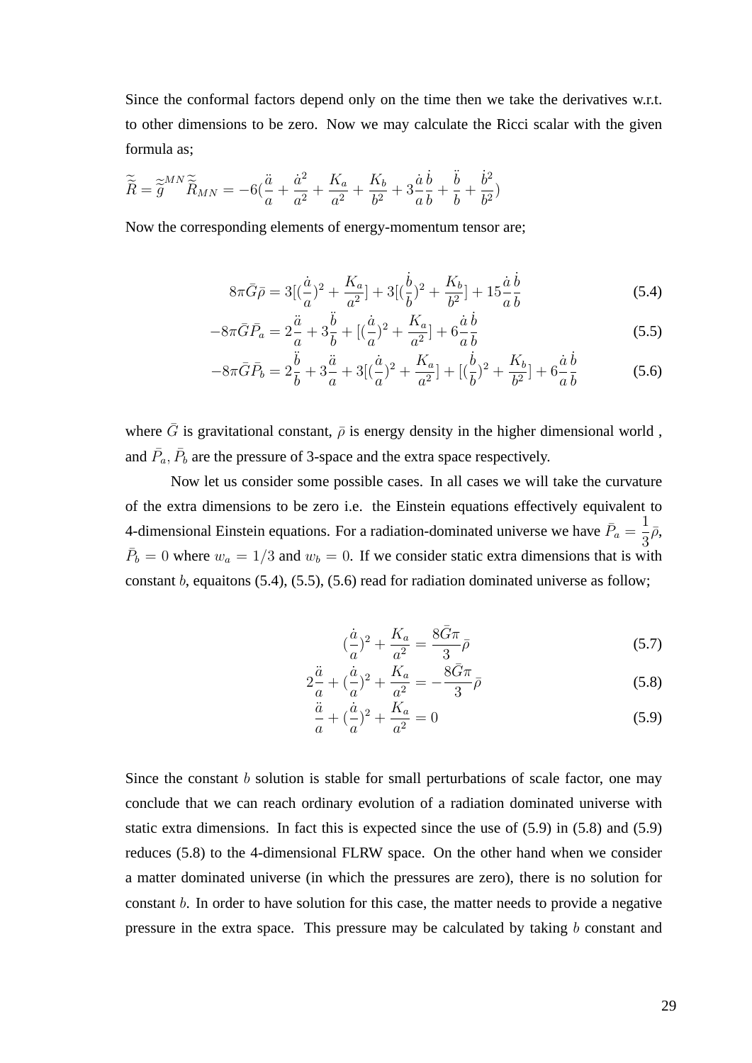Since the conformal factors depend only on the time then we take the derivatives w.r.t. to other dimensions to be zero. Now we may calculate the Ricci scalar with the given formula as;

$$\widetilde{\widetilde{R}} = \widetilde{\widetilde{g}}^{MN}\widetilde{\widetilde{R}}_{MN} = -6(\frac{\ddot{a}}{a} + \frac{\dot{a}^2}{a^2} + \frac{K_a}{a^2} + \frac{K_b}{b^2} + 3\frac{\dot{a}}{a}\frac{\dot{b}}{b} + \frac{\ddot{b}}{b} + \frac{\dot{b}^2}{b^2})$$

Now the corresponding elements of energy-momentum tensor are;

$$8\pi\bar{G}\bar{\rho} = 3[(\frac{\dot{a}}{a})^2 + \frac{K_a}{a^2}] + 3[(\frac{\dot{b}}{b})^2 + \frac{K_b}{b^2}] + 15\frac{\dot{a}}{a}\frac{\dot{b}}{b} \tag{5.4}$$

$$-8\pi\bar{G}\bar{P}_a = 2\frac{\ddot{a}}{a} + 3\frac{\ddot{b}}{b} + [(\frac{\dot{a}}{a})^2 + \frac{K_a}{a^2}] + 6\frac{\dot{a}}{a}\frac{\dot{b}}{b} \tag{5.5}$$

$$-8\pi\bar{G}\bar{P}_b = 2\frac{\ddot{b}}{b} + 3\frac{\ddot{a}}{a} + 3[(\frac{\dot{a}}{a})^2 + \frac{K_a}{a^2}] + [(\frac{\dot{b}}{b})^2 + \frac{K_b}{b^2}] + 6\frac{\dot{a}}{a}\frac{\dot{b}}{b} \tag{5.6}$$

where $\bar{G}$ is gravitational constant, $\bar{\rho}$ is energy density in the higher dimensional world , and $\bar{P}_a, \bar{P}_b$ are the pressure of 3-space and the extra space respectively.

Now let us consider some possible cases. In all cases we will take the curvature of the extra dimensions to be zero i.e. the Einstein equations effectively equivalent to 4-dimensional Einstein equations. For a radiation-dominated universe we have $\bar{P}_a = \frac{1}{3}\bar{\rho}$, $\bar{P}_b = 0$ where $w_a = 1/3$ and $w_b = 0$. If we consider static extra dimensions that is with constant $b$, equaitons (5.4), (5.5), (5.6) read for radiation dominated universe as follow;

$$(\frac{\dot{a}}{a})^2 + \frac{K_a}{a^2} = \frac{8\bar{G}\pi}{3}\bar{\rho} \tag{5.7}$$

$$2\frac{\ddot{a}}{a} + (\frac{\dot{a}}{a})^2 + \frac{K_a}{a^2} = -\frac{8\bar{G}\pi}{3}\bar{\rho} \tag{5.8}$$

$$\frac{\ddot{a}}{a} + (\frac{\dot{a}}{a})^2 + \frac{K_a}{a^2} = 0 \tag{5.9}$$

Since the constant $b$ solution is stable for small perturbations of scale factor, one may conclude that we can reach ordinary evolution of a radiation dominated universe with static extra dimensions. In fact this is expected since the use of (5.9) in (5.8) and (5.9) reduces (5.8) to the 4-dimensional FLRW space. On the other hand when we consider a matter dominated universe (in which the pressures are zero), there is no solution for constant $b$. In order to have solution for this case, the matter needs to provide a negative pressure in the extra space. This pressure may be calculated by taking $b$ constant and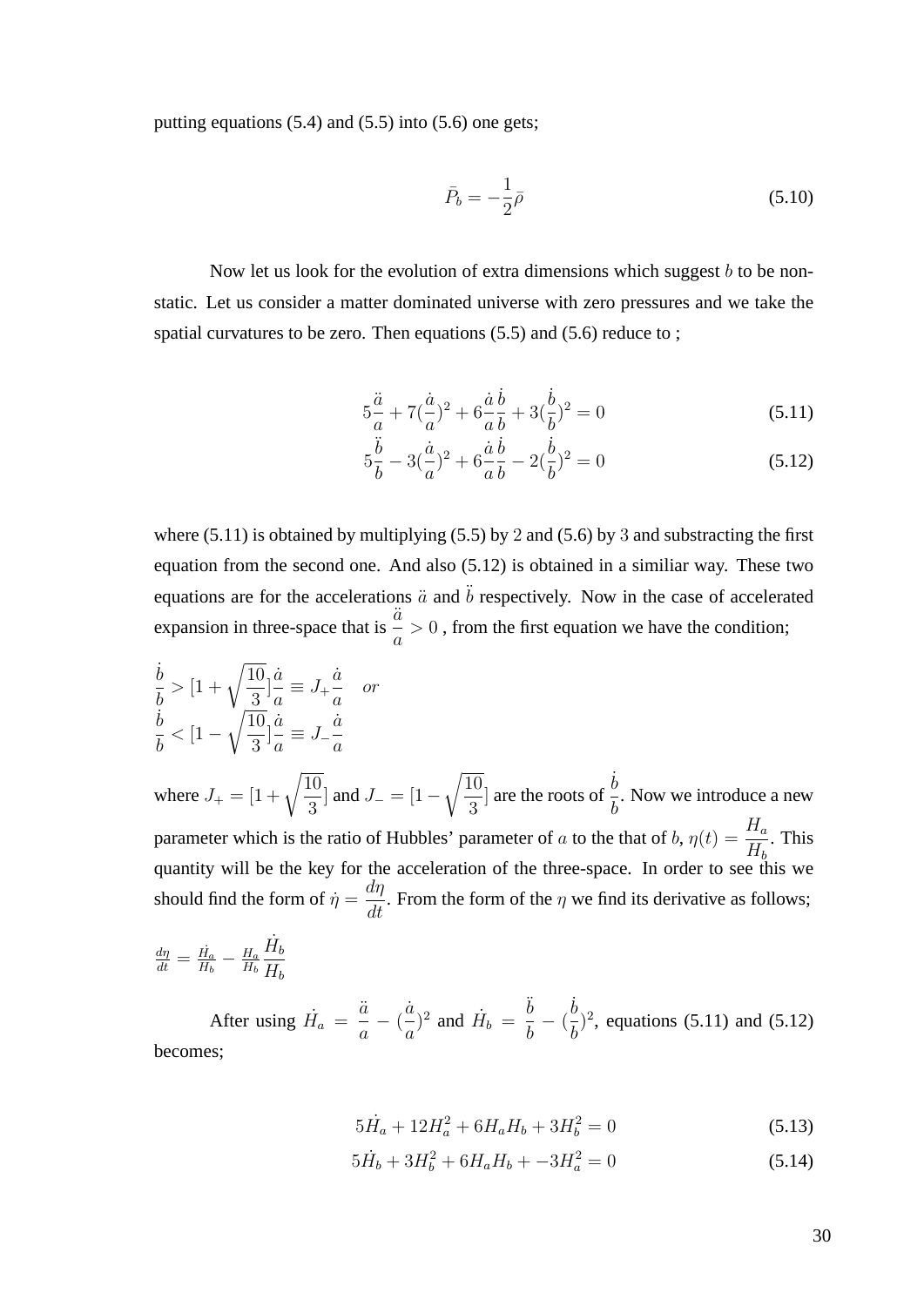putting equations (5.4) and (5.5) into (5.6) one gets;

$$\bar{P}_b = -\frac{1}{2}\bar{\rho} \tag{5.10}$$

Now let us look for the evolution of extra dimensions which suggest $b$ to be non-static. Let us consider a matter dominated universe with zero pressures and we take the spatial curvatures to be zero. Then equations (5.5) and (5.6) reduce to ;

$$5\frac{\ddot{a}}{a} + 7(\frac{\dot{a}}{a})^2 + 6\frac{\dot{a}}{a}\frac{\dot{b}}{b} + 3(\frac{\dot{b}}{b})^2 = 0 \tag{5.11}$$

$$5\frac{\ddot{b}}{b} - 3(\frac{\dot{a}}{a})^2 + 6\frac{\dot{a}}{a}\frac{\dot{b}}{b} - 2(\frac{\dot{b}}{b})^2 = 0 \tag{5.12}$$

where (5.11) is obtained by multiplying (5.5) by 2 and (5.6) by 3 and substracting the first equation from the second one. And also (5.12) is obtained in a similiar way. These two equations are for the accelerations $\ddot{a}$ and $\ddot{b}$ respectively. Now in the case of accelerated expansion in three-space that is $\frac{\ddot{a}}{a} > 0$ , from the first equation we have the condition;

$$\frac{\dot{b}}{b} > [1 + \sqrt{\frac{10}{3}}]\frac{\dot{a}}{a} \equiv J_+\frac{\dot{a}}{a} \quad or$$
$$\frac{\dot{b}}{b} < [1 - \sqrt{\frac{10}{3}}]\frac{\dot{a}}{a} \equiv J_-\frac{\dot{a}}{a}$$

where $J_+ = [1 + \sqrt{\frac{10}{3}}]$ and $J_- = [1 - \sqrt{\frac{10}{3}}]$ are the roots of $\frac{\dot{b}}{b}$. Now we introduce a new parameter which is the ratio of Hubbles' parameter of $a$ to the that of $b$, $\eta(t) = \frac{H_a}{H_b}$. This quantity will be the key for the acceleration of the three-space. In order to see this we should find the form of $\dot{\eta} = \frac{d\eta}{dt}$. From the form of the $\eta$ we find its derivative as follows;

$$\frac{d\eta}{dt} = \frac{\dot{H_a}}{H_b} - \frac{H_a}{H_b}\frac{\dot{H}_b}{H_b}$$

After using $\dot{H}_a = \frac{\ddot{a}}{a} - (\frac{\dot{a}}{a})^2$ and $\dot{H}_b = \frac{\ddot{b}}{b} - (\frac{\dot{b}}{b})^2$, equations (5.11) and (5.12) becomes;

$$5\dot{H}_a + 12H_a^2 + 6H_aH_b + 3H_b^2 = 0 \tag{5.13}$$

$$5\dot{H}_b + 3H_b^2 + 6H_aH_b + -3H_a^2 = 0 \tag{5.14}$$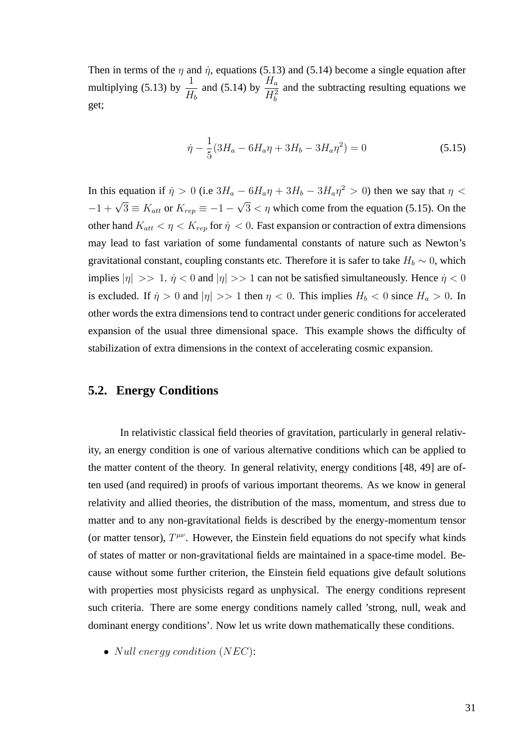Then in terms of the $\eta$ and $\dot{\eta}$, equations (5.13) and (5.14) become a single equation after multiplying (5.13) by $\frac{1}{H_b}$ and (5.14) by $\frac{H_a}{H_b^2}$ and the subtracting resulting equations we get;

$$\dot{\eta} - \frac{1}{5}(3H_a - 6H_a\eta + 3H_b - 3H_a\eta^2) = 0 \tag{5.15}$$

In this equation if $\dot{\eta} > 0$ (i.e $3H_a - 6H_a\eta + 3H_b - 3H_a\eta^2 > 0$) then we say that $\eta < -1 + \sqrt{3} \equiv K_{att}$ or $K_{rep} \equiv -1 - \sqrt{3} < \eta$ which come from the equation (5.15). On the other hand $K_{att} < \eta < K_{rep}$ for $\dot{\eta} < 0$. Fast expansion or contraction of extra dimensions may lead to fast variation of some fundamental constants of nature such as Newton's gravitational constant, coupling constants etc. Therefore it is safer to take $H_b \sim 0$, which implies $|\eta| >> 1$. $\dot{\eta} < 0$ and $|\eta| >> 1$ can not be satisfied simultaneously. Hence $\dot{\eta} < 0$ is excluded. If $\dot{\eta} > 0$ and $|\eta| >> 1$ then $\eta < 0$. This implies $H_b < 0$ since $H_a > 0$. In other words the extra dimensions tend to contract under generic conditions for accelerated expansion of the usual three dimensional space. This example shows the difficulty of stabilization of extra dimensions in the context of accelerating cosmic expansion.

## 5.2. Energy Conditions

In relativistic classical field theories of gravitation, particularly in general relativity, an energy condition is one of various alternative conditions which can be applied to the matter content of the theory. In general relativity, energy conditions [48, 49] are often used (and required) in proofs of various important theorems. As we know in general relativity and allied theories, the distribution of the mass, momentum, and stress due to matter and to any non-gravitational fields is described by the energy-momentum tensor (or matter tensor), $T^{\mu\nu}$. However, the Einstein field equations do not specify what kinds of states of matter or non-gravitational fields are maintained in a space-time model. Because without some further criterion, the Einstein field equations give default solutions with properties most physicists regard as unphysical. The energy conditions represent such criteria. There are some energy conditions namely called 'strong, null, weak and dominant energy conditions'. Now let us write down mathematically these conditions.

- $Null\ energy\ condition\ (NEC)$: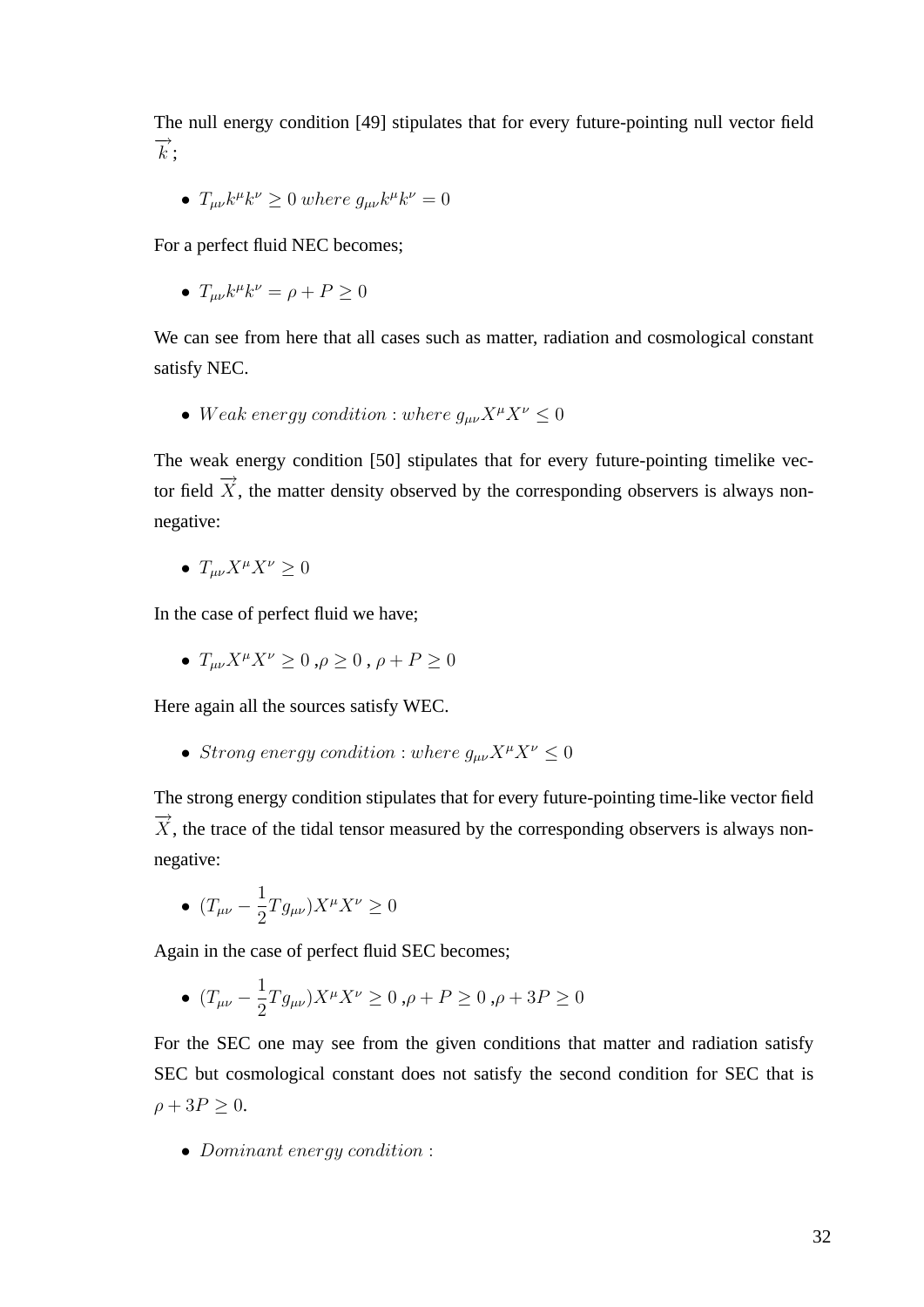The null energy condition [49] stipulates that for every future-pointing null vector field $\overrightarrow{k}$;

- $T_{\mu\nu}k^{\mu}k^{\nu} \geq 0 \; where \; g_{\mu\nu}k^{\mu}k^{\nu} = 0$

For a perfect fluid NEC becomes;

- $T_{\mu\nu}k^{\mu}k^{\nu} = \rho + P \geq 0$

We can see from here that all cases such as matter, radiation and cosmological constant satisfy NEC.

- $Weak \; energy \; condition : where \; g_{\mu\nu}X^{\mu}X^{\nu} \leq 0$

The weak energy condition [50] stipulates that for every future-pointing timelike vector field $\overrightarrow{X}$, the matter density observed by the corresponding observers is always non-negative:

- $T_{\mu\nu}X^{\mu}X^{\nu} \geq 0$

In the case of perfect fluid we have;

- $T_{\mu\nu}X^{\mu}X^{\nu} \geq 0$ ,$\rho \geq 0$ , $\rho + P \geq 0$

Here again all the sources satisfy WEC.

- $Strong \; energy \; condition : where \; g_{\mu\nu}X^{\mu}X^{\nu} \leq 0$

The strong energy condition stipulates that for every future-pointing time-like vector field $\overrightarrow{X}$, the trace of the tidal tensor measured by the corresponding observers is always non-negative:

- $(T_{\mu\nu} - \dfrac{1}{2}Tg_{\mu\nu})X^{\mu}X^{\nu} \geq 0$

Again in the case of perfect fluid SEC becomes;

- $(T_{\mu\nu} - \dfrac{1}{2}Tg_{\mu\nu})X^{\mu}X^{\nu} \geq 0$ ,$\rho + P \geq 0$ ,$\rho + 3P \geq 0$

For the SEC one may see from the given conditions that matter and radiation satisfy SEC but cosmological constant does not satisfy the second condition for SEC that is $\rho + 3P \geq 0$.

- $Dominant \; energy \; condition :$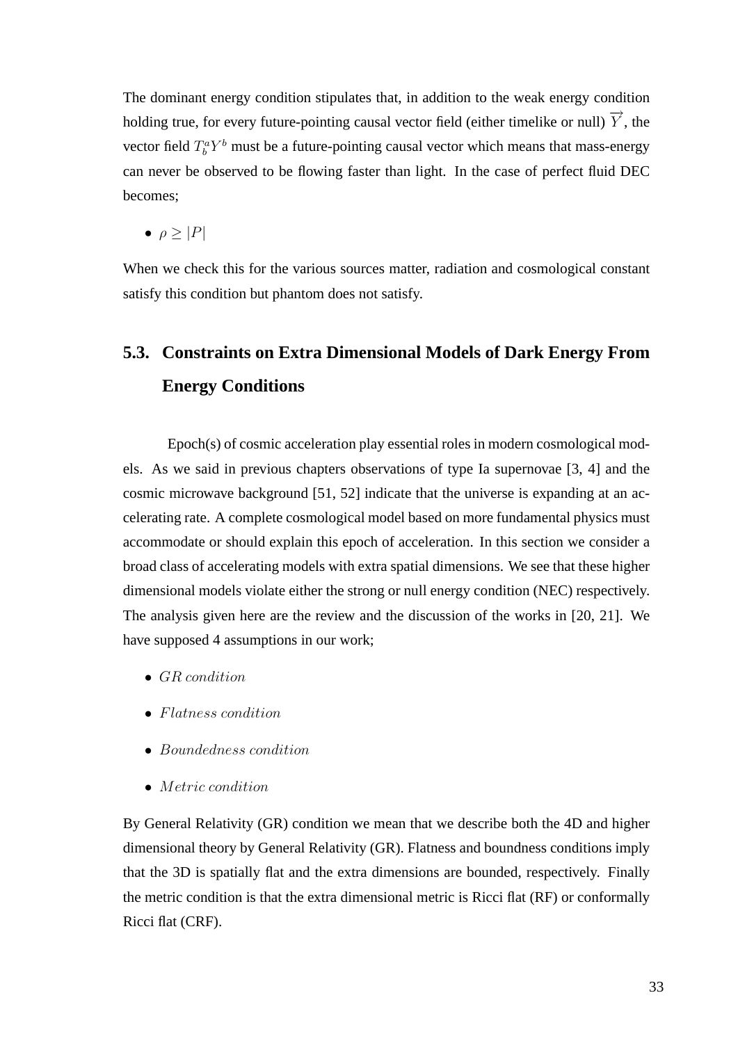The dominant energy condition stipulates that, in addition to the weak energy condition holding true, for every future-pointing causal vector field (either timelike or null) $\overrightarrow{Y}$, the vector field $T^a_b Y^b$ must be a future-pointing causal vector which means that mass-energy can never be observed to be flowing faster than light. In the case of perfect fluid DEC becomes;

- $\rho \geq |P|$

When we check this for the various sources matter, radiation and cosmological constant satisfy this condition but phantom does not satisfy.

## 5.3. Constraints on Extra Dimensional Models of Dark Energy From Energy Conditions

Epoch(s) of cosmic acceleration play essential roles in modern cosmological models. As we said in previous chapters observations of type Ia supernovae [3, 4] and the cosmic microwave background [51, 52] indicate that the universe is expanding at an accelerating rate. A complete cosmological model based on more fundamental physics must accommodate or should explain this epoch of acceleration. In this section we consider a broad class of accelerating models with extra spatial dimensions. We see that these higher dimensional models violate either the strong or null energy condition (NEC) respectively. The analysis given here are the review and the discussion of the works in [20, 21]. We have supposed 4 assumptions in our work;

- $GR\, condition$
- $Flatness\, condition$
- $Boundedness\, condition$
- $Metric\, condition$

By General Relativity (GR) condition we mean that we describe both the 4D and higher dimensional theory by General Relativity (GR). Flatness and boundness conditions imply that the 3D is spatially flat and the extra dimensions are bounded, respectively. Finally the metric condition is that the extra dimensional metric is Ricci flat (RF) or conformally Ricci flat (CRF).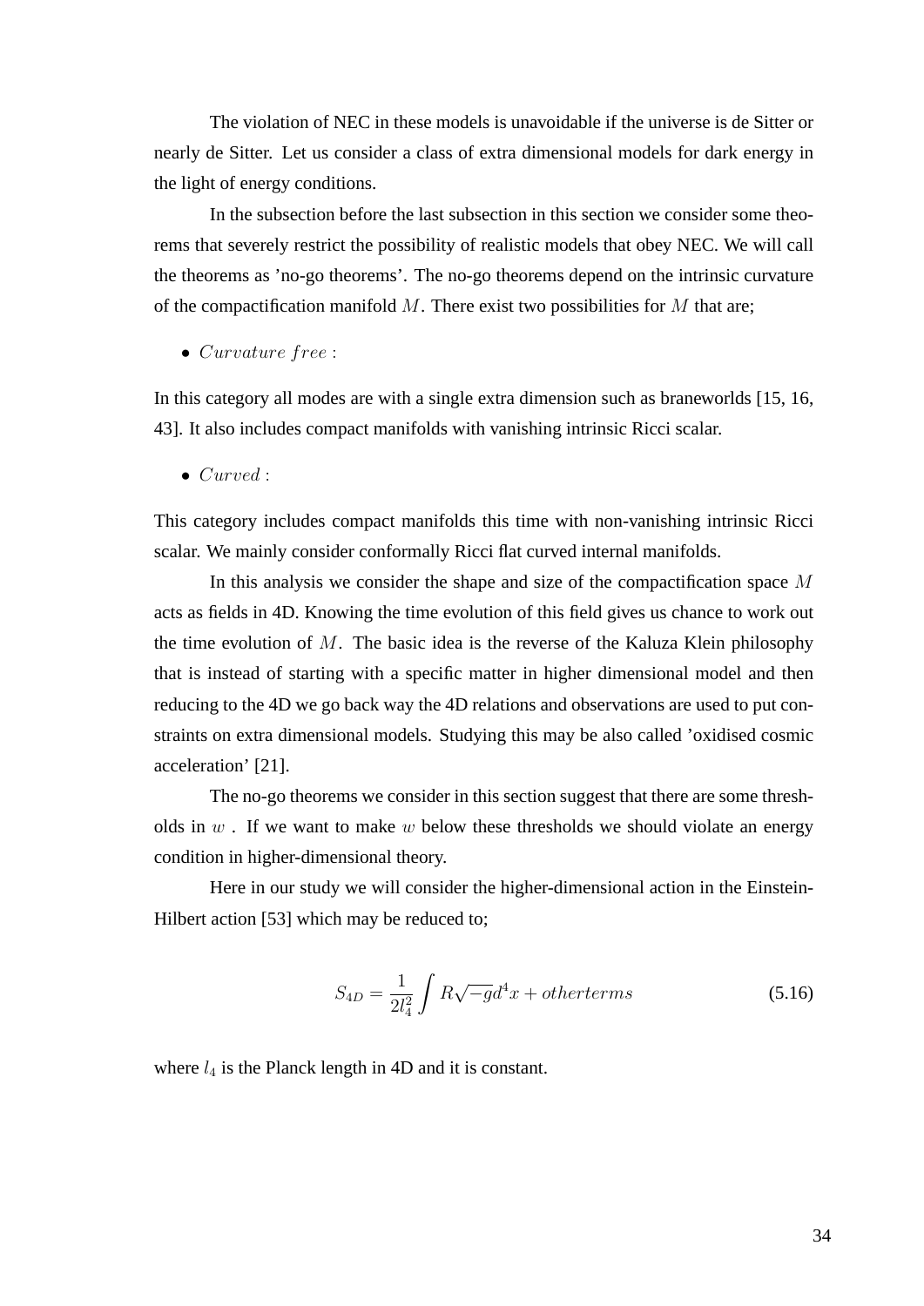The violation of NEC in these models is unavoidable if the universe is de Sitter or nearly de Sitter. Let us consider a class of extra dimensional models for dark energy in the light of energy conditions.

In the subsection before the last subsection in this section we consider some theorems that severely restrict the possibility of realistic models that obey NEC. We will call the theorems as 'no-go theorems'. The no-go theorems depend on the intrinsic curvature of the compactification manifold $M$. There exist two possibilities for $M$ that are;

- $Curvature\ free:$

In this category all modes are with a single extra dimension such as braneworlds [15, 16, 43]. It also includes compact manifolds with vanishing intrinsic Ricci scalar.

- $Curved:$

This category includes compact manifolds this time with non-vanishing intrinsic Ricci scalar. We mainly consider conformally Ricci flat curved internal manifolds.

In this analysis we consider the shape and size of the compactification space $M$ acts as fields in 4D. Knowing the time evolution of this field gives us chance to work out the time evolution of $M$. The basic idea is the reverse of the Kaluza Klein philosophy that is instead of starting with a specific matter in higher dimensional model and then reducing to the 4D we go back way the 4D relations and observations are used to put constraints on extra dimensional models. Studying this may be also called 'oxidised cosmic acceleration' [21].

The no-go theorems we consider in this section suggest that there are some thresholds in $w$ . If we want to make $w$ below these thresholds we should violate an energy condition in higher-dimensional theory.

Here in our study we will consider the higher-dimensional action in the Einstein-Hilbert action [53] which may be reduced to;

$$S_{4D} = \frac{1}{2l_4^2} \int R\sqrt{-g} d^4x + other terms \tag{5.16}$$

where $l_4$ is the Planck length in 4D and it is constant.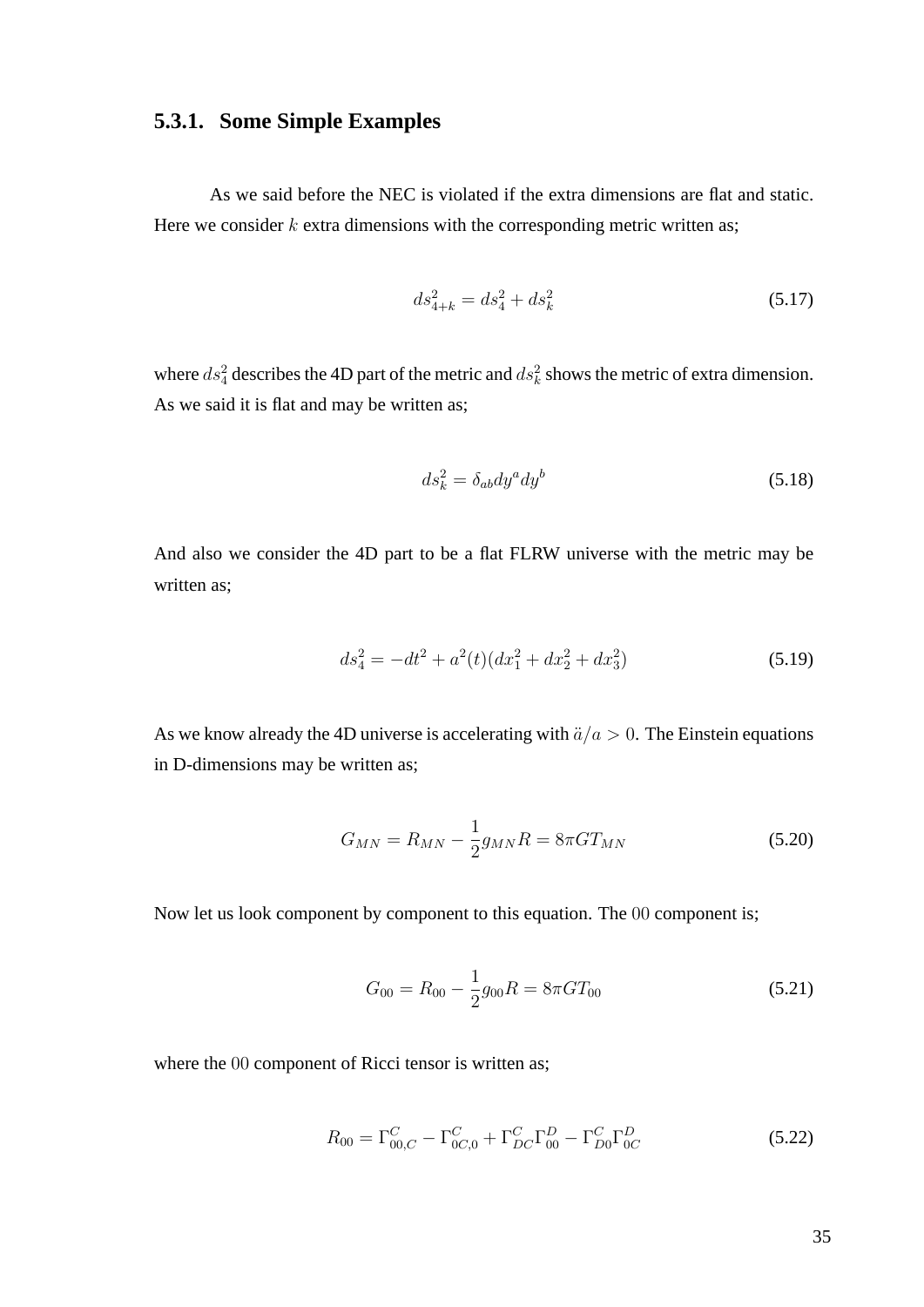### 5.3.1. Some Simple Examples

As we said before the NEC is violated if the extra dimensions are flat and static. Here we consider $k$ extra dimensions with the corresponding metric written as;

$$ds^2_{4+k} = ds^2_4 + ds^2_k \tag{5.17}$$

where $ds^2_4$ describes the 4D part of the metric and $ds^2_k$ shows the metric of extra dimension. As we said it is flat and may be written as;

$$ds^2_k = \delta_{ab} dy^a dy^b \tag{5.18}$$

And also we consider the 4D part to be a flat FLRW universe with the metric may be written as;

$$ds^2_4 = -dt^2 + a^2(t)(dx_1^2 + dx_2^2 + dx_3^2) \tag{5.19}$$

As we know already the 4D universe is accelerating with $\ddot{a}/a > 0$. The Einstein equations in D-dimensions may be written as;

$$G_{MN} = R_{MN} - \frac{1}{2} g_{MN} R = 8\pi G T_{MN} \tag{5.20}$$

Now let us look component by component to this equation. The $00$ component is;

$$G_{00} = R_{00} - \frac{1}{2} g_{00} R = 8\pi G T_{00} \tag{5.21}$$

where the $00$ component of Ricci tensor is written as;

$$R_{00} = \Gamma^C_{00,C} - \Gamma^C_{0C,0} + \Gamma^C_{DC}\Gamma^D_{00} - \Gamma^C_{D0}\Gamma^D_{0C} \tag{5.22}$$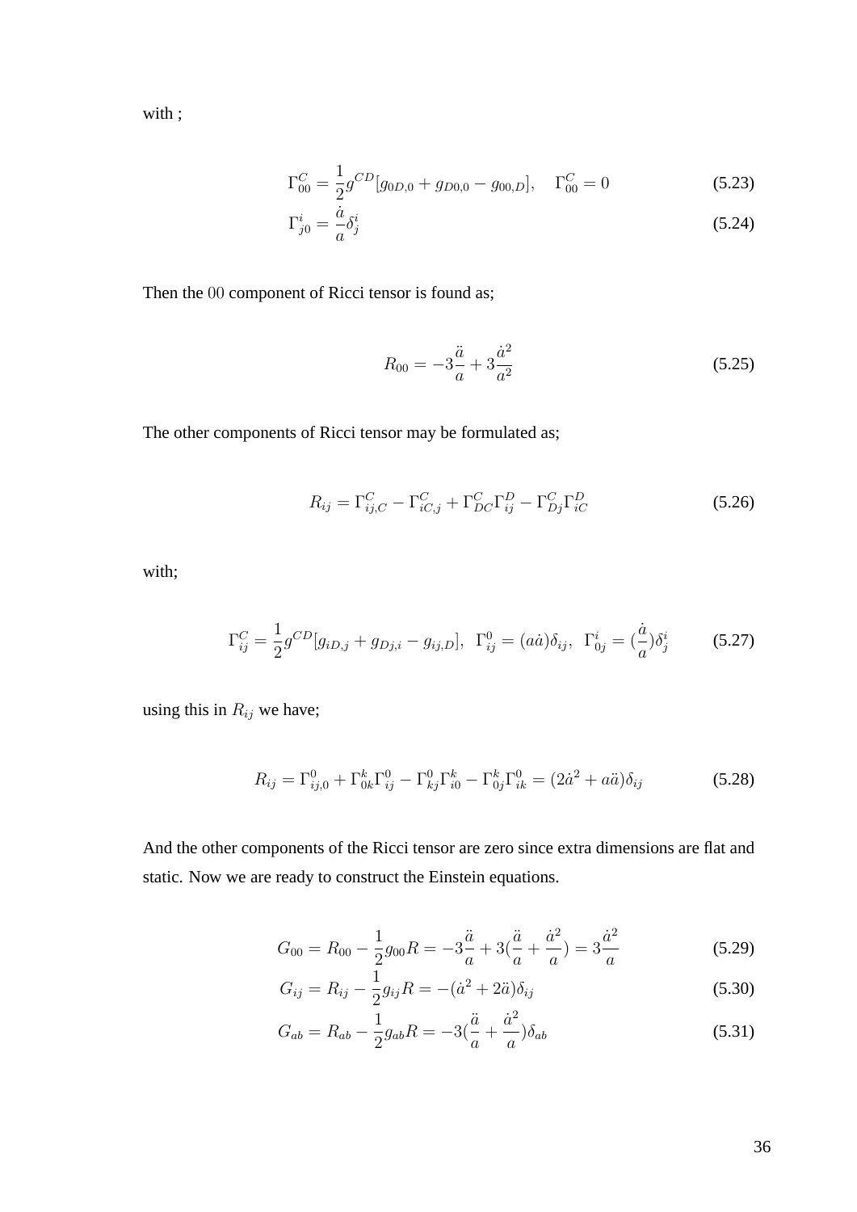with ;

$$\Gamma^C_{00} = \frac{1}{2} g^{CD} [g_{0D,0} + g_{D0,0} - g_{00,D}], \quad \Gamma^C_{00} = 0 \tag{5.23}$$

$$\Gamma^i_{j0} = \frac{\dot{a}}{a} \delta^i_j \tag{5.24}$$

Then the $00$ component of Ricci tensor is found as;

$$R_{00} = -3\frac{\ddot{a}}{a} + 3\frac{\dot{a}^2}{a^2} \tag{5.25}$$

The other components of Ricci tensor may be formulated as;

$$R_{ij} = \Gamma^C_{ij,C} - \Gamma^C_{iC,j} + \Gamma^C_{DC}\Gamma^D_{ij} - \Gamma^C_{Dj}\Gamma^D_{iC} \tag{5.26}$$

with;

$$\Gamma^C_{ij} = \frac{1}{2} g^{CD} [g_{iD,j} + g_{Dj,i} - g_{ij,D}], \;\; \Gamma^0_{ij} = (a\dot{a})\delta_{ij}, \;\; \Gamma^i_{0j} = (\frac{\dot{a}}{a})\delta^i_j \tag{5.27}$$

using this in $R_{ij}$ we have;

$$R_{ij} = \Gamma^0_{ij,0} + \Gamma^k_{0k}\Gamma^0_{ij} - \Gamma^0_{kj}\Gamma^k_{i0} - \Gamma^k_{0j}\Gamma^0_{ik} = (2\dot{a}^2 + a\ddot{a})\delta_{ij} \tag{5.28}$$

And the other components of the Ricci tensor are zero since extra dimensions are flat and static. Now we are ready to construct the Einstein equations.

$$G_{00} = R_{00} - \frac{1}{2} g_{00} R = -3\frac{\ddot{a}}{a} + 3(\frac{\ddot{a}}{a} + \frac{\dot{a}^2}{a}) = 3\frac{\dot{a}^2}{a} \tag{5.29}$$

$$G_{ij} = R_{ij} - \frac{1}{2} g_{ij} R = -(\dot{a}^2 + 2\ddot{a})\delta_{ij} \tag{5.30}$$

$$G_{ab} = R_{ab} - \frac{1}{2} g_{ab} R = -3(\frac{\ddot{a}}{a} + \frac{\dot{a}^2}{a})\delta_{ab} \tag{5.31}$$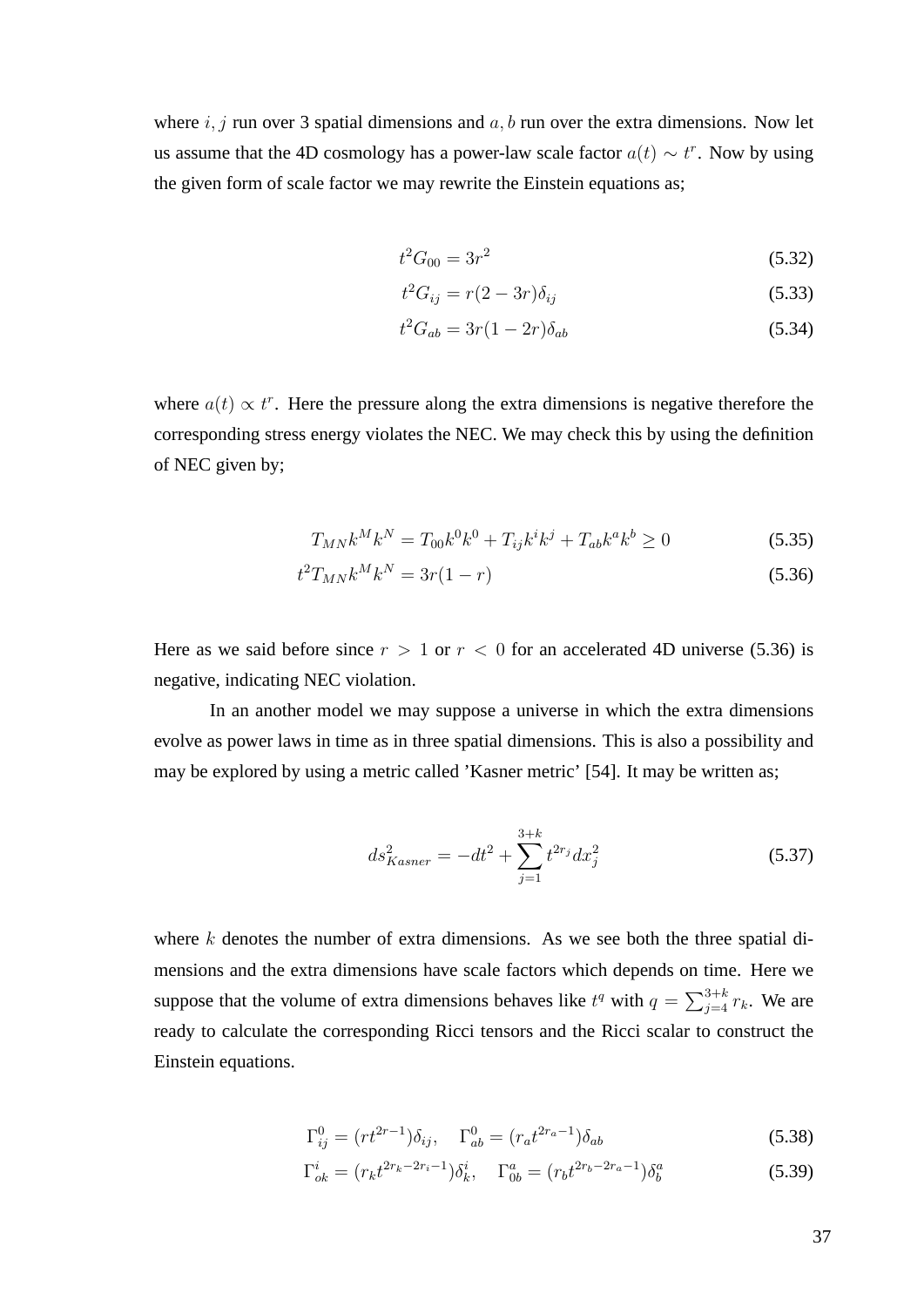where $i, j$ run over 3 spatial dimensions and $a, b$ run over the extra dimensions. Now let us assume that the 4D cosmology has a power-law scale factor $a(t) \sim t^r$. Now by using the given form of scale factor we may rewrite the Einstein equations as;

$$t^2 G_{00} = 3r^2 \tag{5.32}$$

$$t^2 G_{ij} = r(2 - 3r)\delta_{ij} \tag{5.33}$$

$$t^2 G_{ab} = 3r(1 - 2r)\delta_{ab} \tag{5.34}$$

where $a(t) \propto t^r$. Here the pressure along the extra dimensions is negative therefore the corresponding stress energy violates the NEC. We may check this by using the definition of NEC given by;

$$T_{MN}k^M k^N = T_{00}k^0 k^0 + T_{ij}k^i k^j + T_{ab}k^a k^b \geq 0 \tag{5.35}$$

$$t^2 T_{MN}k^M k^N = 3r(1 - r) \tag{5.36}$$

Here as we said before since $r > 1$ or $r < 0$ for an accelerated 4D universe (5.36) is negative, indicating NEC violation.

In an another model we may suppose a universe in which the extra dimensions evolve as power laws in time as in three spatial dimensions. This is also a possibility and may be explored by using a metric called 'Kasner metric' [54]. It may be written as;

$$ds^2_{Kasner} = -dt^2 + \sum_{j=1}^{3+k} t^{2r_j} dx_j^2 \tag{5.37}$$

where $k$ denotes the number of extra dimensions. As we see both the three spatial dimensions and the extra dimensions have scale factors which depends on time. Here we suppose that the volume of extra dimensions behaves like $t^q$ with $q = \sum_{j=4}^{3+k} r_k$. We are ready to calculate the corresponding Ricci tensors and the Ricci scalar to construct the Einstein equations.

$$\Gamma^0_{ij} = (rt^{2r-1})\delta_{ij}, \quad \Gamma^0_{ab} = (r_a t^{2r_a - 1})\delta_{ab} \tag{5.38}$$

$$\Gamma^i_{ok} = (r_k t^{2r_k - 2r_i - 1})\delta^i_k, \quad \Gamma^a_{0b} = (r_b t^{2r_b - 2r_a - 1})\delta^a_b \tag{5.39}$$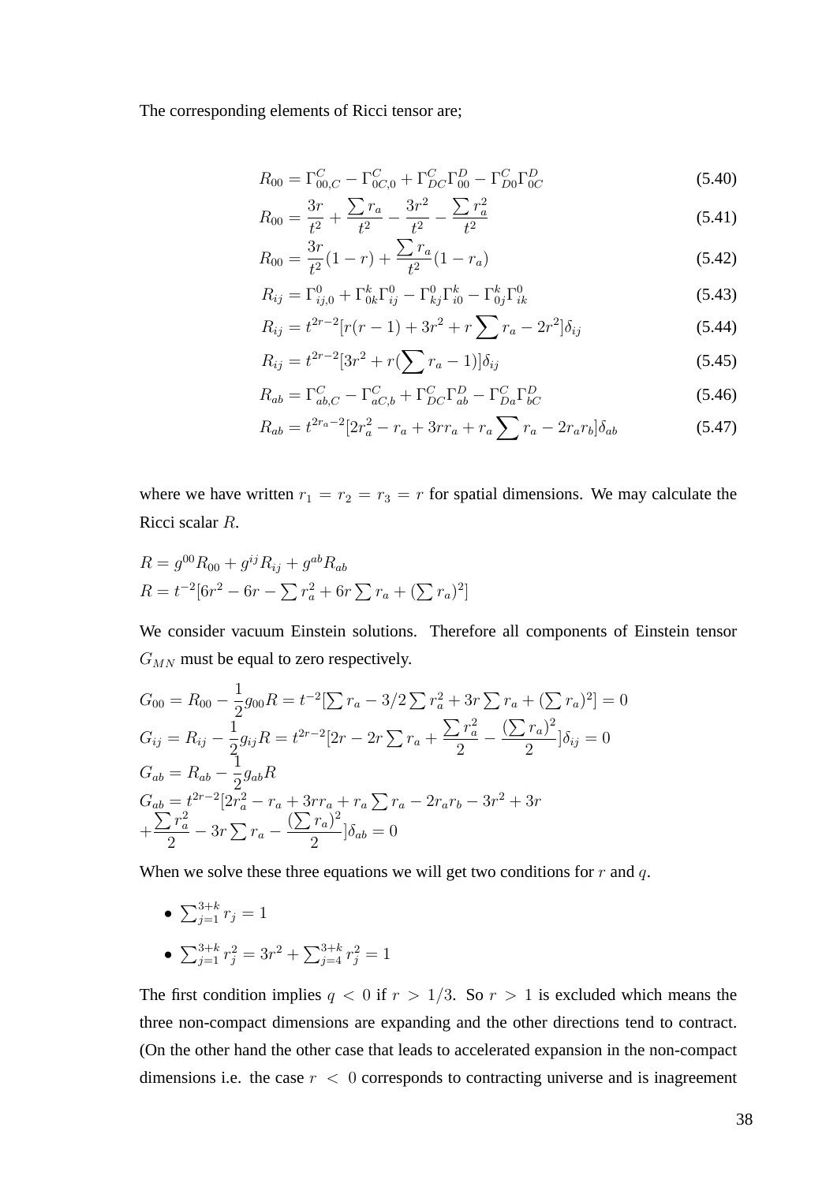The corresponding elements of Ricci tensor are;

$$R_{00} = \Gamma^C_{00,C} - \Gamma^C_{0C,0} + \Gamma^C_{DC}\Gamma^D_{00} - \Gamma^C_{D0}\Gamma^D_{0C} \tag{5.40}$$

$$R_{00} = \frac{3r}{t^2} + \frac{\sum r_a}{t^2} - \frac{3r^2}{t^2} - \frac{\sum r_a^2}{t^2} \tag{5.41}$$

$$R_{00} = \frac{3r}{t^2}(1-r) + \frac{\sum r_a}{t^2}(1-r_a) \tag{5.42}$$

$$R_{ij} = \Gamma^0_{ij,0} + \Gamma^k_{0k}\Gamma^0_{ij} - \Gamma^0_{kj}\Gamma^k_{i0} - \Gamma^k_{0j}\Gamma^0_{ik} \tag{5.43}$$

$$R_{ij} = t^{2r-2}[r(r-1) + 3r^2 + r\sum r_a - 2r^2]\delta_{ij} \tag{5.44}$$

$$R_{ij} = t^{2r-2}[3r^2 + r(\sum r_a - 1)]\delta_{ij} \tag{5.45}$$

$$R_{ab} = \Gamma^C_{ab,C} - \Gamma^C_{aC,b} + \Gamma^C_{DC}\Gamma^D_{ab} - \Gamma^C_{Da}\Gamma^D_{bC} \tag{5.46}$$

$$R_{ab} = t^{2r_a-2}[2r_a^2 - r_a + 3rr_a + r_a\sum r_a - 2r_ar_b]\delta_{ab} \tag{5.47}$$

where we have written $r_1 = r_2 = r_3 = r$ for spatial dimensions. We may calculate the Ricci scalar $R$.

$$R = g^{00}R_{00} + g^{ij}R_{ij} + g^{ab}R_{ab}$$
$$R = t^{-2}[6r^2 - 6r - \sum r_a^2 + 6r\sum r_a + (\sum r_a)^2]$$

We consider vacuum Einstein solutions. Therefore all components of Einstein tensor $G_{MN}$ must be equal to zero respectively.

$$G_{00} = R_{00} - \frac{1}{2}g_{00}R = t^{-2}[\sum r_a - 3/2\sum r_a^2 + 3r\sum r_a + (\sum r_a)^2] = 0$$
$$G_{ij} = R_{ij} - \frac{1}{2}g_{ij}R = t^{2r-2}[2r - 2r\sum r_a + \frac{\sum r_a^2}{2} - \frac{(\sum r_a)^2}{2}]\delta_{ij} = 0$$
$$G_{ab} = R_{ab} - \frac{1}{2}g_{ab}R$$
$$G_{ab} = t^{2r-2}[2r_a^2 - r_a + 3rr_a + r_a\sum r_a - 2r_ar_b - 3r^2 + 3r$$
$$+\frac{\sum r_a^2}{2} - 3r\sum r_a - \frac{(\sum r_a)^2}{2}]\delta_{ab} = 0$$

When we solve these three equations we will get two conditions for $r$ and $q$.

- $\sum_{j=1}^{3+k} r_j = 1$
- $\sum_{j=1}^{3+k} r_j^2 = 3r^2 + \sum_{j=4}^{3+k} r_j^2 = 1$

The first condition implies $q < 0$ if $r > 1/3$. So $r > 1$ is excluded which means the three non-compact dimensions are expanding and the other directions tend to contract. (On the other hand the other case that leads to accelerated expansion in the non-compact dimensions i.e. the case $r < 0$ corresponds to contracting universe and is inagreement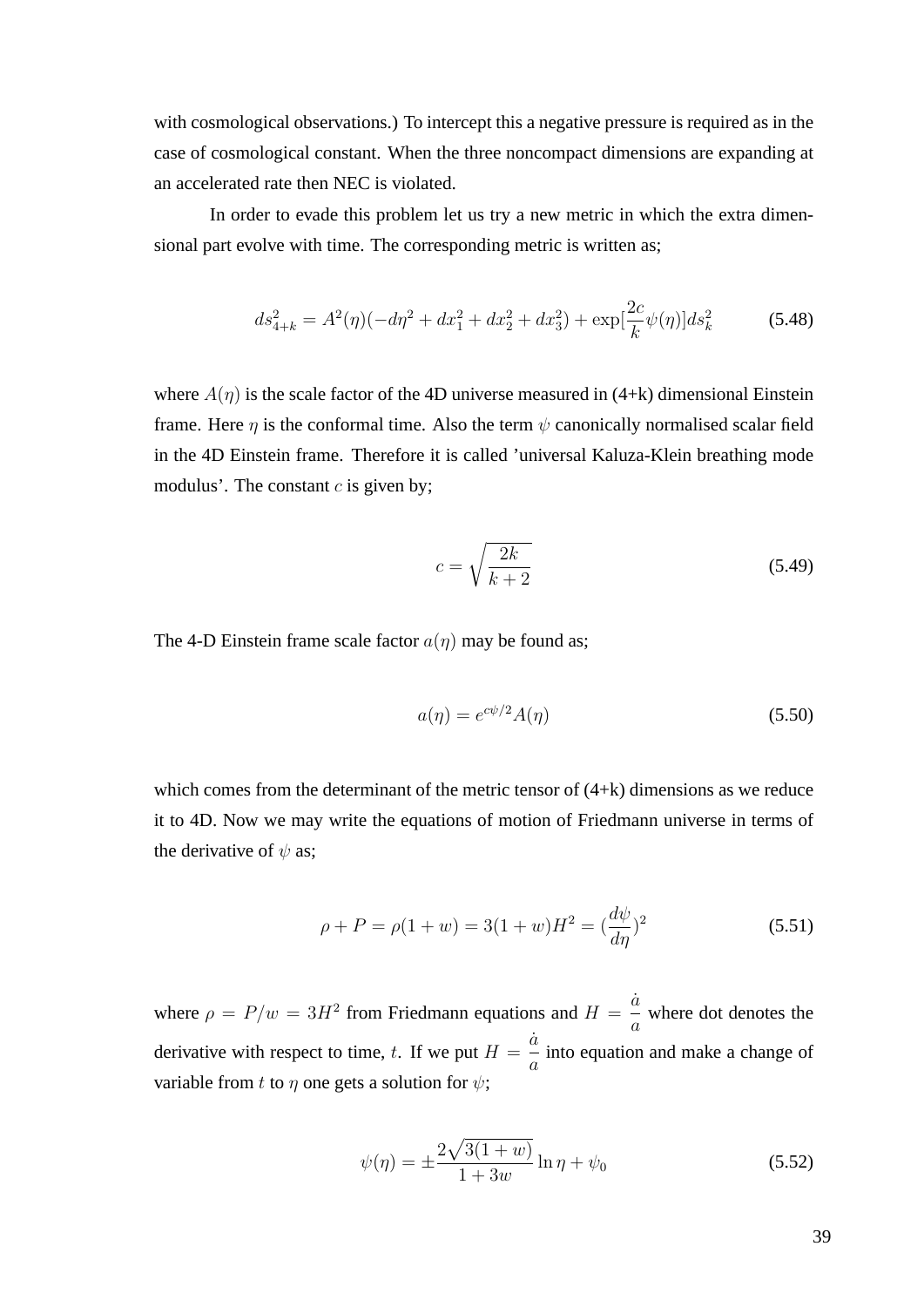with cosmological observations.) To intercept this a negative pressure is required as in the case of cosmological constant. When the three noncompact dimensions are expanding at an accelerated rate then NEC is violated.

In order to evade this problem let us try a new metric in which the extra dimensional part evolve with time. The corresponding metric is written as;

$$ds^2_{4+k} = A^2(\eta)(-d\eta^2 + dx_1^2 + dx_2^2 + dx_3^2) + \exp[\frac{2c}{k}\psi(\eta)]ds_k^2 \tag{5.48}$$

where $A(\eta)$ is the scale factor of the 4D universe measured in (4+k) dimensional Einstein frame. Here $\eta$ is the conformal time. Also the term $\psi$ canonically normalised scalar field in the 4D Einstein frame. Therefore it is called 'universal Kaluza-Klein breathing mode modulus'. The constant $c$ is given by;

$$c = \sqrt{\frac{2k}{k+2}} \tag{5.49}$$

The 4-D Einstein frame scale factor $a(\eta)$ may be found as;

$$a(\eta) = e^{c\psi/2}A(\eta) \tag{5.50}$$

which comes from the determinant of the metric tensor of (4+k) dimensions as we reduce it to 4D. Now we may write the equations of motion of Friedmann universe in terms of the derivative of $\psi$ as;

$$\rho + P = \rho(1+w) = 3(1+w)H^2 = (\frac{d\psi}{d\eta})^2 \tag{5.51}$$

where $\rho = P/w = 3H^2$ from Friedmann equations and $H = \frac{\dot{a}}{a}$ where dot denotes the derivative with respect to time, $t$. If we put $H = \frac{\dot{a}}{a}$ into equation and make a change of variable from $t$ to $\eta$ one gets a solution for $\psi$;

$$\psi(\eta) = \pm\frac{2\sqrt{3(1+w)}}{1+3w}\ln\eta + \psi_0 \tag{5.52}$$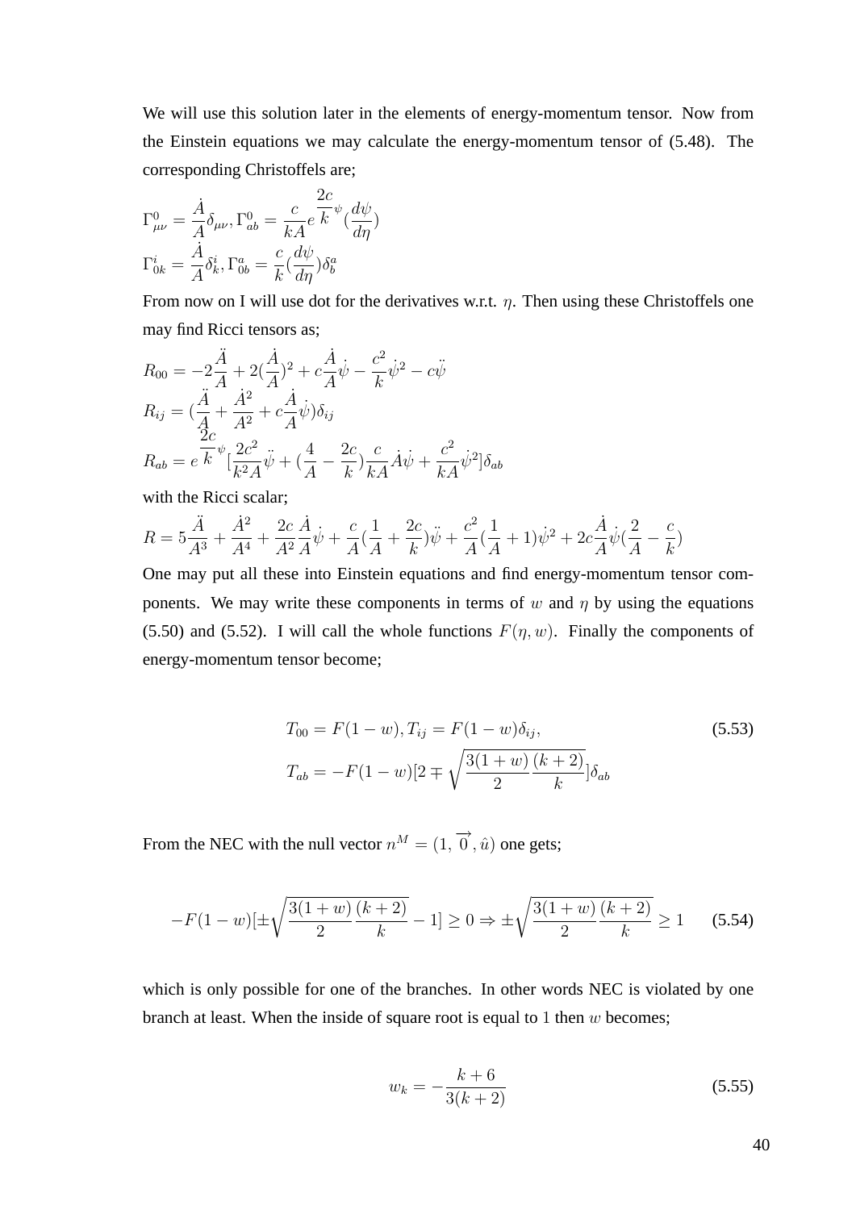We will use this solution later in the elements of energy-momentum tensor. Now from the Einstein equations we may calculate the energy-momentum tensor of (5.48). The corresponding Christoffels are;

$$\Gamma^0_{\mu\nu} = \frac{\dot{A}}{A}\delta_{\mu\nu}, \Gamma^0_{ab} = \frac{c}{kA}e^{\frac{2c}{k}\psi}(\frac{d\psi}{d\eta})$$
$$\Gamma^i_{0k} = \frac{\dot{A}}{A}\delta^i_k, \Gamma^a_{0b} = \frac{c}{k}(\frac{d\psi}{d\eta})\delta^a_b$$

From now on I will use dot for the derivatives w.r.t. $\eta$. Then using these Christoffels one may find Ricci tensors as;

$$R_{00} = -2\frac{\ddot{A}}{A} + 2(\frac{\dot{A}}{A})^2 + c\frac{\dot{A}}{A}\dot{\psi} - \frac{c^2}{k}\dot{\psi}^2 - c\ddot{\psi}$$
$$R_{ij} = (\frac{\ddot{A}}{A} + \frac{\dot{A}^2}{A^2} + c\frac{\dot{A}}{A}\dot{\psi})\delta_{ij}$$
$$R_{ab} = e^{\frac{2c}{k}\psi}[\frac{2c^2}{k^2 A}\ddot{\psi} + (\frac{4}{A} - \frac{2c}{k})\frac{c}{kA}\dot{A}\dot{\psi} + \frac{c^2}{kA}\dot{\psi}^2]\delta_{ab}$$

with the Ricci scalar;

$$R = 5\frac{\ddot{A}}{A^3} + \frac{\dot{A}^2}{A^4} + \frac{2c}{A^2}\frac{\dot{A}}{A}\dot{\psi} + \frac{c}{A}(\frac{1}{A} + \frac{2c}{k})\ddot{\psi} + \frac{c^2}{A}(\frac{1}{A} + 1)\dot{\psi}^2 + 2c\frac{\dot{A}}{A}\dot{\psi}(\frac{2}{A} - \frac{c}{k})$$

One may put all these into Einstein equations and find energy-momentum tensor components. We may write these components in terms of $w$ and $\eta$ by using the equations (5.50) and (5.52). I will call the whole functions $F(\eta, w)$. Finally the components of energy-momentum tensor become;

$$T_{00} = F(1-w), T_{ij} = F(1-w)\delta_{ij}, \tag{5.53}$$
$$T_{ab} = -F(1-w)[2 \mp \sqrt{\frac{3(1+w)}{2}\frac{(k+2)}{k}}]\delta_{ab}$$

From the NEC with the null vector $n^M = (1, \overrightarrow{0}, \hat{u})$ one gets;

$$-F(1-w)[\pm\sqrt{\frac{3(1+w)}{2}\frac{(k+2)}{k}} - 1] \geq 0 \Rightarrow \pm\sqrt{\frac{3(1+w)}{2}\frac{(k+2)}{k}} \geq 1 \tag{5.54}$$

which is only possible for one of the branches. In other words NEC is violated by one branch at least. When the inside of square root is equal to 1 then $w$ becomes;

$$w_k = -\frac{k+6}{3(k+2)} \tag{5.55}$$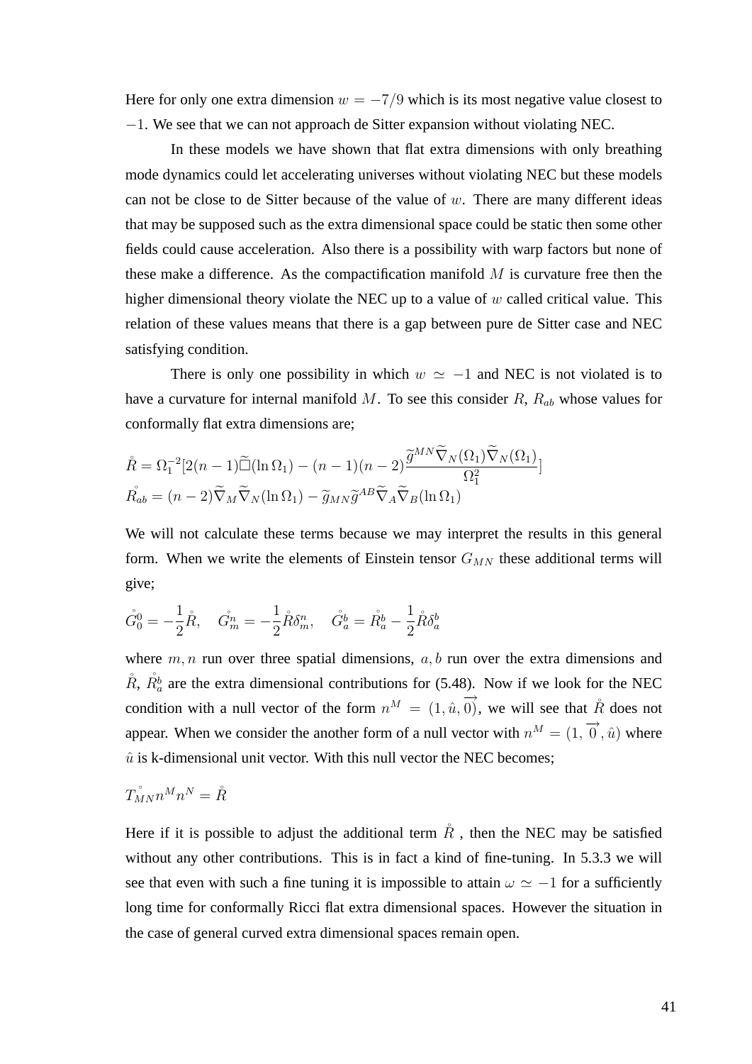Here for only one extra dimension $w = -7/9$ which is its most negative value closest to $-1$. We see that we can not approach de Sitter expansion without violating NEC.

In these models we have shown that flat extra dimensions with only breathing mode dynamics could let accelerating universes without violating NEC but these models can not be close to de Sitter because of the value of $w$. There are many different ideas that may be supposed such as the extra dimensional space could be static then some other fields could cause acceleration. Also there is a possibility with warp factors but none of these make a difference. As the compactification manifold $M$ is curvature free then the higher dimensional theory violate the NEC up to a value of $w$ called critical value. This relation of these values means that there is a gap between pure de Sitter case and NEC satisfying condition.

There is only one possibility in which $w \simeq -1$ and NEC is not violated is to have a curvature for internal manifold $M$. To see this consider $R$, $R_{ab}$ whose values for conformally flat extra dimensions are;

$$\mathring{R} = \Omega_1^{-2}[2(n-1)\widetilde{\Box}(\ln \Omega_1) - (n-1)(n-2)\frac{\widetilde{g}^{MN}\widetilde{\nabla}_N(\Omega_1)\widetilde{\nabla}_N(\Omega_1)}{\Omega_1^2}]$$
$$\mathring{R}_{ab} = (n-2)\widetilde{\nabla}_M\widetilde{\nabla}_N(\ln \Omega_1) - \widetilde{g}_{MN}\widetilde{g}^{AB}\widetilde{\nabla}_A\widetilde{\nabla}_B(\ln \Omega_1)$$

We will not calculate these terms because we may interpret the results in this general form. When we write the elements of Einstein tensor $G_{MN}$ these additional terms will give;

$$\mathring{G}_0^0 = -\frac{1}{2}\mathring{R}, \quad \mathring{G}_m^n = -\frac{1}{2}\mathring{R}\delta_m^n, \quad \mathring{G}_a^b = \mathring{R}_a^b - \frac{1}{2}\mathring{R}\delta_a^b$$

where $m, n$ run over three spatial dimensions, $a, b$ run over the extra dimensions and $\mathring{R}$, $\mathring{R}_a^b$ are the extra dimensional contributions for (5.48). Now if we look for the NEC condition with a null vector of the form $n^M = (1, \hat{u}, \overrightarrow{0})$, we will see that $\mathring{R}$ does not appear. When we consider the another form of a null vector with $n^M = (1, \overrightarrow{0}, \hat{u})$ where $\hat{u}$ is k-dimensional unit vector. With this null vector the NEC becomes;

$$T_{MN}^{\circ} n^M n^N = \mathring{R}$$

Here if it is possible to adjust the additional term $\mathring{R}$ , then the NEC may be satisfied without any other contributions. This is in fact a kind of fine-tuning. In 5.3.3 we will see that even with such a fine tuning it is impossible to attain $\omega \simeq -1$ for a sufficiently long time for conformally Ricci flat extra dimensional spaces. However the situation in the case of general curved extra dimensional spaces remain open.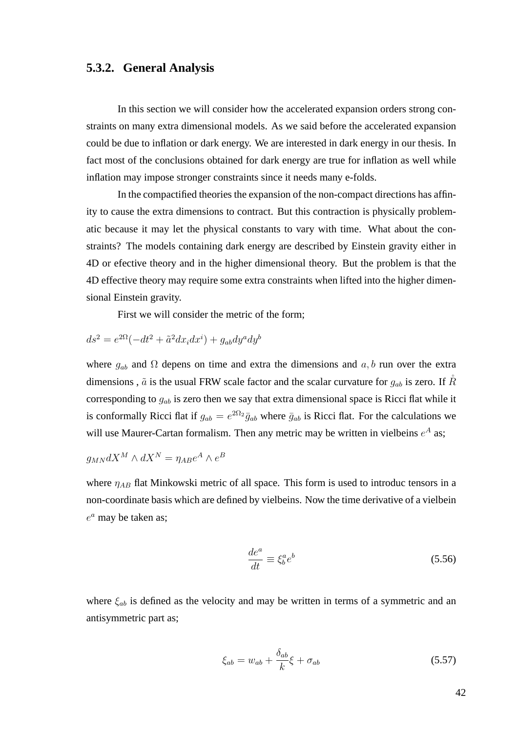### 5.3.2. General Analysis

In this section we will consider how the accelerated expansion orders strong constraints on many extra dimensional models. As we said before the accelerated expansion could be due to inflation or dark energy. We are interested in dark energy in our thesis. In fact most of the conclusions obtained for dark energy are true for inflation as well while inflation may impose stronger constraints since it needs many e-folds.

In the compactified theories the expansion of the non-compact directions has affinity to cause the extra dimensions to contract. But this contraction is physically problematic because it may let the physical constants to vary with time. What about the constraints? The models containing dark energy are described by Einstein gravity either in 4D or efective theory and in the higher dimensional theory. But the problem is that the 4D effective theory may require some extra constraints when lifted into the higher dimensional Einstein gravity.

First we will consider the metric of the form;

$$ds^2 = e^{2\Omega}(-dt^2 + \tilde{a}^2 dx_i dx^i) + g_{ab} dy^a dy^b$$

where $g_{ab}$ and $\Omega$ depens on time and extra the dimensions and $a, b$ run over the extra dimensions , $\tilde{a}$ is the usual FRW scale factor and the scalar curvature for $g_{ab}$ is zero. If $\mathring{R}$ corresponding to $g_{ab}$ is zero then we say that extra dimensional space is Ricci flat while it is conformally Ricci flat if $g_{ab} = e^{2\Omega_2}\bar{g}_{ab}$ where $\bar{g}_{ab}$ is Ricci flat. For the calculations we will use Maurer-Cartan formalism. Then any metric may be written in vielbeins $e^A$ as;

$$g_{MN} dX^M \wedge dX^N = \eta_{AB} e^A \wedge e^B$$

where $\eta_{AB}$ flat Minkowski metric of all space. This form is used to introduc tensors in a non-coordinate basis which are defined by vielbeins. Now the time derivative of a vielbein $e^a$ may be taken as;

$$\frac{de^a}{dt} \equiv \xi^a_b e^b \tag{5.56}$$

where $\xi_{ab}$ is defined as the velocity and may be written in terms of a symmetric and an antisymmetric part as;

$$\xi_{ab} = w_{ab} + \frac{\delta_{ab}}{k}\xi + \sigma_{ab} \tag{5.57}$$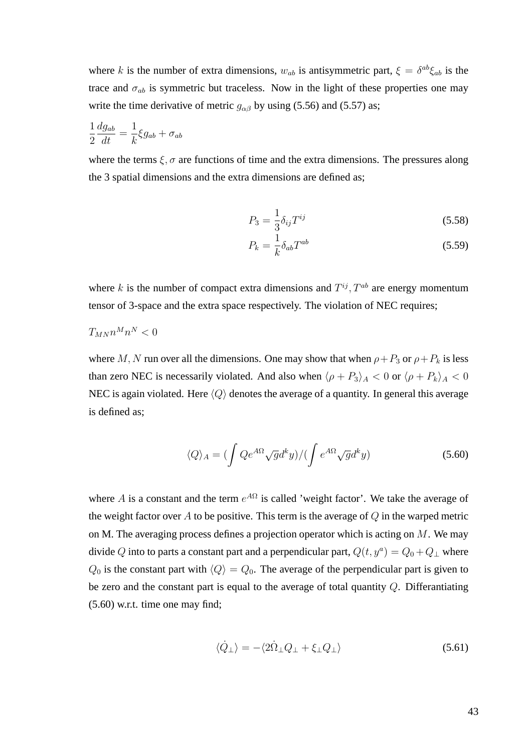where $k$ is the number of extra dimensions, $w_{ab}$ is antisymmetric part, $\xi = \delta^{ab}\xi_{ab}$ is the trace and $\sigma_{ab}$ is symmetric but traceless. Now in the light of these properties one may write the time derivative of metric $g_{\alpha\beta}$ by using (5.56) and (5.57) as;

$$\frac{1}{2}\frac{dg_{ab}}{dt} = \frac{1}{k}\xi g_{ab} + \sigma_{ab}$$

where the terms $\xi, \sigma$ are functions of time and the extra dimensions. The pressures along the 3 spatial dimensions and the extra dimensions are defined as;

$$P_3 = \frac{1}{3}\delta_{ij}T^{ij} \tag{5.58}$$

$$P_k = \frac{1}{k}\delta_{ab}T^{ab} \tag{5.59}$$

where $k$ is the number of compact extra dimensions and $T^{ij}, T^{ab}$ are energy momentum tensor of 3-space and the extra space respectively. The violation of NEC requires;

$$T_{MN}n^M n^N < 0$$

where $M, N$ run over all the dimensions. One may show that when $\rho + P_3$ or $\rho + P_k$ is less than zero NEC is necessarily violated. And also when $\langle \rho + P_3 \rangle_A < 0$ or $\langle \rho + P_k \rangle_A < 0$ NEC is again violated. Here $\langle Q \rangle$ denotes the average of a quantity. In general this average is defined as;

$$\langle Q \rangle_A = (\int Q e^{A\Omega}\sqrt{g}d^k y)/(\int e^{A\Omega}\sqrt{g}d^k y) \tag{5.60}$$

where $A$ is a constant and the term $e^{A\Omega}$ is called 'weight factor'. We take the average of the weight factor over $A$ to be positive. This term is the average of $Q$ in the warped metric on M. The averaging process defines a projection operator which is acting on $M$. We may divide $Q$ into to parts a constant part and a perpendicular part, $Q(t, y^a) = Q_0 + Q_\perp$ where $Q_0$ is the constant part with $\langle Q \rangle = Q_0$. The average of the perpendicular part is given to be zero and the constant part is equal to the average of total quantity $Q$. Differantiating (5.60) w.r.t. time one may find;

$$\langle \dot{Q}_\perp \rangle = -\langle 2\dot{\Omega}_\perp Q_\perp + \xi_\perp Q_\perp \rangle \tag{5.61}$$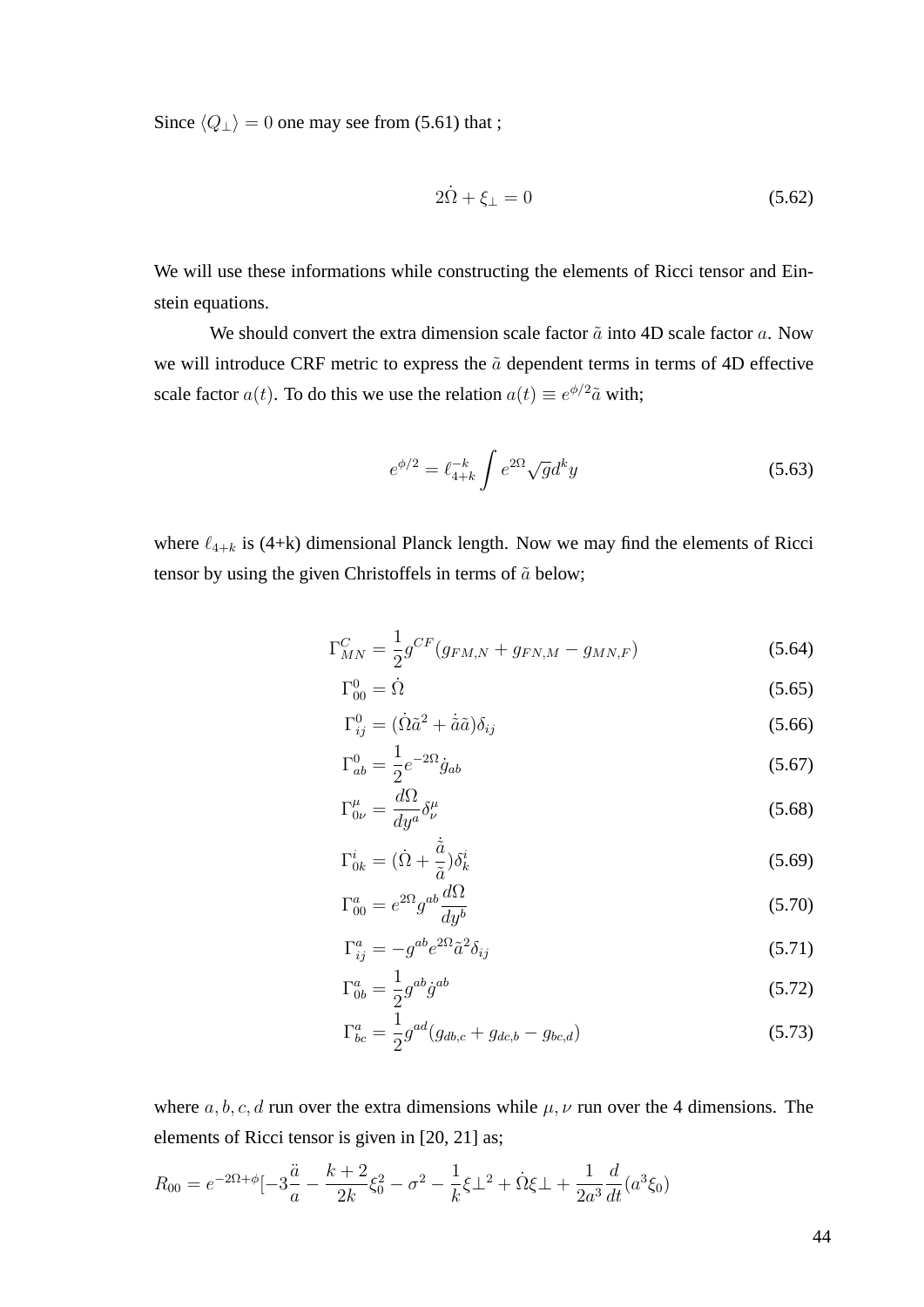Since $\langle Q_{\perp} \rangle = 0$ one may see from (5.61) that ;

$$2\dot{\Omega} + \xi_{\perp} = 0 \tag{5.62}$$

We will use these informations while constructing the elements of Ricci tensor and Einstein equations.

We should convert the extra dimension scale factor $\tilde{a}$ into 4D scale factor $a$. Now we will introduce CRF metric to express the $\tilde{a}$ dependent terms in terms of 4D effective scale factor $a(t)$. To do this we use the relation $a(t) \equiv e^{\phi/2}\tilde{a}$ with;

$$e^{\phi/2} = \ell_{4+k}^{-k} \int e^{2\Omega} \sqrt{g} d^k y \tag{5.63}$$

where $\ell_{4+k}$ is (4+k) dimensional Planck length. Now we may find the elements of Ricci tensor by using the given Christoffels in terms of $\tilde{a}$ below;

$$\Gamma^{C}_{MN} = \frac{1}{2} g^{CF}(g_{FM,N} + g_{FN,M} - g_{MN,F}) \tag{5.64}$$

$$\Gamma^{0}_{00} = \dot{\Omega} \tag{5.65}$$

$$\Gamma^{0}_{ij} = (\dot{\Omega}\tilde{a}^2 + \dot{\tilde{a}}\tilde{a})\delta_{ij} \tag{5.66}$$

$$\Gamma^{0}_{ab} = \frac{1}{2} e^{-2\Omega} \dot{g}_{ab} \tag{5.67}$$

$$\Gamma^{\mu}_{0\nu} = \frac{d\Omega}{dy^a} \delta^{\mu}_{\nu} \tag{5.68}$$

$$\Gamma^{i}_{0k} = (\dot{\Omega} + \frac{\dot{\tilde{a}}}{\tilde{a}})\delta^{i}_{k} \tag{5.69}$$

$$\Gamma^{a}_{00} = e^{2\Omega} g^{ab} \frac{d\Omega}{dy^b} \tag{5.70}$$

$$\Gamma^{a}_{ij} = -g^{ab} e^{2\Omega} \tilde{a}^2 \delta_{ij} \tag{5.71}$$

$$\Gamma^{a}_{0b} = \frac{1}{2} g^{ab} \dot{g}^{ab} \tag{5.72}$$

$$\Gamma^{a}_{bc} = \frac{1}{2} g^{ad}(g_{db,c} + g_{dc,b} - g_{bc,d}) \tag{5.73}$$

where $a, b, c, d$ run over the extra dimensions while $\mu, \nu$ run over the 4 dimensions. The elements of Ricci tensor is given in [20, 21] as;

$$R_{00} = e^{-2\Omega+\phi}[-3\frac{\ddot{a}}{a} - \frac{k+2}{2k}\xi_0^2 - \sigma^2 - \frac{1}{k}\xi\perp^2 + \dot{\Omega}\xi\perp + \frac{1}{2a^3}\frac{d}{dt}(a^3\xi_0)$$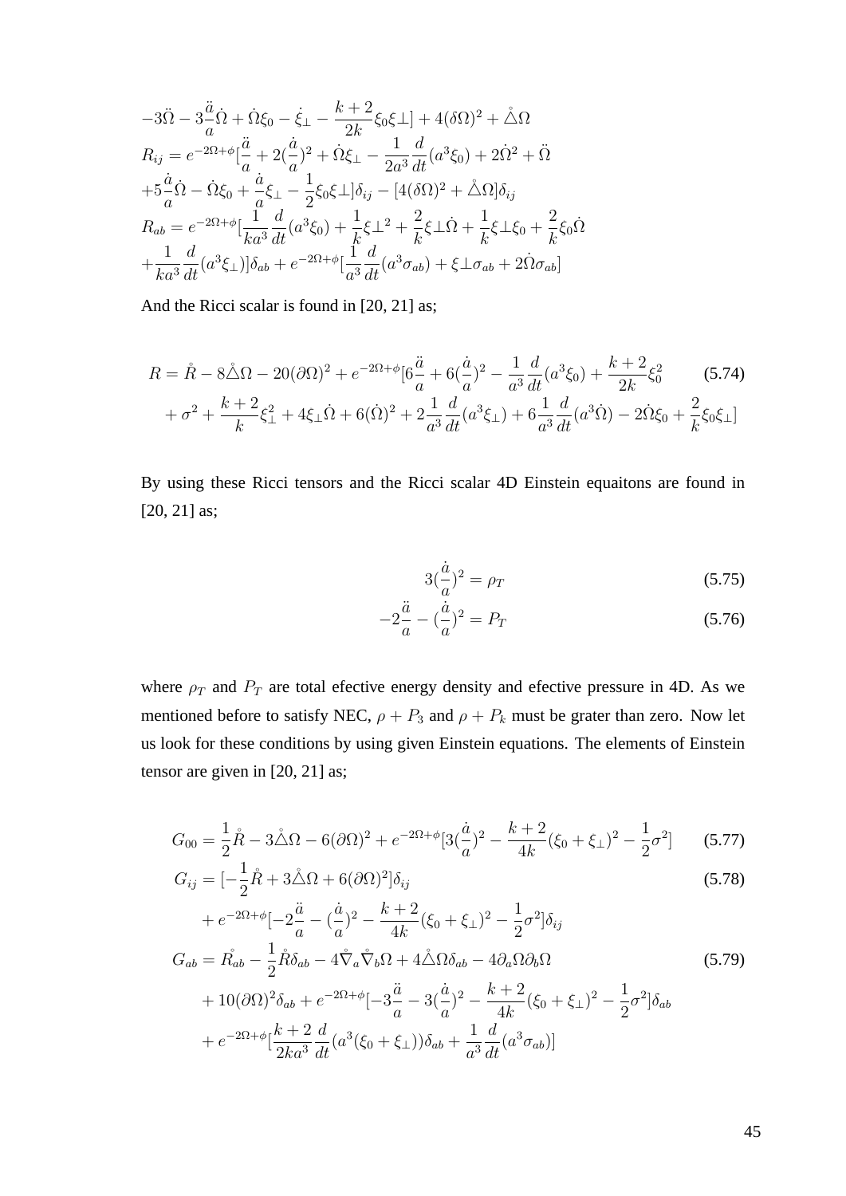$$
\begin{aligned}
&-3\ddot{\Omega} - 3\frac{\ddot{a}}{a}\dot{\Omega} + \dot{\Omega}\xi_0 - \dot{\xi}_{\perp} - \frac{k+2}{2k}\xi_0\xi\perp] + 4(\delta\Omega)^2 + \mathring{\triangle}\Omega \\
&R_{ij} = e^{-2\Omega+\phi}[\frac{\ddot{a}}{a} + 2(\frac{\dot{a}}{a})^2 + \dot{\Omega}\xi_{\perp} - \frac{1}{2a^3}\frac{d}{dt}(a^3\xi_0) + 2\dot{\Omega}^2 + \ddot{\Omega} \\
&+5\frac{\dot{a}}{a}\dot{\Omega} - \dot{\Omega}\xi_0 + \frac{\dot{a}}{a}\xi_{\perp} - \frac{1}{2}\xi_0\xi\perp]\delta_{ij} - [4(\delta\Omega)^2 + \mathring{\triangle}\Omega]\delta_{ij} \\
&R_{ab} = e^{-2\Omega+\phi}[\frac{1}{ka^3}\frac{d}{dt}(a^3\xi_0) + \frac{1}{k}\xi\perp^2 + \frac{2}{k}\xi\perp\dot{\Omega} + \frac{1}{k}\xi\perp\xi_0 + \frac{2}{k}\xi_0\dot{\Omega} \\
&+\frac{1}{ka^3}\frac{d}{dt}(a^3\xi_{\perp})]\delta_{ab} + e^{-2\Omega+\phi}[\frac{1}{a^3}\frac{d}{dt}(a^3\sigma_{ab}) + \xi\perp\sigma_{ab} + 2\dot{\Omega}\sigma_{ab}]
\end{aligned}
$$

And the Ricci scalar is found in [20, 21] as;

$$
\begin{aligned}
R = \mathring{R} - 8\mathring{\triangle}\Omega - 20(\partial\Omega)^2 + e^{-2\Omega+\phi}[6\frac{\ddot{a}}{a} + 6(\frac{\dot{a}}{a})^2 - \frac{1}{a^3}\frac{d}{dt}(a^3\xi_0) + \frac{k+2}{2k}\xi_0^2 \\
+ \sigma^2 + \frac{k+2}{k}\xi_{\perp}^2 + 4\xi_{\perp}\dot{\Omega} + 6(\dot{\Omega})^2 + 2\frac{1}{a^3}\frac{d}{dt}(a^3\xi_{\perp}) + 6\frac{1}{a^3}\frac{d}{dt}(a^3\dot{\Omega}) - 2\dot{\Omega}\xi_0 + \frac{2}{k}\xi_0\xi_{\perp}]
\end{aligned} \tag{5.74}
$$

By using these Ricci tensors and the Ricci scalar 4D Einstein equaitons are found in [20, 21] as;

$$
3(\frac{\dot{a}}{a})^2 = \rho_T \tag{5.75}
$$

$$
-2\frac{\ddot{a}}{a} - (\frac{\dot{a}}{a})^2 = P_T \tag{5.76}
$$

where $\rho_T$ and $P_T$ are total efective energy density and efective pressure in 4D. As we mentioned before to satisfy NEC, $\rho + P_3$ and $\rho + P_k$ must be grater than zero. Now let us look for these conditions by using given Einstein equations. The elements of Einstein tensor are given in [20, 21] as;

$$
G_{00} = \frac{1}{2}\mathring{R} - 3\mathring{\triangle}\Omega - 6(\partial\Omega)^2 + e^{-2\Omega+\phi}[3(\frac{\dot{a}}{a})^2 - \frac{k+2}{4k}(\xi_0 + \xi_{\perp})^2 - \frac{1}{2}\sigma^2] \tag{5.77}
$$

$$
\begin{aligned}
G_{ij} = &[-\frac{1}{2}\mathring{R} + 3\mathring{\triangle}\Omega + 6(\partial\Omega)^2]\delta_{ij} \\
&+ e^{-2\Omega+\phi}[-2\frac{\ddot{a}}{a} - (\frac{\dot{a}}{a})^2 - \frac{k+2}{4k}(\xi_0 + \xi_{\perp})^2 - \frac{1}{2}\sigma^2]\delta_{ij}
\end{aligned} \tag{5.78}
$$

$$
\begin{aligned}
G_{ab} = &\mathring{R}_{ab} - \frac{1}{2}\mathring{R}\delta_{ab} - 4\mathring{\nabla}_a\mathring{\nabla}_b\Omega + 4\mathring{\triangle}\Omega\delta_{ab} - 4\partial_a\Omega\partial_b\Omega \\
&+ 10(\partial\Omega)^2\delta_{ab} + e^{-2\Omega+\phi}[-3\frac{\ddot{a}}{a} - 3(\frac{\dot{a}}{a})^2 - \frac{k+2}{4k}(\xi_0 + \xi_{\perp})^2 - \frac{1}{2}\sigma^2]\delta_{ab} \\
&+ e^{-2\Omega+\phi}[\frac{k+2}{2ka^3}\frac{d}{dt}(a^3(\xi_0 + \xi_{\perp}))\delta_{ab} + \frac{1}{a^3}\frac{d}{dt}(a^3\sigma_{ab})]
\end{aligned} \tag{5.79}
$$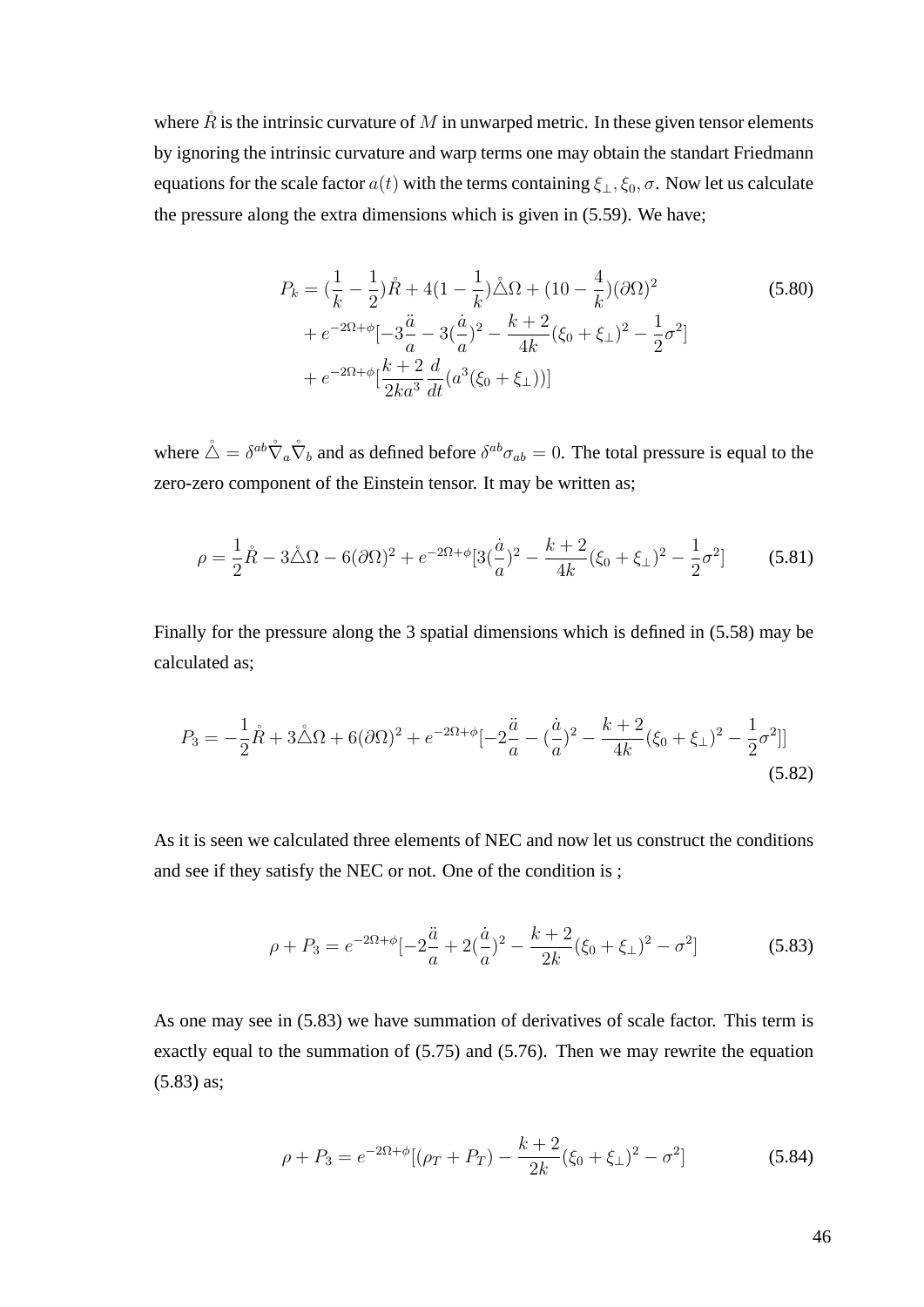where $\mathring{R}$ is the intrinsic curvature of $M$ in unwarped metric. In these given tensor elements by ignoring the intrinsic curvature and warp terms one may obtain the standart Friedmann equations for the scale factor $a(t)$ with the terms containing $\xi_\perp, \xi_0, \sigma$. Now let us calculate the pressure along the extra dimensions which is given in (5.59). We have;

$$
\begin{aligned}
P_k &= (\frac{1}{k} - \frac{1}{2})\mathring{R} + 4(1 - \frac{1}{k})\mathring{\triangle}\Omega + (10 - \frac{4}{k})(\partial\Omega)^2 \\
&+ e^{-2\Omega+\phi}[-3\frac{\ddot{a}}{a} - 3(\frac{\dot{a}}{a})^2 - \frac{k+2}{4k}(\xi_0 + \xi_\perp)^2 - \frac{1}{2}\sigma^2] \\
&+ e^{-2\Omega+\phi}[\frac{k+2}{2ka^3}\frac{d}{dt}(a^3(\xi_0 + \xi_\perp))]
\end{aligned} \tag{5.80}
$$

where $\mathring{\triangle} = \delta^{ab}\mathring{\nabla}_a\mathring{\nabla}_b$ and as defined before $\delta^{ab}\sigma_{ab} = 0$. The total pressure is equal to the zero-zero component of the Einstein tensor. It may be written as;

$$
\rho = \frac{1}{2}\mathring{R} - 3\mathring{\triangle}\Omega - 6(\partial\Omega)^2 + e^{-2\Omega+\phi}[3(\frac{\dot{a}}{a})^2 - \frac{k+2}{4k}(\xi_0 + \xi_\perp)^2 - \frac{1}{2}\sigma^2] \tag{5.81}
$$

Finally for the pressure along the 3 spatial dimensions which is defined in (5.58) may be calculated as;

$$
P_3 = -\frac{1}{2}\mathring{R} + 3\mathring{\triangle}\Omega + 6(\partial\Omega)^2 + e^{-2\Omega+\phi}[-2\frac{\ddot{a}}{a} - (\frac{\dot{a}}{a})^2 - \frac{k+2}{4k}(\xi_0 + \xi_\perp)^2 - \frac{1}{2}\sigma^2]] \tag{5.82}
$$

As it is seen we calculated three elements of NEC and now let us construct the conditions and see if they satisfy the NEC or not. One of the condition is ;

$$
\rho + P_3 = e^{-2\Omega+\phi}[-2\frac{\ddot{a}}{a} + 2(\frac{\dot{a}}{a})^2 - \frac{k+2}{2k}(\xi_0 + \xi_\perp)^2 - \sigma^2] \tag{5.83}
$$

As one may see in (5.83) we have summation of derivatives of scale factor. This term is exactly equal to the summation of (5.75) and (5.76). Then we may rewrite the equation (5.83) as;

$$
\rho + P_3 = e^{-2\Omega+\phi}[(\rho_T + P_T) - \frac{k+2}{2k}(\xi_0 + \xi_\perp)^2 - \sigma^2] \tag{5.84}
$$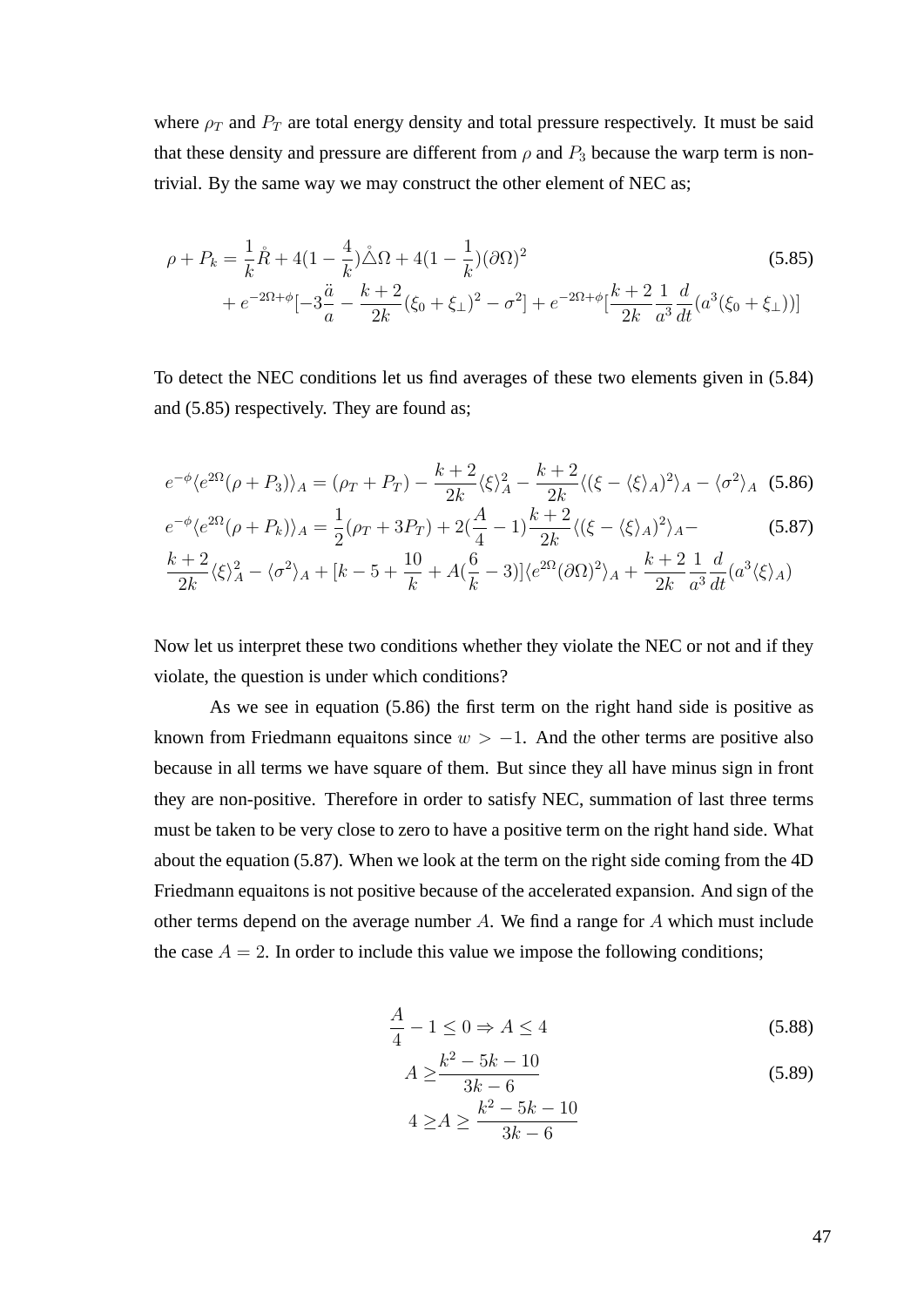where $\rho_T$ and $P_T$ are total energy density and total pressure respectively. It must be said that these density and pressure are different from $\rho$ and $P_3$ because the warp term is non-trivial. By the same way we may construct the other element of NEC as;

$$\rho + P_k = \frac{1}{k}\mathring{R} + 4(1 - \frac{4}{k})\mathring{\triangle}\Omega + 4(1 - \frac{1}{k})(\partial\Omega)^2 \tag{5.85}$$
$$+ e^{-2\Omega+\phi}[-3\frac{\ddot{a}}{a} - \frac{k+2}{2k}(\xi_0 + \xi_\perp)^2 - \sigma^2] + e^{-2\Omega+\phi}[\frac{k+2}{2k}\frac{1}{a^3}\frac{d}{dt}(a^3(\xi_0 + \xi_\perp))]$$

To detect the NEC conditions let us find averages of these two elements given in (5.84) and (5.85) respectively. They are found as;

$$e^{-\phi}\langle e^{2\Omega}(\rho + P_3)\rangle_A = (\rho_T + P_T) - \frac{k+2}{2k}\langle\xi\rangle_A^2 - \frac{k+2}{2k}\langle(\xi - \langle\xi\rangle_A)^2\rangle_A - \langle\sigma^2\rangle_A \tag{5.86}$$

$$e^{-\phi}\langle e^{2\Omega}(\rho + P_k)\rangle_A = \frac{1}{2}(\rho_T + 3P_T) + 2(\frac{A}{4} - 1)\frac{k+2}{2k}\langle(\xi - \langle\xi\rangle_A)^2\rangle_A - \tag{5.87}$$
$$\frac{k+2}{2k}\langle\xi\rangle_A^2 - \langle\sigma^2\rangle_A + [k - 5 + \frac{10}{k} + A(\frac{6}{k} - 3)]\langle e^{2\Omega}(\partial\Omega)^2\rangle_A + \frac{k+2}{2k}\frac{1}{a^3}\frac{d}{dt}(a^3\langle\xi\rangle_A)$$

Now let us interpret these two conditions whether they violate the NEC or not and if they violate, the question is under which conditions?

As we see in equation (5.86) the first term on the right hand side is positive as known from Friedmann equaitons since $w > -1$. And the other terms are positive also because in all terms we have square of them. But since they all have minus sign in front they are non-positive. Therefore in order to satisfy NEC, summation of last three terms must be taken to be very close to zero to have a positive term on the right hand side. What about the equation (5.87). When we look at the term on the right side coming from the 4D Friedmann equaitons is not positive because of the accelerated expansion. And sign of the other terms depend on the average number $A$. We find a range for $A$ which must include the case $A = 2$. In order to include this value we impose the following conditions;

$$\frac{A}{4} - 1 \leq 0 \Rightarrow A \leq 4 \tag{5.88}$$

$$A \geq \frac{k^2 - 5k - 10}{3k - 6} \tag{5.89}$$
$$4 \geq A \geq \frac{k^2 - 5k - 10}{3k - 6}$$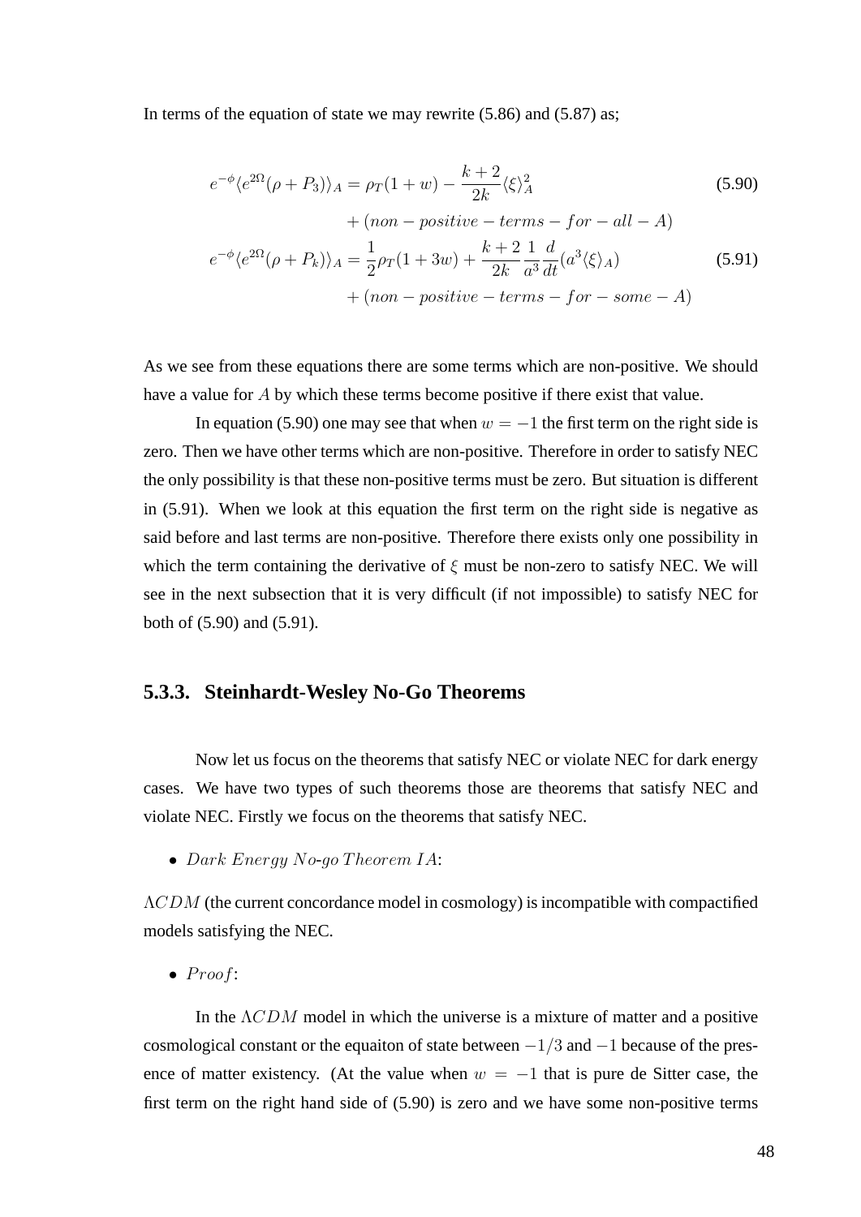In terms of the equation of state we may rewrite (5.86) and (5.87) as;

$$e^{-\phi}\langle e^{2\Omega}(\rho + P_3)\rangle_A = \rho_T(1+w) - \frac{k+2}{2k}\langle\xi\rangle_A^2 \tag{5.90}$$
$$+ (non-positive-terms-for-all-A)$$
$$e^{-\phi}\langle e^{2\Omega}(\rho + P_k)\rangle_A = \frac{1}{2}\rho_T(1+3w) + \frac{k+2}{2k}\frac{1}{a^3}\frac{d}{dt}(a^3\langle\xi\rangle_A) \tag{5.91}$$
$$+ (non-positive-terms-for-some-A)$$

As we see from these equations there are some terms which are non-positive. We should have a value for $A$ by which these terms become positive if there exist that value.

In equation (5.90) one may see that when $w = -1$ the first term on the right side is zero. Then we have other terms which are non-positive. Therefore in order to satisfy NEC the only possibility is that these non-positive terms must be zero. But situation is different in (5.91). When we look at this equation the first term on the right side is negative as said before and last terms are non-positive. Therefore there exists only one possibility in which the term containing the derivative of $\xi$ must be non-zero to satisfy NEC. We will see in the next subsection that it is very difficult (if not impossible) to satisfy NEC for both of (5.90) and (5.91).

### 5.3.3. Steinhardt-Wesley No-Go Theorems

Now let us focus on the theorems that satisfy NEC or violate NEC for dark energy cases. We have two types of such theorems those are theorems that satisfy NEC and violate NEC. Firstly we focus on the theorems that satisfy NEC.

- *Dark Energy No-go Theorem IA*:

$\Lambda CDM$ (the current concordance model in cosmology) is incompatible with compactified models satisfying the NEC.

- *Proof*:

In the $\Lambda CDM$ model in which the universe is a mixture of matter and a positive cosmological constant or the equaiton of state between $-1/3$ and $-1$ because of the presence of matter existency. (At the value when $w = -1$ that is pure de Sitter case, the first term on the right hand side of (5.90) is zero and we have some non-positive terms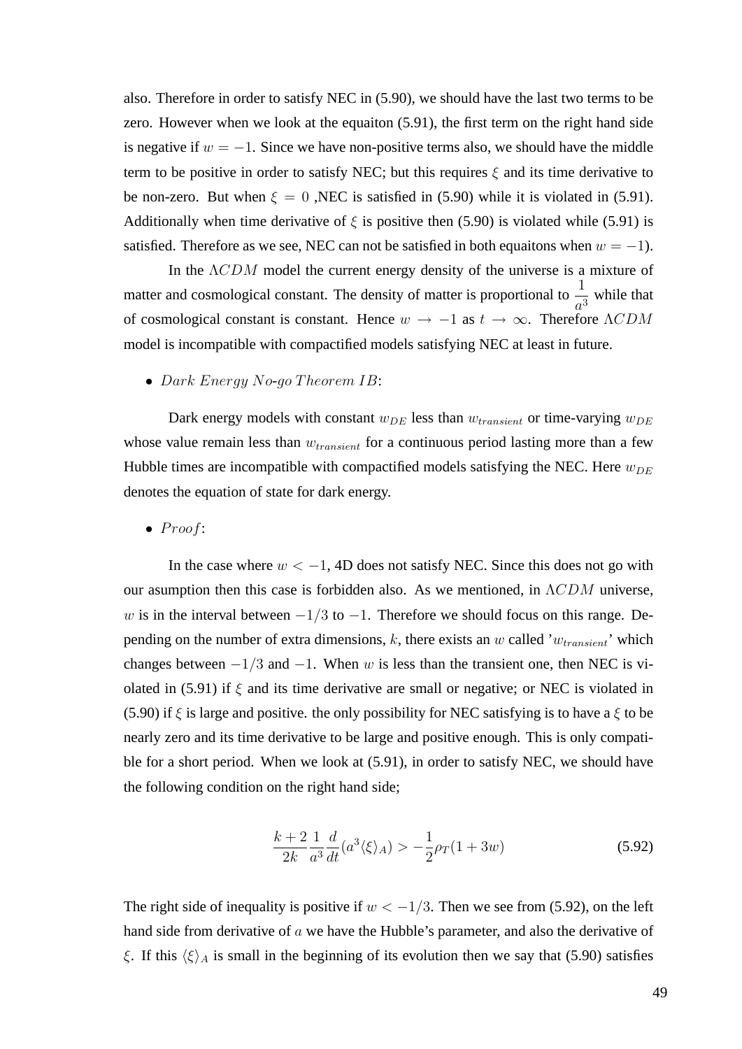also. Therefore in order to satisfy NEC in (5.90), we should have the last two terms to be zero. However when we look at the equaiton (5.91), the first term on the right hand side is negative if $w = -1$. Since we have non-positive terms also, we should have the middle term to be positive in order to satisfy NEC; but this requires $\xi$ and its time derivative to be non-zero. But when $\xi = 0$ ,NEC is satisfied in (5.90) while it is violated in (5.91). Additionally when time derivative of $\xi$ is positive then (5.90) is violated while (5.91) is satisfied. Therefore as we see, NEC can not be satisfied in both equaitons when $w = -1$).

In the $\Lambda CDM$ model the current energy density of the universe is a mixture of matter and cosmological constant. The density of matter is proportional to $\dfrac{1}{a^3}$ while that of cosmological constant is constant. Hence $w \to -1$ as $t \to \infty$. Therefore $\Lambda CDM$ model is incompatible with compactified models satisfying NEC at least in future.

- *Dark Energy No-go Theorem IB*:

Dark energy models with constant $w_{DE}$ less than $w_{transient}$ or time-varying $w_{DE}$ whose value remain less than $w_{transient}$ for a continuous period lasting more than a few Hubble times are incompatible with compactified models satisfying the NEC. Here $w_{DE}$ denotes the equation of state for dark energy.

- *Proof*:

In the case where $w < -1$, 4D does not satisfy NEC. Since this does not go with our asumption then this case is forbidden also. As we mentioned, in $\Lambda CDM$ universe, $w$ is in the interval between $-1/3$ to $-1$. Therefore we should focus on this range. Depending on the number of extra dimensions, $k$, there exists an $w$ called '$w_{transient}$' which changes between $-1/3$ and $-1$. When $w$ is less than the transient one, then NEC is violated in (5.91) if $\xi$ and its time derivative are small or negative; or NEC is violated in (5.90) if $\xi$ is large and positive. the only possibility for NEC satisfying is to have a $\xi$ to be nearly zero and its time derivative to be large and positive enough. This is only compatible for a short period. When we look at (5.91), in order to satisfy NEC, we should have the following condition on the right hand side;

$$\frac{k+2}{2k}\frac{1}{a^3}\frac{d}{dt}(a^3\langle\xi\rangle_A) > -\frac{1}{2}\rho_T(1+3w) \tag{5.92}$$

The right side of inequality is positive if $w < -1/3$. Then we see from (5.92), on the left hand side from derivative of $a$ we have the Hubble's parameter, and also the derivative of $\xi$. If this $\langle\xi\rangle_A$ is small in the beginning of its evolution then we say that (5.90) satisfies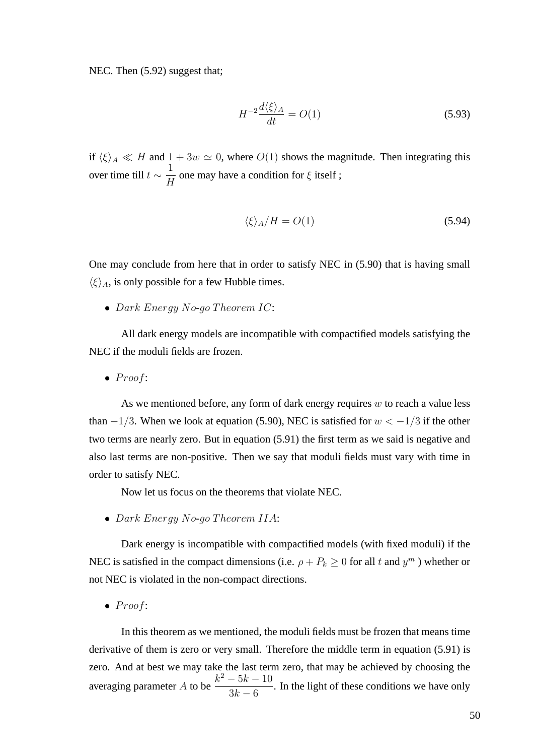NEC. Then (5.92) suggest that;

$$H^{-2}\frac{d\langle\xi\rangle_A}{dt} = O(1) \tag{5.93}$$

if $\langle\xi\rangle_A \ll H$ and $1 + 3w \simeq 0$, where $O(1)$ shows the magnitude. Then integrating this over time till $t \sim \dfrac{1}{H}$ one may have a condition for $\xi$ itself ;

$$\langle\xi\rangle_A/H = O(1) \tag{5.94}$$

One may conclude from here that in order to satisfy NEC in (5.90) that is having small $\langle\xi\rangle_A$, is only possible for a few Hubble times.

- *Dark Energy No-go Theorem IC*:

All dark energy models are incompatible with compactified models satisfying the NEC if the moduli fields are frozen.

- *Proof*:

As we mentioned before, any form of dark energy requires $w$ to reach a value less than $-1/3$. When we look at equation (5.90), NEC is satisfied for $w < -1/3$ if the other two terms are nearly zero. But in equation (5.91) the first term as we said is negative and also last terms are non-positive. Then we say that moduli fields must vary with time in order to satisfy NEC.

Now let us focus on the theorems that violate NEC.

- *Dark Energy No-go Theorem IIA*:

Dark energy is incompatible with compactified models (with fixed moduli) if the NEC is satisfied in the compact dimensions (i.e. $\rho + P_k \geq 0$ for all $t$ and $y^m$ ) whether or not NEC is violated in the non-compact directions.

- *Proof*:

In this theorem as we mentioned, the moduli fields must be frozen that means time derivative of them is zero or very small. Therefore the middle term in equation (5.91) is zero. And at best we may take the last term zero, that may be achieved by choosing the averaging parameter $A$ to be $\dfrac{k^2 - 5k - 10}{3k - 6}$. In the light of these conditions we have only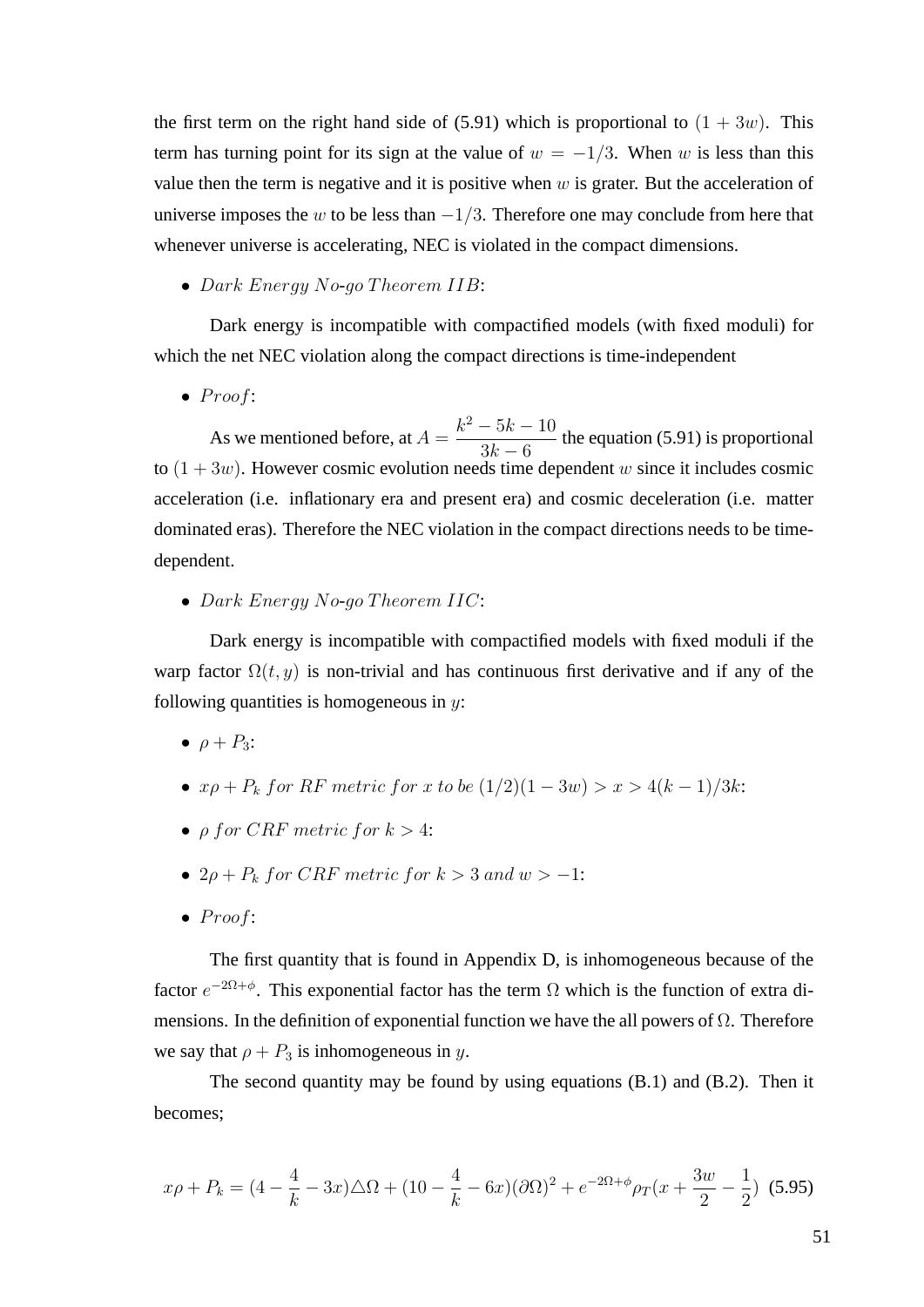the first term on the right hand side of (5.91) which is proportional to $(1 + 3w)$. This term has turning point for its sign at the value of $w = -1/3$. When $w$ is less than this value then the term is negative and it is positive when $w$ is grater. But the acceleration of universe imposes the $w$ to be less than $-1/3$. Therefore one may conclude from here that whenever universe is accelerating, NEC is violated in the compact dimensions.

- *Dark Energy No-go Theorem IIB*:

Dark energy is incompatible with compactified models (with fixed moduli) for which the net NEC violation along the compact directions is time-independent

- *Proof*:

As we mentioned before, at $A = \dfrac{k^2 - 5k - 10}{3k - 6}$ the equation (5.91) is proportional to $(1 + 3w)$. However cosmic evolution needs time dependent $w$ since it includes cosmic acceleration (i.e. inflationary era and present era) and cosmic deceleration (i.e. matter dominated eras). Therefore the NEC violation in the compact directions needs to be time-dependent.

- *Dark Energy No-go Theorem IIC*:

Dark energy is incompatible with compactified models with fixed moduli if the warp factor $\Omega(t, y)$ is non-trivial and has continuous first derivative and if any of the following quantities is homogeneous in $y$:

- $\rho + P_3$:
- $x\rho + P_k$ *for RF metric for x to be* $(1/2)(1 - 3w) > x > 4(k-1)/3k$:
- $\rho$ *for CRF metric for* $k > 4$:
- $2\rho + P_k$ *for CRF metric for* $k > 3$ *and* $w > -1$:
- *Proof*:

The first quantity that is found in Appendix D, is inhomogeneous because of the factor $e^{-2\Omega+\phi}$. This exponential factor has the term $\Omega$ which is the function of extra dimensions. In the definition of exponential function we have the all powers of $\Omega$. Therefore we say that $\rho + P_3$ is inhomogeneous in $y$.

The second quantity may be found by using equations (B.1) and (B.2). Then it becomes;

$$x\rho + P_k = (4 - \frac{4}{k} - 3x)\triangle\Omega + (10 - \frac{4}{k} - 6x)(\partial\Omega)^2 + e^{-2\Omega+\phi}\rho_T(x + \frac{3w}{2} - \frac{1}{2}) \quad (5.95)$$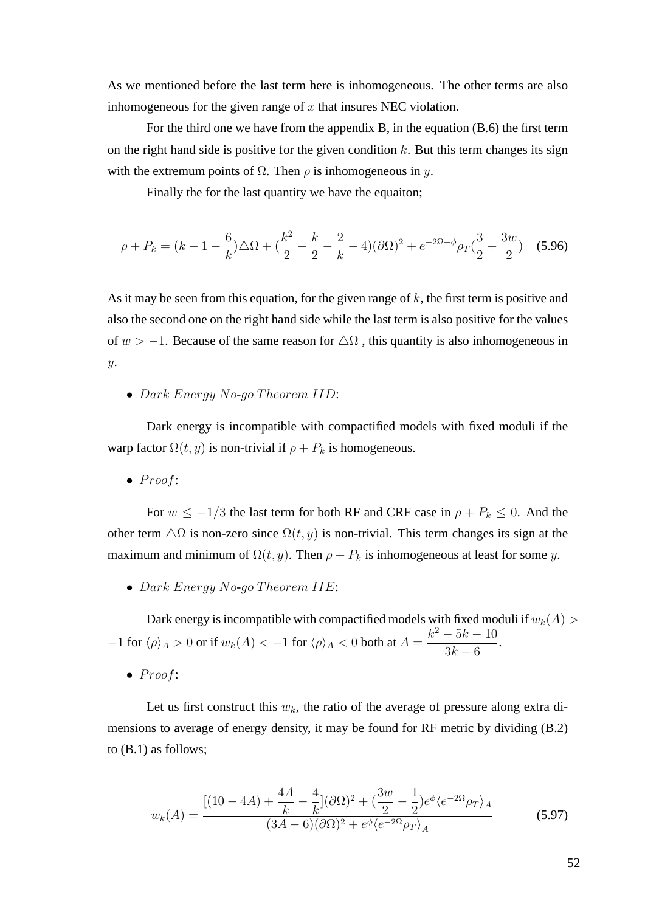As we mentioned before the last term here is inhomogeneous. The other terms are also inhomogeneous for the given range of $x$ that insures NEC violation.

For the third one we have from the appendix B, in the equation (B.6) the first term on the right hand side is positive for the given condition $k$. But this term changes its sign with the extremum points of $\Omega$. Then $\rho$ is inhomogeneous in $y$.

Finally the for the last quantity we have the equaiton;

$$\rho + P_k = (k - 1 - \frac{6}{k})\triangle\Omega + (\frac{k^2}{2} - \frac{k}{2} - \frac{2}{k} - 4)(\partial\Omega)^2 + e^{-2\Omega+\phi}\rho_T(\frac{3}{2} + \frac{3w}{2}) \tag{5.96}$$

As it may be seen from this equation, for the given range of $k$, the first term is positive and also the second one on the right hand side while the last term is also positive for the values of $w > -1$. Because of the same reason for $\triangle\Omega$ , this quantity is also inhomogeneous in $y$.

- *Dark Energy No-go Theorem IID*:

Dark energy is incompatible with compactified models with fixed moduli if the warp factor $\Omega(t, y)$ is non-trivial if $\rho + P_k$ is homogeneous.

- *Proof*:

For $w \leq -1/3$ the last term for both RF and CRF case in $\rho + P_k \leq 0$. And the other term $\triangle\Omega$ is non-zero since $\Omega(t, y)$ is non-trivial. This term changes its sign at the maximum and minimum of $\Omega(t, y)$. Then $\rho + P_k$ is inhomogeneous at least for some $y$.

- *Dark Energy No-go Theorem IIE*:

Dark energy is incompatible with compactified models with fixed moduli if $w_k(A) > -1$ for $\langle\rho\rangle_A > 0$ or if $w_k(A) < -1$ for $\langle\rho\rangle_A < 0$ both at $A = \dfrac{k^2 - 5k - 10}{3k - 6}$.

- *Proof*:

Let us first construct this $w_k$, the ratio of the average of pressure along extra dimensions to average of energy density, it may be found for RF metric by dividing (B.2) to (B.1) as follows;

$$w_k(A) = \frac{[(10 - 4A) + \frac{4A}{k} - \frac{4}{k}](\partial\Omega)^2 + (\frac{3w}{2} - \frac{1}{2})e^{\phi}\langle e^{-2\Omega}\rho_T\rangle_A}{(3A - 6)(\partial\Omega)^2 + e^{\phi}\langle e^{-2\Omega}\rho_T\rangle_A} \tag{5.97}$$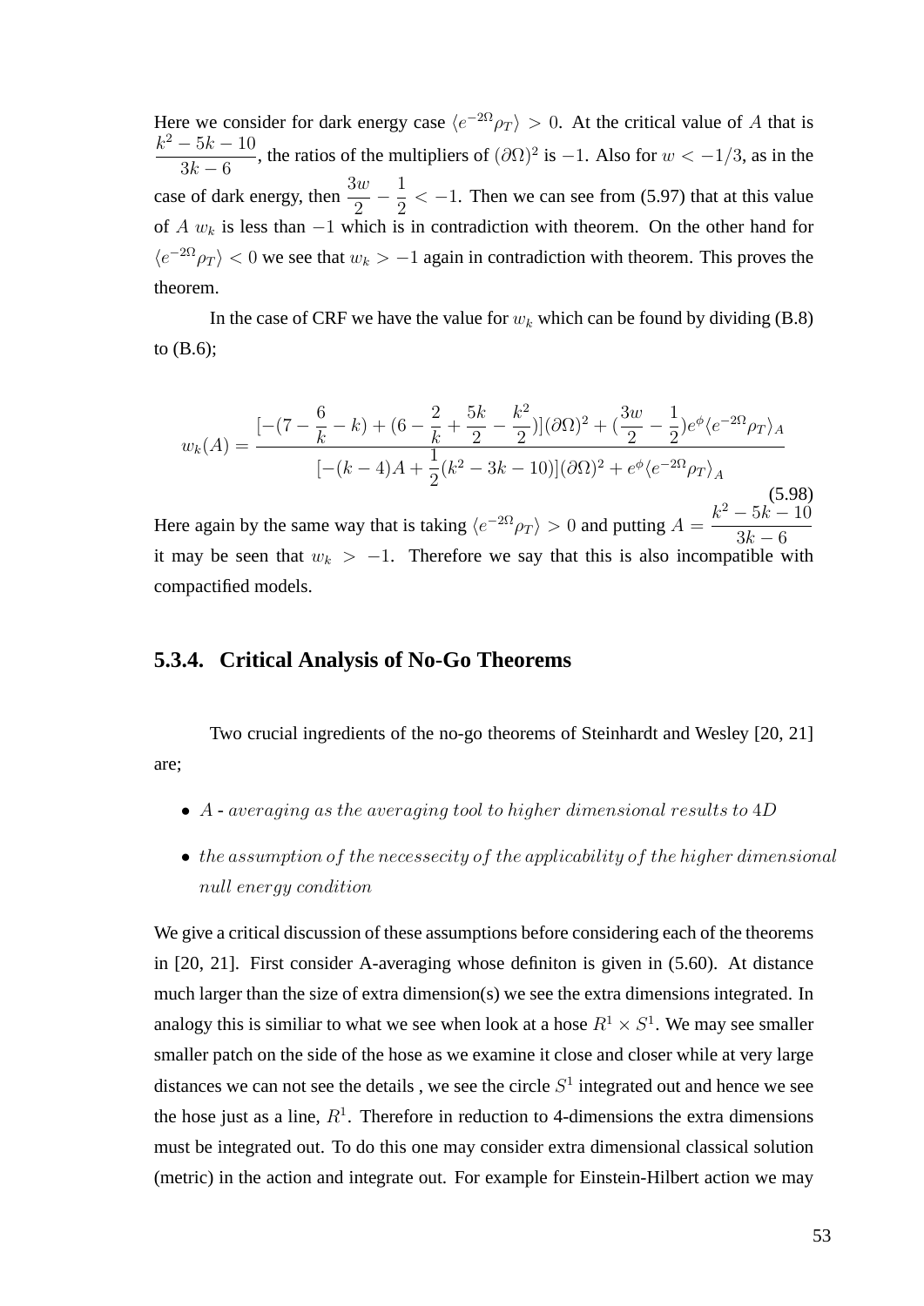Here we consider for dark energy case $\langle e^{-2\Omega}\rho_T \rangle > 0$. At the critical value of $A$ that is $\dfrac{k^2-5k-10}{3k-6}$, the ratios of the multipliers of $(\partial\Omega)^2$ is $-1$. Also for $w < -1/3$, as in the case of dark energy, then $\dfrac{3w}{2} - \dfrac{1}{2} < -1$. Then we can see from (5.97) that at this value of $A$ $w_k$ is less than $-1$ which is in contradiction with theorem. On the other hand for $\langle e^{-2\Omega}\rho_T \rangle < 0$ we see that $w_k > -1$ again in contradiction with theorem. This proves the theorem.

In the case of CRF we have the value for $w_k$ which can be found by dividing (B.8) to (B.6);

$$w_k(A) = \frac{[-(7-\frac{6}{k}-k)+(6-\frac{2}{k}+\frac{5k}{2}-\frac{k^2}{2})](\partial\Omega)^2+(\frac{3w}{2}-\frac{1}{2})e^{\phi}\langle e^{-2\Omega}\rho_T\rangle_A}{[-(k-4)A+\frac{1}{2}(k^2-3k-10)](\partial\Omega)^2+e^{\phi}\langle e^{-2\Omega}\rho_T\rangle_A} \tag{5.98}$$

Here again by the same way that is taking $\langle e^{-2\Omega}\rho_T \rangle > 0$ and putting $A = \dfrac{k^2-5k-10}{3k-6}$ it may be seen that $w_k > -1$. Therefore we say that this is also incompatible with compactified models.

### 5.3.4. Critical Analysis of No-Go Theorems

Two crucial ingredients of the no-go theorems of Steinhardt and Wesley [20, 21] are;

- *A - averaging as the averaging tool to higher dimensional results to 4D*
- *the assumption of the necessecity of the applicability of the higher dimensional null energy condition*

We give a critical discussion of these assumptions before considering each of the theorems in [20, 21]. First consider A-averaging whose definiton is given in (5.60). At distance much larger than the size of extra dimension(s) we see the extra dimensions integrated. In analogy this is similiar to what we see when look at a hose $R^1 \times S^1$. We may see smaller smaller patch on the side of the hose as we examine it close and closer while at very large distances we can not see the details , we see the circle $S^1$ integrated out and hence we see the hose just as a line, $R^1$. Therefore in reduction to 4-dimensions the extra dimensions must be integrated out. To do this one may consider extra dimensional classical solution (metric) in the action and integrate out. For example for Einstein-Hilbert action we may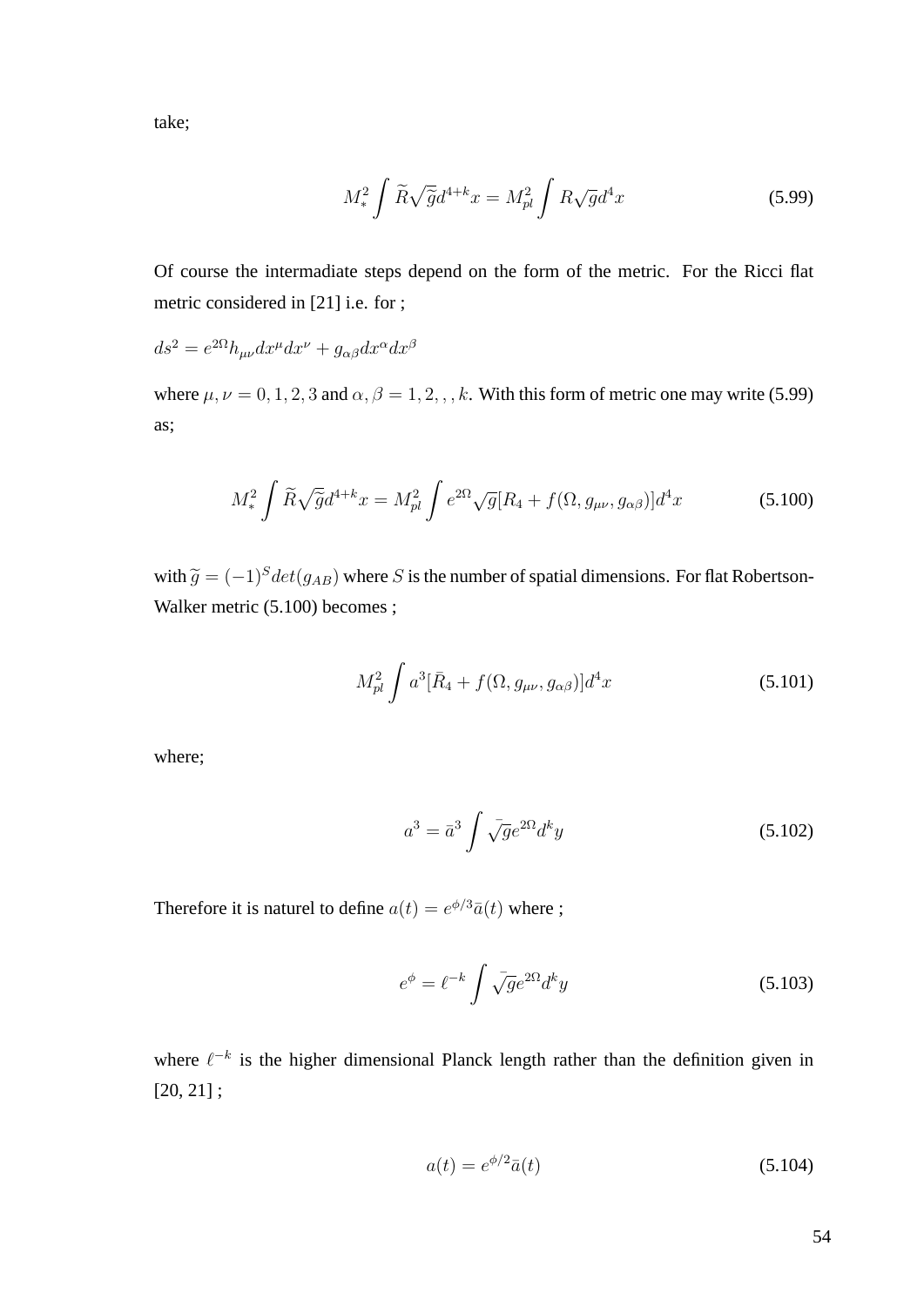take;

$$M_*^2 \int \widetilde{R}\sqrt{\widetilde{g}}d^{4+k}x = M_{pl}^2 \int R\sqrt{g}d^4x \tag{5.99}$$

Of course the intermadiate steps depend on the form of the metric. For the Ricci flat metric considered in [21] i.e. for ;

$ds^2 = e^{2\Omega}h_{\mu\nu}dx^\mu dx^\nu + g_{\alpha\beta}dx^\alpha dx^\beta$

where $\mu, \nu = 0, 1, 2, 3$ and $\alpha, \beta = 1, 2, , , k$. With this form of metric one may write (5.99) as;

$$M_*^2 \int \widetilde{R}\sqrt{\widetilde{g}}d^{4+k}x = M_{pl}^2 \int e^{2\Omega}\sqrt{g}[R_4 + f(\Omega, g_{\mu\nu}, g_{\alpha\beta})]d^4x \tag{5.100}$$

with $\widetilde{g} = (-1)^S det(g_{AB})$ where $S$ is the number of spatial dimensions. For flat Robertson-Walker metric (5.100) becomes ;

$$M_{pl}^2 \int a^3[\bar{R}_4 + f(\Omega, g_{\mu\nu}, g_{\alpha\beta})]d^4x \tag{5.101}$$

where;

$$a^3 = \bar{a}^3 \int \sqrt{\bar{g}}e^{2\Omega}d^ky \tag{5.102}$$

Therefore it is naturel to define $a(t) = e^{\phi/3}\bar{a}(t)$ where ;

$$e^\phi = \ell^{-k} \int \sqrt{\bar{g}}e^{2\Omega}d^ky \tag{5.103}$$

where $\ell^{-k}$ is the higher dimensional Planck length rather than the definition given in [20, 21] ;

$$a(t) = e^{\phi/2}\bar{a}(t) \tag{5.104}$$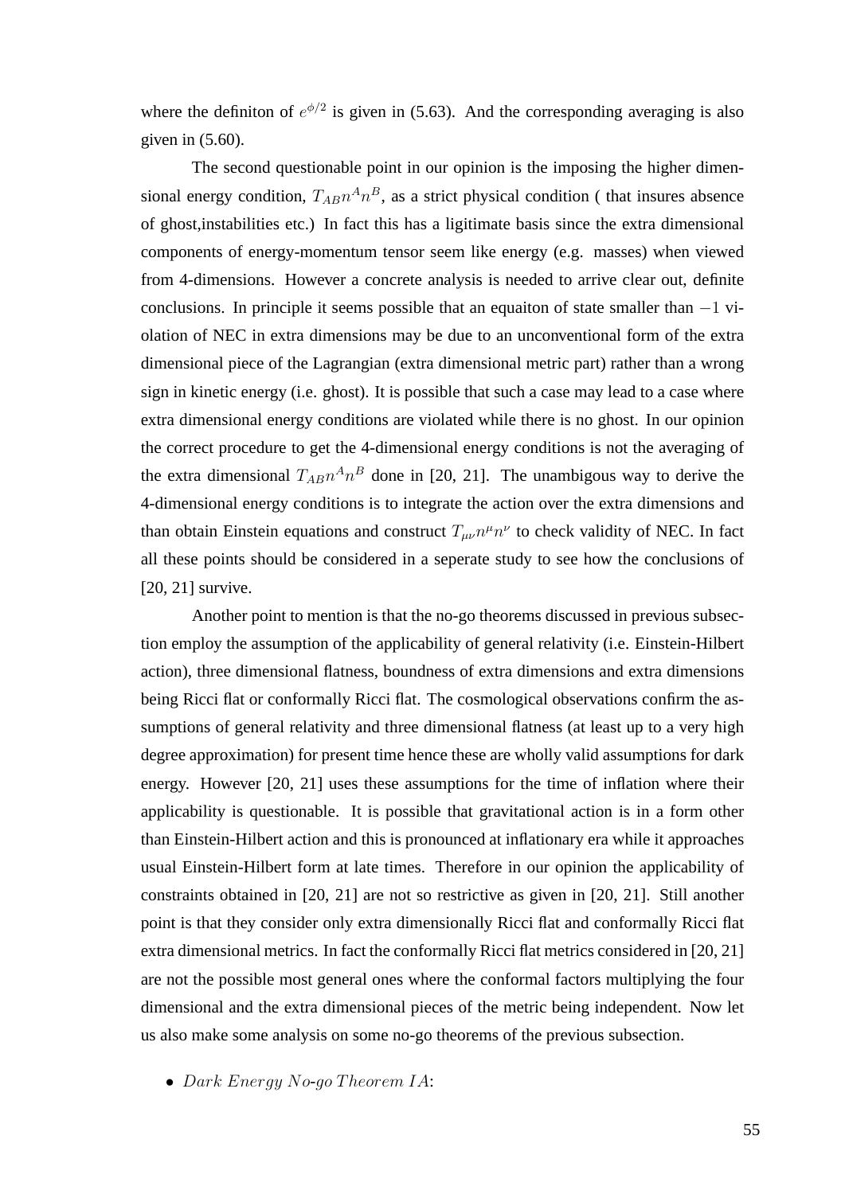where the definiton of $e^{\phi/2}$ is given in (5.63). And the corresponding averaging is also given in (5.60).

The second questionable point in our opinion is the imposing the higher dimensional energy condition, $T_{AB}n^An^B$, as a strict physical condition ( that insures absence of ghost,instabilities etc.) In fact this has a legitimate basis since the extra dimensional components of energy-momentum tensor seem like energy (e.g. masses) when viewed from 4-dimensions. However a concrete analysis is needed to arrive clear out, definite conclusions. In principle it seems possible that an equaiton of state smaller than $-1$ violation of NEC in extra dimensions may be due to an unconventional form of the extra dimensional piece of the Lagrangian (extra dimensional metric part) rather than a wrong sign in kinetic energy (i.e. ghost). It is possible that such a case may lead to a case where extra dimensional energy conditions are violated while there is no ghost. In our opinion the correct procedure to get the 4-dimensional energy conditions is not the averaging of the extra dimensional $T_{AB}n^An^B$ done in [20, 21]. The unambigous way to derive the 4-dimensional energy conditions is to integrate the action over the extra dimensions and than obtain Einstein equations and construct $T_{\mu\nu}n^\mu n^\nu$ to check validity of NEC. In fact all these points should be considered in a seperate study to see how the conclusions of [20, 21] survive.

Another point to mention is that the no-go theorems discussed in previous subsection employ the assumption of the applicability of general relativity (i.e. Einstein-Hilbert action), three dimensional flatness, boundness of extra dimensions and extra dimensions being Ricci flat or conformally Ricci flat. The cosmological observations confirm the assumptions of general relativity and three dimensional flatness (at least up to a very high degree approximation) for present time hence these are wholly valid assumptions for dark energy. However [20, 21] uses these assumptions for the time of inflation where their applicability is questionable. It is possible that gravitational action is in a form other than Einstein-Hilbert action and this is pronounced at inflationary era while it approaches usual Einstein-Hilbert form at late times. Therefore in our opinion the applicability of constraints obtained in [20, 21] are not so restrictive as given in [20, 21]. Still another point is that they consider only extra dimensionally Ricci flat and conformally Ricci flat extra dimensional metrics. In fact the conformally Ricci flat metrics considered in [20, 21] are not the possible most general ones where the conformal factors multiplying the four dimensional and the extra dimensional pieces of the metric being independent. Now let us also make some analysis on some no-go theorems of the previous subsection.

- *Dark Energy No-go Theorem IA*: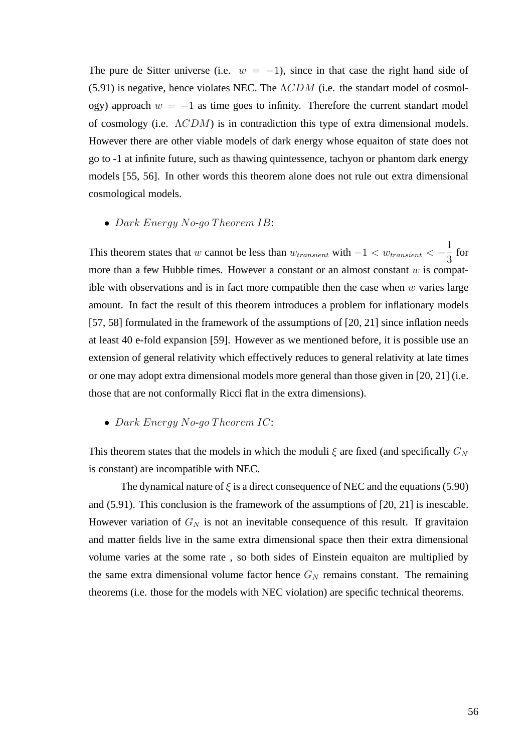The pure de Sitter universe (i.e. $w = -1$), since in that case the right hand side of (5.91) is negative, hence violates NEC. The $\Lambda CDM$ (i.e. the standart model of cosmology) approach $w = -1$ as time goes to infinity. Therefore the current standart model of cosmology (i.e. $\Lambda CDM$) is in contradiction this type of extra dimensional models. However there are other viable models of dark energy whose equaiton of state does not go to -1 at infinite future, such as thawing quintessence, tachyon or phantom dark energy models [55, 56]. In other words this theorem alone does not rule out extra dimensional cosmological models.

- *Dark Energy No-go Theorem IB*:

This theorem states that $w$ cannot be less than $w_{transient}$ with $-1 < w_{transient} < -\frac{1}{3}$ for more than a few Hubble times. However a constant or an almost constant $w$ is compatible with observations and is in fact more compatible then the case when $w$ varies large amount. In fact the result of this theorem introduces a problem for inflationary models [57, 58] formulated in the framework of the assumptions of [20, 21] since inflation needs at least 40 e-fold expansion [59]. However as we mentioned before, it is possible use an extension of general relativity which effectively reduces to general relativity at late times or one may adopt extra dimensional models more general than those given in [20, 21] (i.e. those that are not conformally Ricci flat in the extra dimensions).

- *Dark Energy No-go Theorem IC*:

This theorem states that the models in which the moduli $\xi$ are fixed (and specifically $G_N$ is constant) are incompatible with NEC.

The dynamical nature of $\xi$ is a direct consequence of NEC and the equations (5.90) and (5.91). This conclusion is the framework of the assumptions of [20, 21] is inescable. However variation of $G_N$ is not an inevitable consequence of this result. If gravitaion and matter fields live in the same extra dimensional space then their extra dimensional volume varies at the some rate , so both sides of Einstein equaiton are multiplied by the same extra dimensional volume factor hence $G_N$ remains constant. The remaining theorems (i.e. those for the models with NEC violation) are specific technical theorems.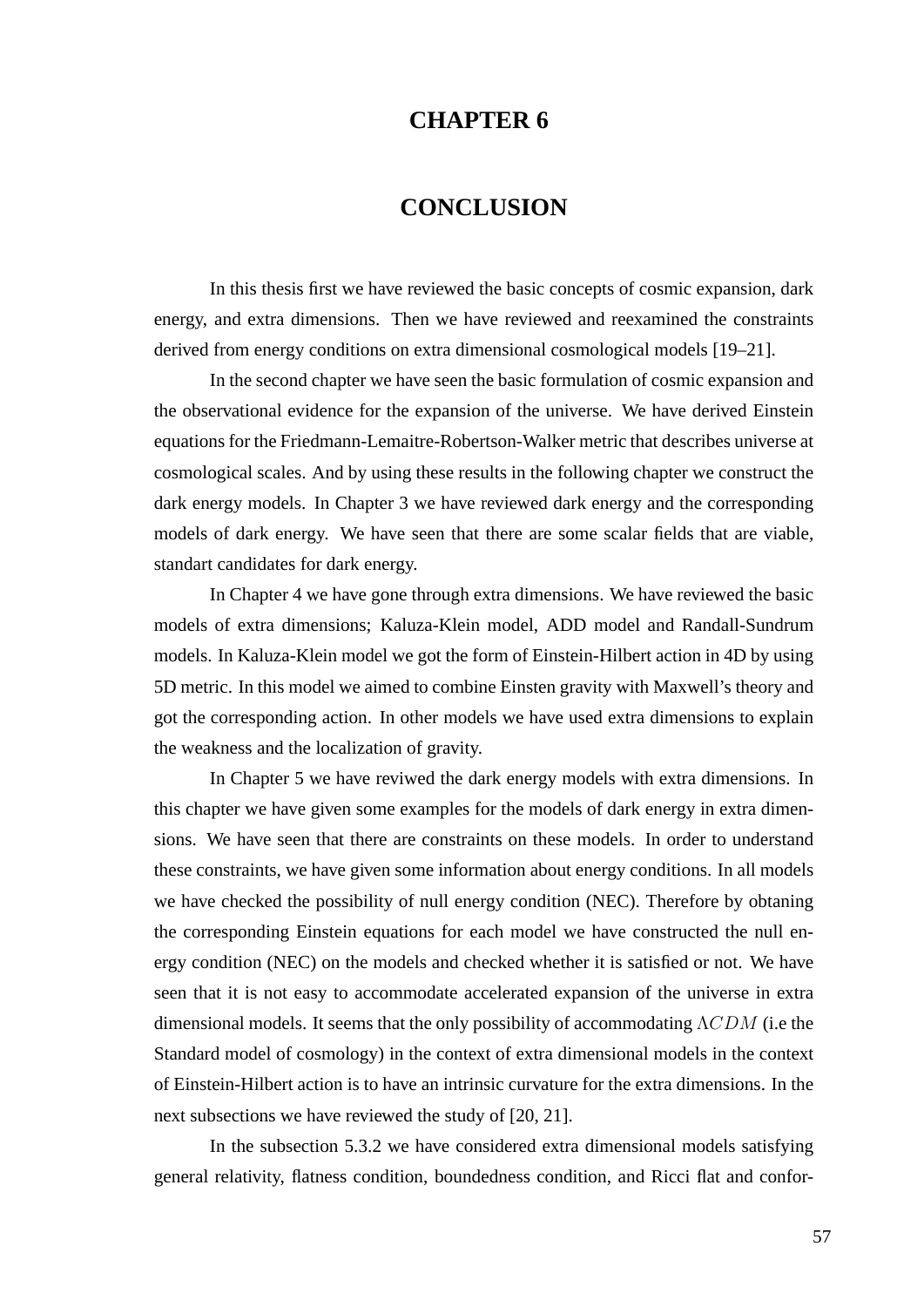# CHAPTER 6

# CONCLUSION

In this thesis first we have reviewed the basic concepts of cosmic expansion, dark energy, and extra dimensions. Then we have reviewed and reexamined the constraints derived from energy conditions on extra dimensional cosmological models [19–21].

In the second chapter we have seen the basic formulation of cosmic expansion and the observational evidence for the expansion of the universe. We have derived Einstein equations for the Friedmann-Lemaitre-Robertson-Walker metric that describes universe at cosmological scales. And by using these results in the following chapter we construct the dark energy models. In Chapter 3 we have reviewed dark energy and the corresponding models of dark energy. We have seen that there are some scalar fields that are viable, standart candidates for dark energy.

In Chapter 4 we have gone through extra dimensions. We have reviewed the basic models of extra dimensions; Kaluza-Klein model, ADD model and Randall-Sundrum models. In Kaluza-Klein model we got the form of Einstein-Hilbert action in 4D by using 5D metric. In this model we aimed to combine Einsten gravity with Maxwell's theory and got the corresponding action. In other models we have used extra dimensions to explain the weakness and the localization of gravity.

In Chapter 5 we have reviwed the dark energy models with extra dimensions. In this chapter we have given some examples for the models of dark energy in extra dimensions. We have seen that there are constraints on these models. In order to understand these constraints, we have given some information about energy conditions. In all models we have checked the possibility of null energy condition (NEC). Therefore by obtaning the corresponding Einstein equations for each model we have constructed the null energy condition (NEC) on the models and checked whether it is satisfied or not. We have seen that it is not easy to accommodate accelerated expansion of the universe in extra dimensional models. It seems that the only possibility of accommodating $\Lambda CDM$ (i.e the Standard model of cosmology) in the context of extra dimensional models in the context of Einstein-Hilbert action is to have an intrinsic curvature for the extra dimensions. In the next subsections we have reviewed the study of [20, 21].

In the subsection 5.3.2 we have considered extra dimensional models satisfying general relativity, flatness condition, boundedness condition, and Ricci flat and confor-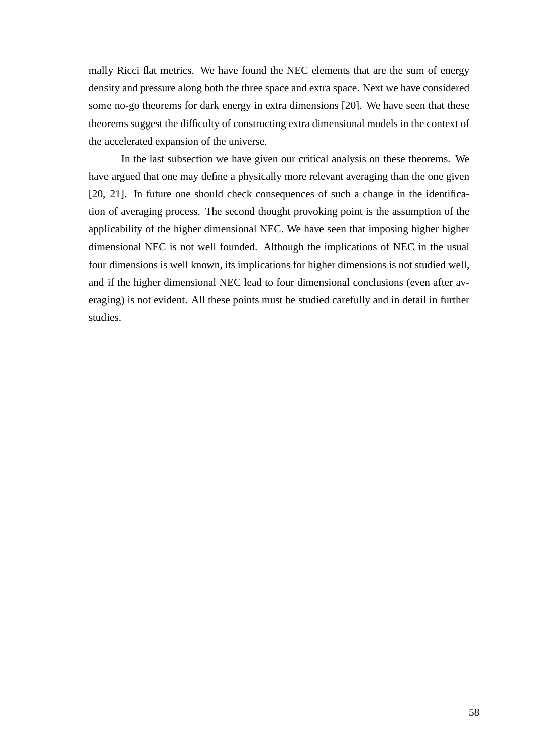mally Ricci flat metrics. We have found the NEC elements that are the sum of energy density and pressure along both the three space and extra space. Next we have considered some no-go theorems for dark energy in extra dimensions [20]. We have seen that these theorems suggest the difficulty of constructing extra dimensional models in the context of the accelerated expansion of the universe.

In the last subsection we have given our critical analysis on these theorems. We have argued that one may define a physically more relevant averaging than the one given [20, 21]. In future one should check consequences of such a change in the identification of averaging process. The second thought provoking point is the assumption of the applicability of the higher dimensional NEC. We have seen that imposing higher higher dimensional NEC is not well founded. Although the implications of NEC in the usual four dimensions is well known, its implications for higher dimensions is not studied well, and if the higher dimensional NEC lead to four dimensional conclusions (even after averaging) is not evident. All these points must be studied carefully and in detail in further studies.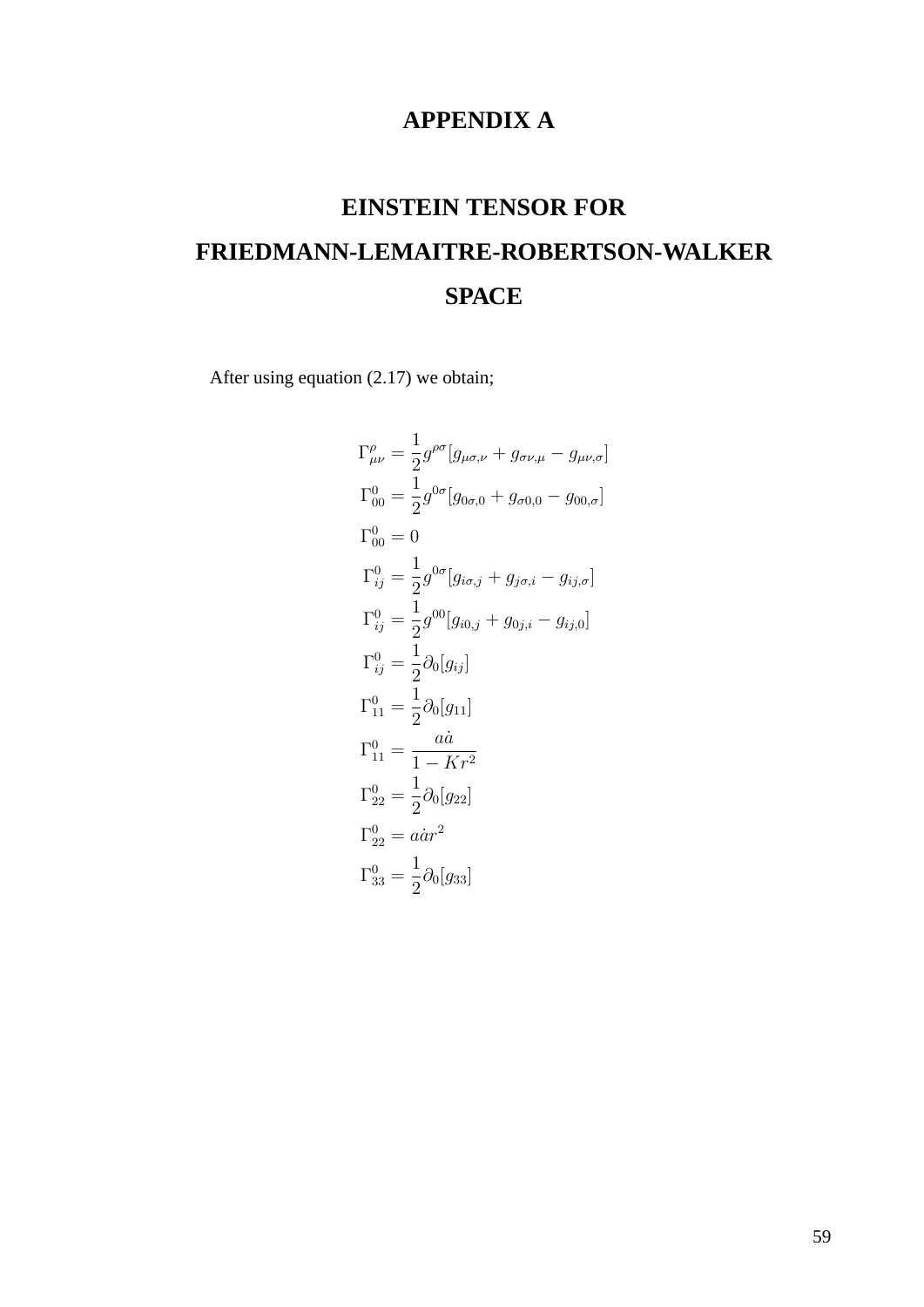# APPENDIX A

# EINSTEIN TENSOR FOR FRIEDMANN-LEMAITRE-ROBERTSON-WALKER SPACE

After using equation (2.17) we obtain;

$$
\begin{aligned}
\Gamma^{\rho}_{\mu\nu} &= \frac{1}{2} g^{\rho\sigma}[g_{\mu\sigma,\nu} + g_{\sigma\nu,\mu} - g_{\mu\nu,\sigma}] \\
\Gamma^{0}_{00} &= \frac{1}{2} g^{0\sigma}[g_{0\sigma,0} + g_{\sigma 0,0} - g_{00,\sigma}] \\
\Gamma^{0}_{00} &= 0 \\
\Gamma^{0}_{ij} &= \frac{1}{2} g^{0\sigma}[g_{i\sigma,j} + g_{j\sigma,i} - g_{ij,\sigma}] \\
\Gamma^{0}_{ij} &= \frac{1}{2} g^{00}[g_{i0,j} + g_{0j,i} - g_{ij,0}] \\
\Gamma^{0}_{ij} &= \frac{1}{2} \partial_0 [g_{ij}] \\
\Gamma^{0}_{11} &= \frac{1}{2} \partial_0 [g_{11}] \\
\Gamma^{0}_{11} &= \frac{a\dot{a}}{1 - Kr^2} \\
\Gamma^{0}_{22} &= \frac{1}{2} \partial_0 [g_{22}] \\
\Gamma^{0}_{22} &= a\dot{a}r^2 \\
\Gamma^{0}_{33} &= \frac{1}{2} \partial_0 [g_{33}]
\end{aligned}
$$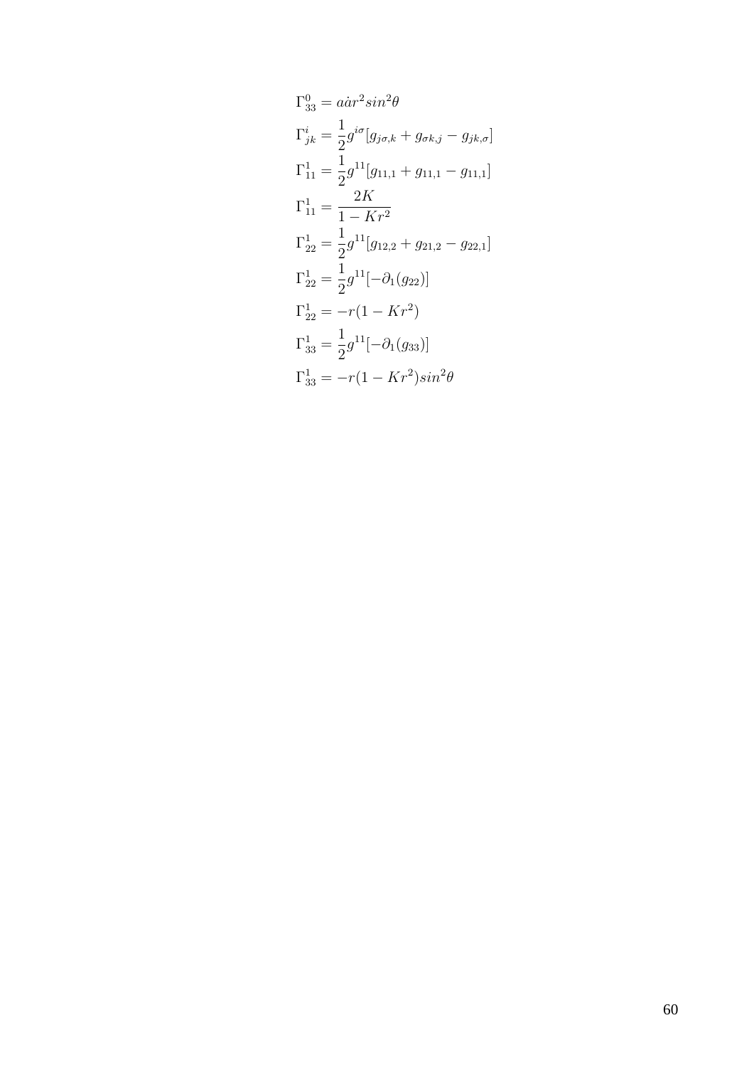$$\Gamma^0_{33} = a\dot{a}r^2 sin^2\theta$$

$$\Gamma^i_{jk} = \frac{1}{2}g^{i\sigma}[g_{j\sigma,k} + g_{\sigma k,j} - g_{jk,\sigma}]$$

$$\Gamma^1_{11} = \frac{1}{2}g^{11}[g_{11,1} + g_{11,1} - g_{11,1}]$$

$$\Gamma^1_{11} = \frac{2K}{1 - Kr^2}$$

$$\Gamma^1_{22} = \frac{1}{2}g^{11}[g_{12,2} + g_{21,2} - g_{22,1}]$$

$$\Gamma^1_{22} = \frac{1}{2}g^{11}[-\partial_1(g_{22})]$$

$$\Gamma^1_{22} = -r(1 - Kr^2)$$

$$\Gamma^1_{33} = \frac{1}{2}g^{11}[-\partial_1(g_{33})]$$

$$\Gamma^1_{33} = -r(1 - Kr^2)sin^2\theta$$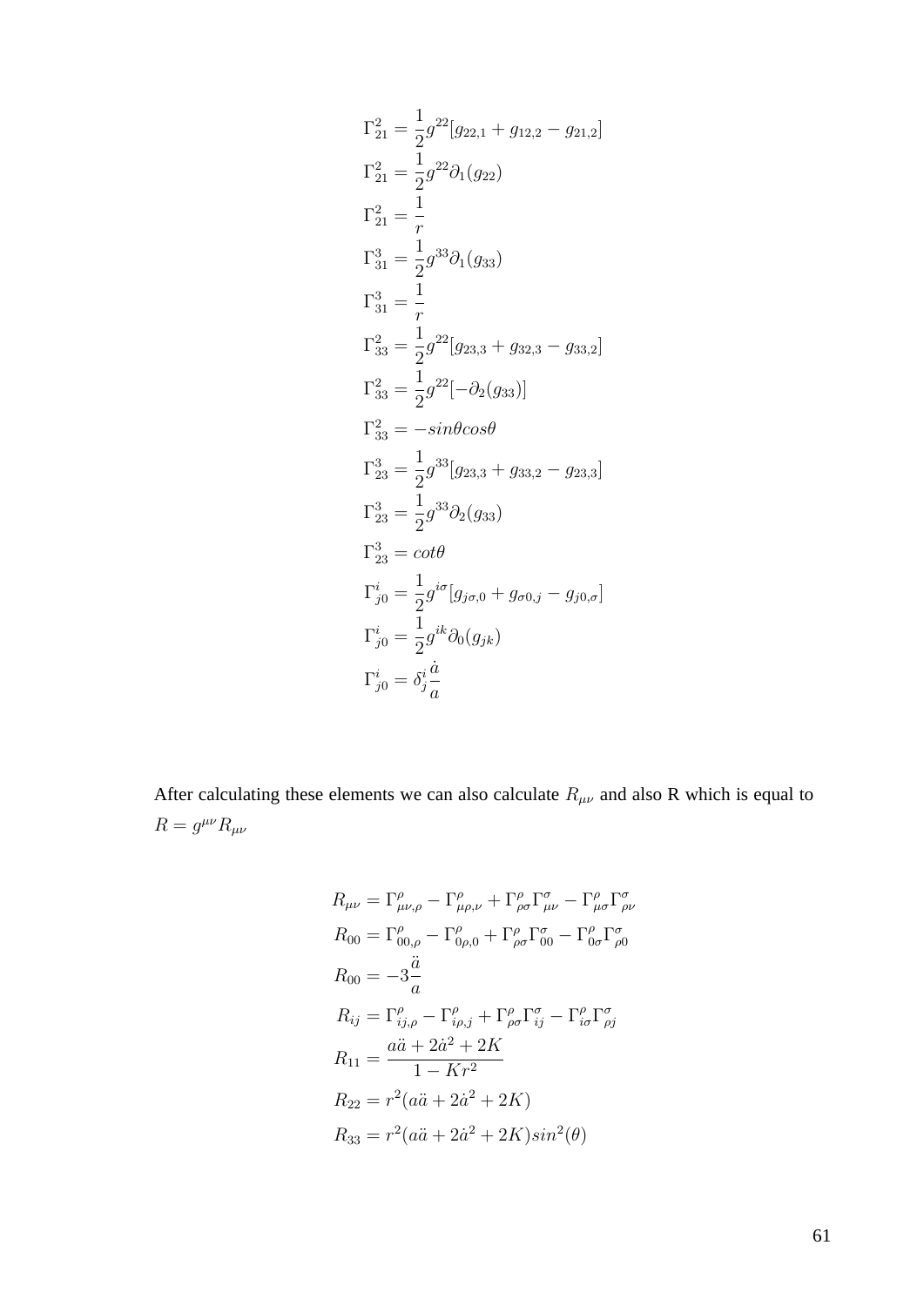$$\Gamma^2_{21} = \frac{1}{2}g^{22}[g_{22,1} + g_{12,2} - g_{21,2}]$$
$$\Gamma^2_{21} = \frac{1}{2}g^{22}\partial_1(g_{22})$$
$$\Gamma^2_{21} = \frac{1}{r}$$
$$\Gamma^3_{31} = \frac{1}{2}g^{33}\partial_1(g_{33})$$
$$\Gamma^3_{31} = \frac{1}{r}$$
$$\Gamma^2_{33} = \frac{1}{2}g^{22}[g_{23,3} + g_{32,3} - g_{33,2}]$$
$$\Gamma^2_{33} = \frac{1}{2}g^{22}[-\partial_2(g_{33})]$$
$$\Gamma^2_{33} = -sin\theta cos\theta$$
$$\Gamma^3_{23} = \frac{1}{2}g^{33}[g_{23,3} + g_{33,2} - g_{23,3}]$$
$$\Gamma^3_{23} = \frac{1}{2}g^{33}\partial_2(g_{33})$$
$$\Gamma^3_{23} = cot\theta$$
$$\Gamma^i_{j0} = \frac{1}{2}g^{i\sigma}[g_{j\sigma,0} + g_{\sigma 0,j} - g_{j0,\sigma}]$$
$$\Gamma^i_{j0} = \frac{1}{2}g^{ik}\partial_0(g_{jk})$$
$$\Gamma^i_{j0} = \delta^i_j\frac{\dot{a}}{a}$$

After calculating these elements we can also calculate $R_{\mu\nu}$ and also R which is equal to $R = g^{\mu\nu}R_{\mu\nu}$

$$R_{\mu\nu} = \Gamma^\rho_{\mu\nu,\rho} - \Gamma^\rho_{\mu\rho,\nu} + \Gamma^\rho_{\rho\sigma}\Gamma^\sigma_{\mu\nu} - \Gamma^\rho_{\mu\sigma}\Gamma^\sigma_{\rho\nu}$$
$$R_{00} = \Gamma^\rho_{00,\rho} - \Gamma^\rho_{0\rho,0} + \Gamma^\rho_{\rho\sigma}\Gamma^\sigma_{00} - \Gamma^\rho_{0\sigma}\Gamma^\sigma_{\rho 0}$$
$$R_{00} = -3\frac{\ddot{a}}{a}$$
$$R_{ij} = \Gamma^\rho_{ij,\rho} - \Gamma^\rho_{i\rho,j} + \Gamma^\rho_{\rho\sigma}\Gamma^\sigma_{ij} - \Gamma^\rho_{i\sigma}\Gamma^\sigma_{\rho j}$$
$$R_{11} = \frac{a\ddot{a} + 2\dot{a}^2 + 2K}{1 - Kr^2}$$
$$R_{22} = r^2(a\ddot{a} + 2\dot{a}^2 + 2K)$$
$$R_{33} = r^2(a\ddot{a} + 2\dot{a}^2 + 2K)sin^2(\theta)$$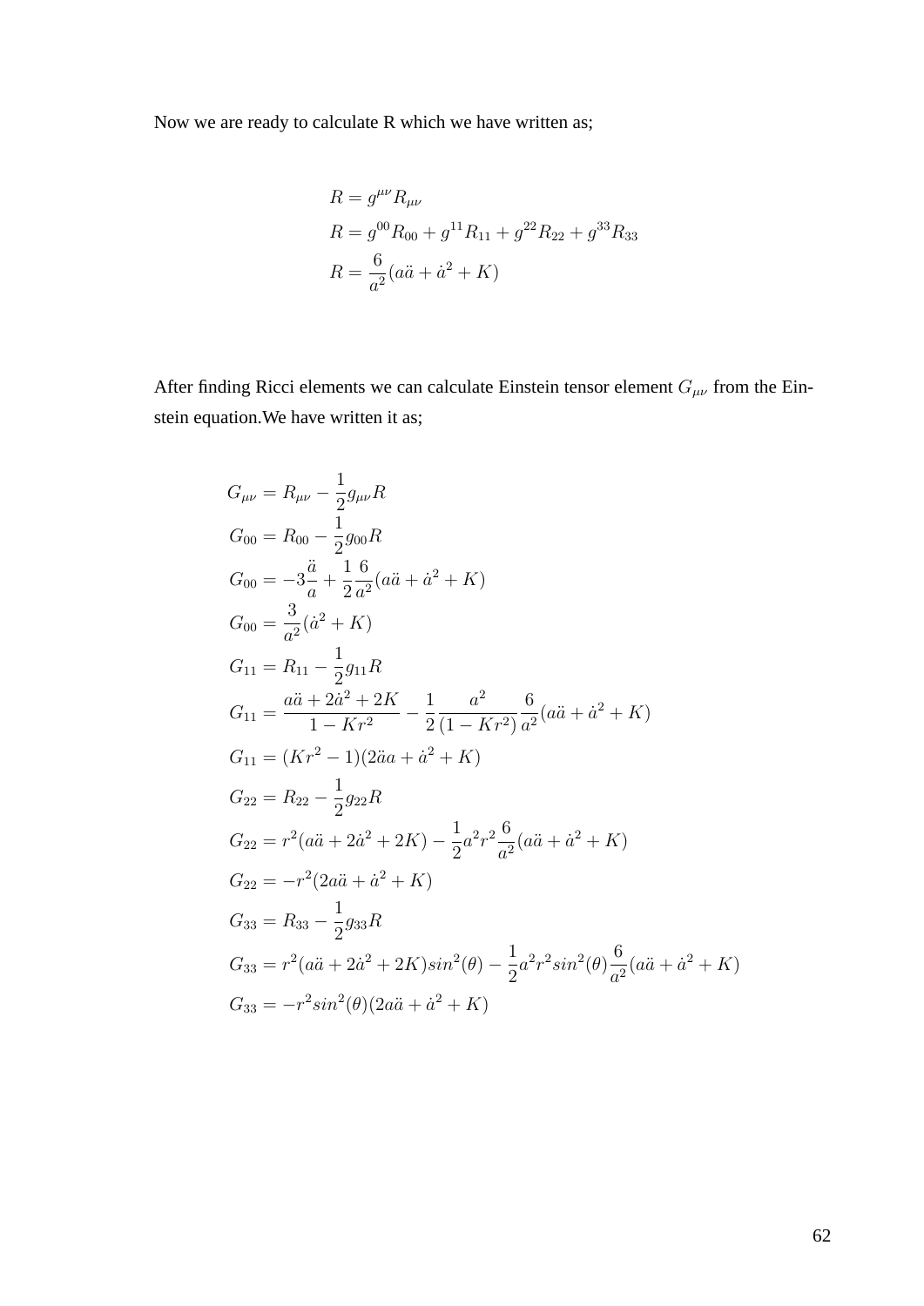Now we are ready to calculate R which we have written as;

$$
\begin{aligned}
R &= g^{\mu\nu} R_{\mu\nu} \\
R &= g^{00} R_{00} + g^{11} R_{11} + g^{22} R_{22} + g^{33} R_{33} \\
R &= \frac{6}{a^2}(a\ddot{a} + \dot{a}^2 + K)
\end{aligned}
$$

After finding Ricci elements we can calculate Einstein tensor element $G_{\mu\nu}$ from the Einstein equation.We have written it as;

$$
\begin{aligned}
G_{\mu\nu} &= R_{\mu\nu} - \frac{1}{2} g_{\mu\nu} R \\
G_{00} &= R_{00} - \frac{1}{2} g_{00} R \\
G_{00} &= -3\frac{\ddot{a}}{a} + \frac{1}{2}\frac{6}{a^2}(a\ddot{a} + \dot{a}^2 + K) \\
G_{00} &= \frac{3}{a^2}(\dot{a}^2 + K) \\
G_{11} &= R_{11} - \frac{1}{2} g_{11} R \\
G_{11} &= \frac{a\ddot{a} + 2\dot{a}^2 + 2K}{1 - Kr^2} - \frac{1}{2}\frac{a^2}{(1 - Kr^2)}\frac{6}{a^2}(a\ddot{a} + \dot{a}^2 + K) \\
G_{11} &= (Kr^2 - 1)(2\ddot{a}a + \dot{a}^2 + K) \\
G_{22} &= R_{22} - \frac{1}{2} g_{22} R \\
G_{22} &= r^2(a\ddot{a} + 2\dot{a}^2 + 2K) - \frac{1}{2}a^2 r^2 \frac{6}{a^2}(a\ddot{a} + \dot{a}^2 + K) \\
G_{22} &= -r^2(2a\ddot{a} + \dot{a}^2 + K) \\
G_{33} &= R_{33} - \frac{1}{2} g_{33} R \\
G_{33} &= r^2(a\ddot{a} + 2\dot{a}^2 + 2K)sin^2(\theta) - \frac{1}{2}a^2 r^2 sin^2(\theta)\frac{6}{a^2}(a\ddot{a} + \dot{a}^2 + K) \\
G_{33} &= -r^2 sin^2(\theta)(2a\ddot{a} + \dot{a}^2 + K)
\end{aligned}
$$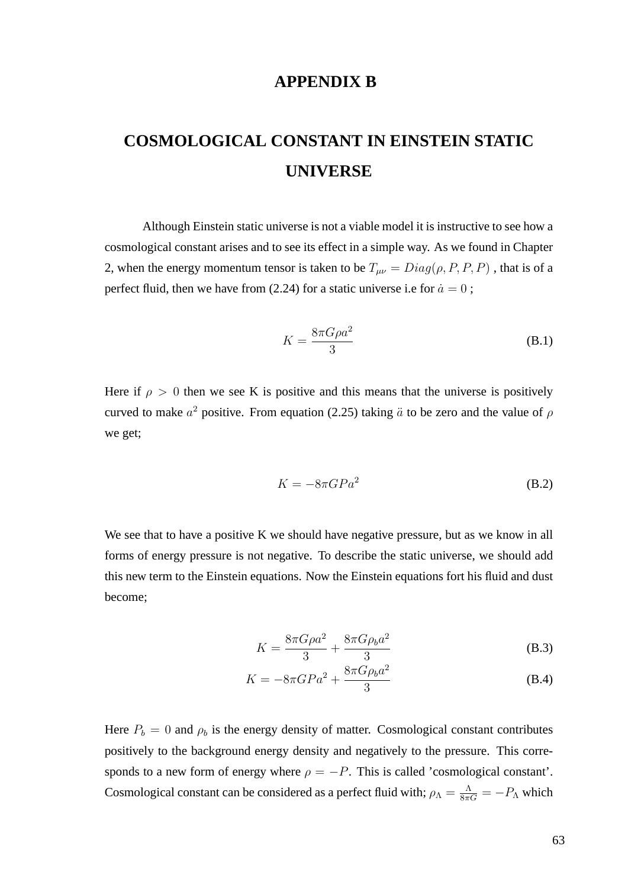# APPENDIX B

# COSMOLOGICAL CONSTANT IN EINSTEIN STATIC UNIVERSE

Although Einstein static universe is not a viable model it is instructive to see how a cosmological constant arises and to see its effect in a simple way. As we found in Chapter 2, when the energy momentum tensor is taken to be $T_{\mu\nu} = Diag(\rho, P, P, P)$ , that is of a perfect fluid, then we have from (2.24) for a static universe i.e for $\dot{a} = 0$ ;

$$K = \frac{8\pi G\rho a^2}{3} \tag{B.1}$$

Here if $\rho > 0$ then we see K is positive and this means that the universe is positively curved to make $a^2$ positive. From equation (2.25) taking $\ddot{a}$ to be zero and the value of $\rho$ we get;

$$K = -8\pi GPa^2 \tag{B.2}$$

We see that to have a positive K we should have negative pressure, but as we know in all forms of energy pressure is not negative. To describe the static universe, we should add this new term to the Einstein equations. Now the Einstein equations fort his fluid and dust become;

$$K = \frac{8\pi G\rho a^2}{3} + \frac{8\pi G\rho_b a^2}{3} \tag{B.3}$$

$$K = -8\pi GPa^2 + \frac{8\pi G\rho_b a^2}{3} \tag{B.4}$$

Here $P_b = 0$ and $\rho_b$ is the energy density of matter. Cosmological constant contributes positively to the background energy density and negatively to the pressure. This corresponds to a new form of energy where $\rho = -P$. This is called 'cosmological constant'. Cosmological constant can be considered as a perfect fluid with; $\rho_\Lambda = \frac{\Lambda}{8\pi G} = -P_\Lambda$ which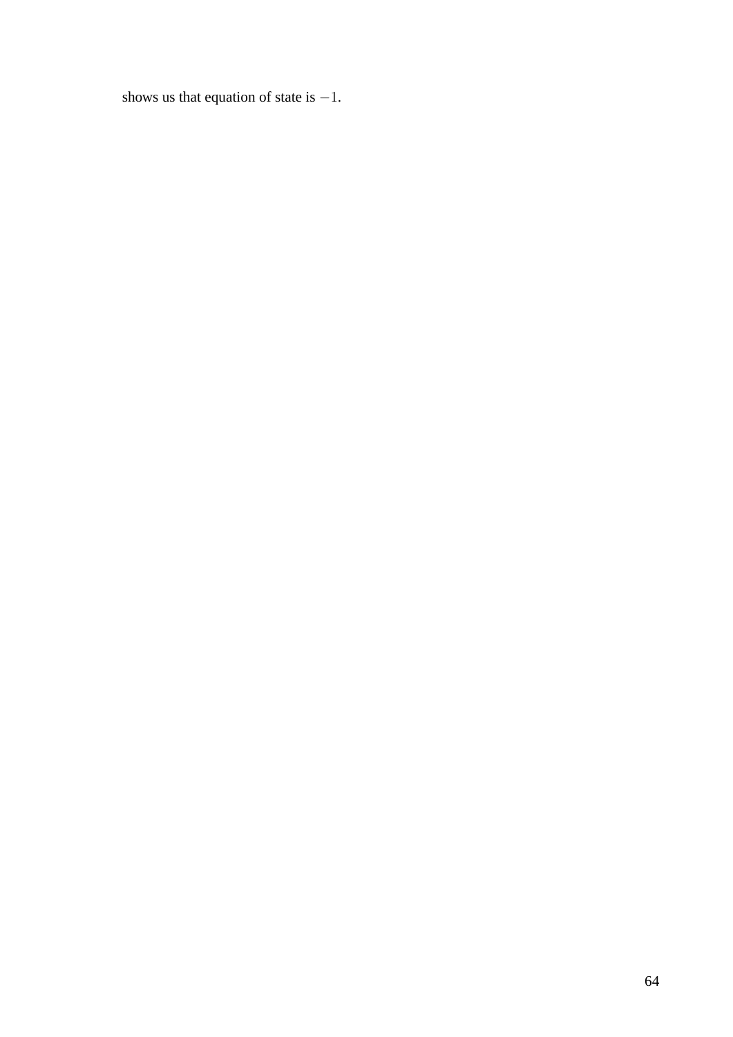shows us that equation of state is $-1$.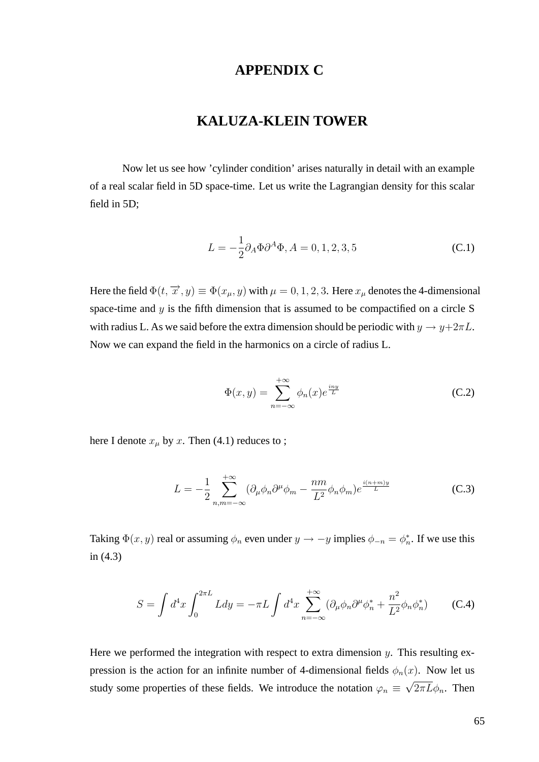# APPENDIX C

# KALUZA-KLEIN TOWER

Now let us see how 'cylinder condition' arises naturally in detail with an example of a real scalar field in 5D space-time. Let us write the Lagrangian density for this scalar field in 5D;

$$L = -\frac{1}{2}\partial_A \Phi \partial^A \Phi, A = 0, 1, 2, 3, 5 \tag{C.1}$$

Here the field $\Phi(t, \overrightarrow{x}, y) \equiv \Phi(x_\mu, y)$ with $\mu = 0, 1, 2, 3$. Here $x_\mu$ denotes the 4-dimensional space-time and $y$ is the fifth dimension that is assumed to be compactified on a circle S with radius L. As we said before the extra dimension should be periodic with $y \rightarrow y+2\pi L$. Now we can expand the field in the harmonics on a circle of radius L.

$$\Phi(x, y) = \sum_{n=-\infty}^{+\infty} \phi_n(x) e^{\frac{iny}{L}} \tag{C.2}$$

here I denote $x_\mu$ by $x$. Then (4.1) reduces to ;

$$L = -\frac{1}{2}\sum_{n,m=-\infty}^{+\infty} (\partial_\mu \phi_n \partial^\mu \phi_m - \frac{nm}{L^2}\phi_n \phi_m) e^{\frac{i(n+m)y}{L}} \tag{C.3}$$

Taking $\Phi(x, y)$ real or assuming $\phi_n$ even under $y \rightarrow -y$ implies $\phi_{-n} = \phi_n^*$. If we use this in (4.3)

$$S = \int d^4x \int_0^{2\pi L} L dy = -\pi L \int d^4x \sum_{n=-\infty}^{+\infty} (\partial_\mu \phi_n \partial^\mu \phi_n^* + \frac{n^2}{L^2}\phi_n \phi_n^*) \tag{C.4}$$

Here we performed the integration with respect to extra dimension $y$. This resulting expression is the action for an infinite number of 4-dimensional fields $\phi_n(x)$. Now let us study some properties of these fields. We introduce the notation $\varphi_n \equiv \sqrt{2\pi L}\phi_n$. Then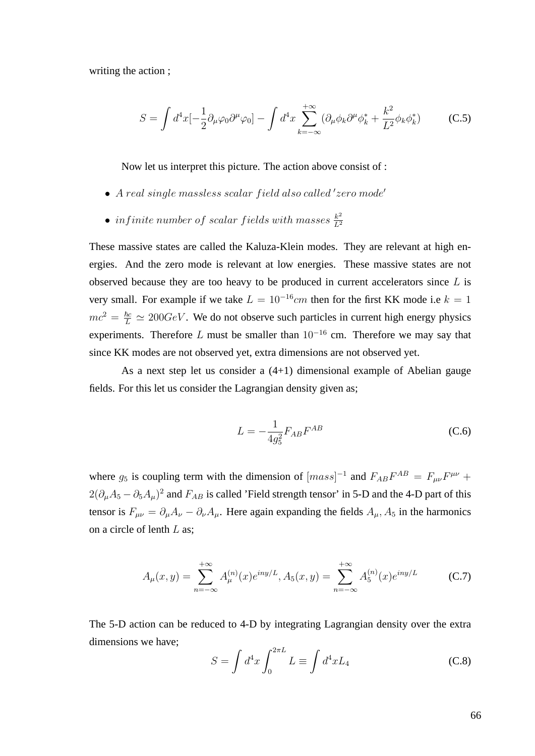writing the action ;

$$S = \int d^4x[-\frac{1}{2}\partial_\mu\varphi_0\partial^\mu\varphi_0] - \int d^4x \sum_{k=-\infty}^{+\infty}(\partial_\mu\phi_k\partial^\mu\phi_k^* + \frac{k^2}{L^2}\phi_k\phi_k^*) \tag{C.5}$$

Now let us interpret this picture. The action above consist of :

- $A\ real\ single\ massless\ scalar\ field\ also\ called\ 'zero\ mode'$
- $infinite\ number\ of\ scalar\ fields\ with\ masses\ \frac{k^2}{L^2}$

These massive states are called the Kaluza-Klein modes. They are relevant at high energies. And the zero mode is relevant at low energies. These massive states are not observed because they are too heavy to be produced in current accelerators since $L$ is very small. For example if we take $L = 10^{-16}cm$ then for the first KK mode i.e $k = 1$ $mc^2 = \frac{\hbar c}{L} \simeq 200GeV$. We do not observe such particles in current high energy physics experiments. Therefore $L$ must be smaller than $10^{-16}$ cm. Therefore we may say that since KK modes are not observed yet, extra dimensions are not observed yet.

As a next step let us consider a (4+1) dimensional example of Abelian gauge fields. For this let us consider the Lagrangian density given as;

$$L = -\frac{1}{4g_5^2}F_{AB}F^{AB} \tag{C.6}$$

where $g_5$ is coupling term with the dimension of $[mass]^{-1}$ and $F_{AB}F^{AB} = F_{\mu\nu}F^{\mu\nu} + 2(\partial_\mu A_5 - \partial_5 A_\mu)^2$ and $F_{AB}$ is called 'Field strength tensor' in 5-D and the 4-D part of this tensor is $F_{\mu\nu} = \partial_\mu A_\nu - \partial_\nu A_\mu$. Here again expanding the fields $A_\mu, A_5$ in the harmonics on a circle of lenth $L$ as;

$$A_\mu(x,y) = \sum_{n=-\infty}^{+\infty} A_\mu^{(n)}(x)e^{iny/L}, A_5(x,y) = \sum_{n=-\infty}^{+\infty} A_5^{(n)}(x)e^{iny/L} \tag{C.7}$$

The 5-D action can be reduced to 4-D by integrating Lagrangian density over the extra dimensions we have;

$$S = \int d^4x \int_0^{2\pi L} L \equiv \int d^4x L_4 \tag{C.8}$$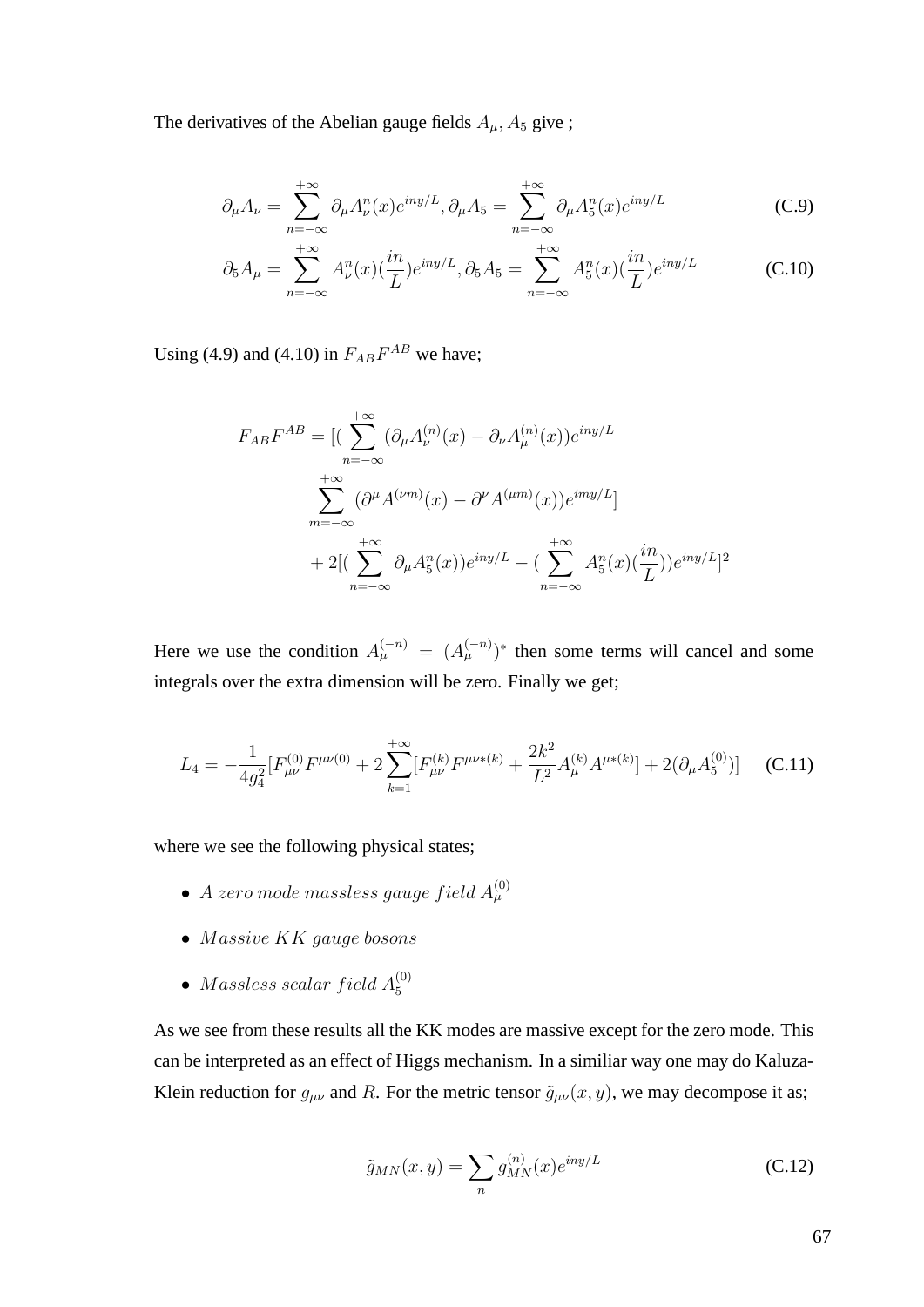The derivatives of the Abelian gauge fields $A_\mu, A_5$ give ;

$$\partial_\mu A_\nu = \sum_{n=-\infty}^{+\infty} \partial_\mu A_\nu^n(x) e^{iny/L}, \partial_\mu A_5 = \sum_{n=-\infty}^{+\infty} \partial_\mu A_5^n(x) e^{iny/L} \tag{C.9}$$

$$\partial_5 A_\mu = \sum_{n=-\infty}^{+\infty} A_\nu^n(x)(\frac{in}{L}) e^{iny/L}, \partial_5 A_5 = \sum_{n=-\infty}^{+\infty} A_5^n(x)(\frac{in}{L}) e^{iny/L} \tag{C.10}$$

Using (4.9) and (4.10) in $F_{AB}F^{AB}$ we have;

$$\begin{aligned}
F_{AB}F^{AB} = [(&\sum_{n=-\infty}^{+\infty} (\partial_\mu A_\nu^{(n)}(x) - \partial_\nu A_\mu^{(n)}(x)) e^{iny/L} \\
&\sum_{m=-\infty}^{+\infty} (\partial^\mu A^{(\nu m)}(x) - \partial^\nu A^{(\mu m)}(x)) e^{imy/L}] \\
&+ 2[(\sum_{n=-\infty}^{+\infty} \partial_\mu A_5^n(x)) e^{iny/L} - (\sum_{n=-\infty}^{+\infty} A_5^n(x)(\frac{in}{L})) e^{iny/L}]^2
\end{aligned}$$

Here we use the condition $A_\mu^{(-n)} = (A_\mu^{(-n)})^*$ then some terms will cancel and some integrals over the extra dimension will be zero. Finally we get;

$$L_4 = -\frac{1}{4g_4^2}[F_{\mu\nu}^{(0)} F^{\mu\nu(0)} + 2\sum_{k=1}^{+\infty}[F_{\mu\nu}^{(k)} F^{\mu\nu*(k)} + \frac{2k^2}{L^2} A_\mu^{(k)} A^{\mu*(k)}] + 2(\partial_\mu A_5^{(0)})] \tag{C.11}$$

where we see the following physical states;

- $A\ zero\ mode\ massless\ gauge\ field\ A_\mu^{(0)}$
- $Massive\ KK\ gauge\ bosons$
- $Massless\ scalar\ field\ A_5^{(0)}$

As we see from these results all the KK modes are massive except for the zero mode. This can be interpreted as an effect of Higgs mechanism. In a similiar way one may do Kaluza-Klein reduction for $g_{\mu\nu}$ and $R$. For the metric tensor $\tilde{g}_{\mu\nu}(x, y)$, we may decompose it as;

$$\tilde{g}_{MN}(x, y) = \sum_n g_{MN}^{(n)}(x) e^{iny/L} \tag{C.12}$$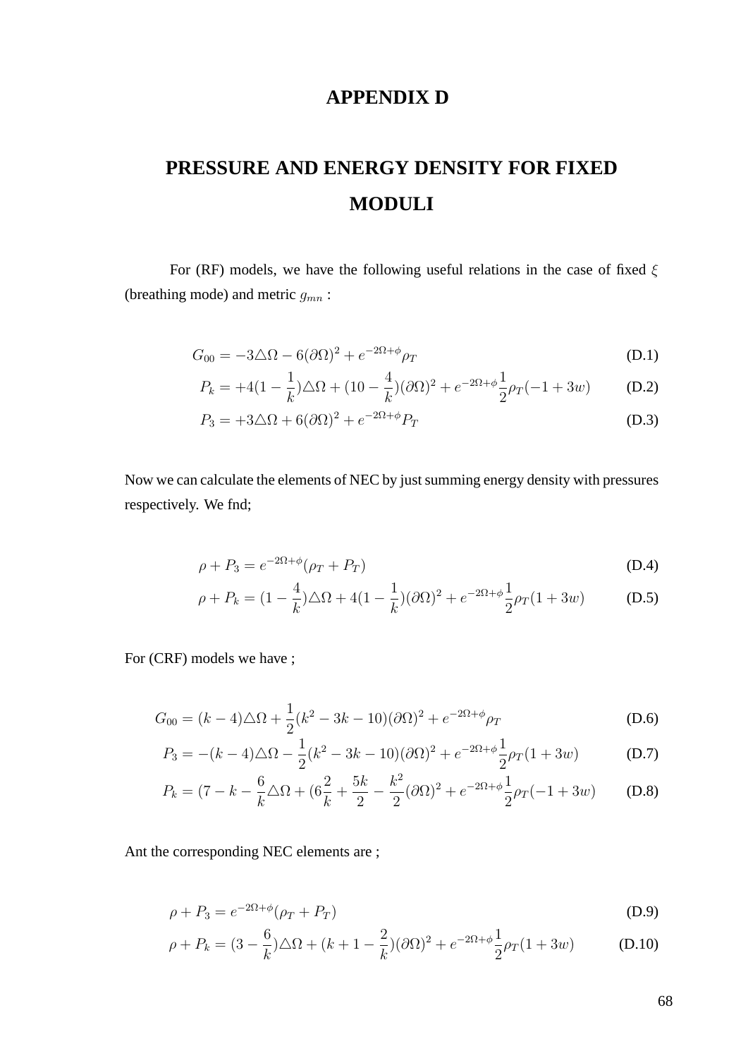# APPENDIX D

# PRESSURE AND ENERGY DENSITY FOR FIXED MODULI

For (RF) models, we have the following useful relations in the case of fixed $\xi$ (breathing mode) and metric $g_{mn}$ :

$$G_{00} = -3\triangle\Omega - 6(\partial\Omega)^2 + e^{-2\Omega+\phi}\rho_T \tag{D.1}$$

$$P_k = +4(1-\frac{1}{k})\triangle\Omega + (10-\frac{4}{k})(\partial\Omega)^2 + e^{-2\Omega+\phi}\frac{1}{2}\rho_T(-1+3w) \tag{D.2}$$

$$P_3 = +3\triangle\Omega + 6(\partial\Omega)^2 + e^{-2\Omega+\phi}P_T \tag{D.3}$$

Now we can calculate the elements of NEC by just summing energy density with pressures respectively. We fnd;

$$\rho + P_3 = e^{-2\Omega+\phi}(\rho_T + P_T) \tag{D.4}$$

$$\rho + P_k = (1-\frac{4}{k})\triangle\Omega + 4(1-\frac{1}{k})(\partial\Omega)^2 + e^{-2\Omega+\phi}\frac{1}{2}\rho_T(1+3w) \tag{D.5}$$

For (CRF) models we have ;

$$G_{00} = (k-4)\triangle\Omega + \frac{1}{2}(k^2-3k-10)(\partial\Omega)^2 + e^{-2\Omega+\phi}\rho_T \tag{D.6}$$

$$P_3 = -(k-4)\triangle\Omega - \frac{1}{2}(k^2-3k-10)(\partial\Omega)^2 + e^{-2\Omega+\phi}\frac{1}{2}\rho_T(1+3w) \tag{D.7}$$

$$P_k = (7-k-\frac{6}{k}\triangle\Omega + (6\frac{2}{k}+\frac{5k}{2}-\frac{k^2}{2}(\partial\Omega)^2 + e^{-2\Omega+\phi}\frac{1}{2}\rho_T(-1+3w) \tag{D.8}$$

Ant the corresponding NEC elements are ;

$$\rho + P_3 = e^{-2\Omega+\phi}(\rho_T + P_T) \tag{D.9}$$

$$\rho + P_k = (3-\frac{6}{k})\triangle\Omega + (k+1-\frac{2}{k})(\partial\Omega)^2 + e^{-2\Omega+\phi}\frac{1}{2}\rho_T(1+3w) \tag{D.10}$$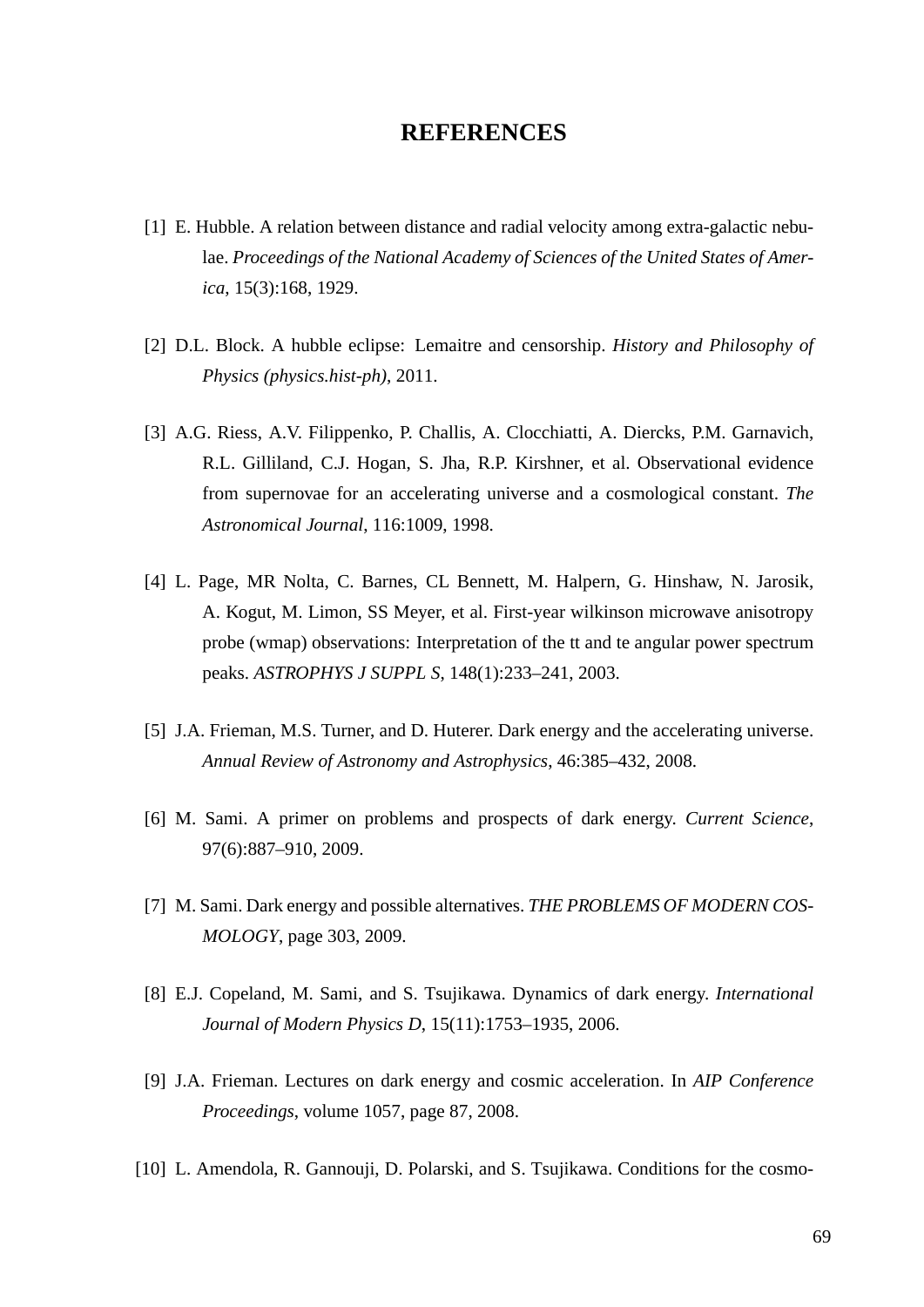# REFERENCES

[1] E. Hubble. A relation between distance and radial velocity among extra-galactic nebulae. *Proceedings of the National Academy of Sciences of the United States of America*, 15(3):168, 1929.

[2] D.L. Block. A hubble eclipse: Lemaitre and censorship. *History and Philosophy of Physics (physics.hist-ph)*, 2011.

[3] A.G. Riess, A.V. Filippenko, P. Challis, A. Clocchiatti, A. Diercks, P.M. Garnavich, R.L. Gilliland, C.J. Hogan, S. Jha, R.P. Kirshner, et al. Observational evidence from supernovae for an accelerating universe and a cosmological constant. *The Astronomical Journal*, 116:1009, 1998.

[4] L. Page, MR Nolta, C. Barnes, CL Bennett, M. Halpern, G. Hinshaw, N. Jarosik, A. Kogut, M. Limon, SS Meyer, et al. First-year wilkinson microwave anisotropy probe (wmap) observations: Interpretation of the tt and te angular power spectrum peaks. *ASTROPHYS J SUPPL S*, 148(1):233–241, 2003.

[5] J.A. Frieman, M.S. Turner, and D. Huterer. Dark energy and the accelerating universe. *Annual Review of Astronomy and Astrophysics*, 46:385–432, 2008.

[6] M. Sami. A primer on problems and prospects of dark energy. *Current Science*, 97(6):887–910, 2009.

[7] M. Sami. Dark energy and possible alternatives. *THE PROBLEMS OF MODERN COSMOLOGY*, page 303, 2009.

[8] E.J. Copeland, M. Sami, and S. Tsujikawa. Dynamics of dark energy. *International Journal of Modern Physics D*, 15(11):1753–1935, 2006.

[9] J.A. Frieman. Lectures on dark energy and cosmic acceleration. In *AIP Conference Proceedings*, volume 1057, page 87, 2008.

[10] L. Amendola, R. Gannouji, D. Polarski, and S. Tsujikawa. Conditions for the cosmo-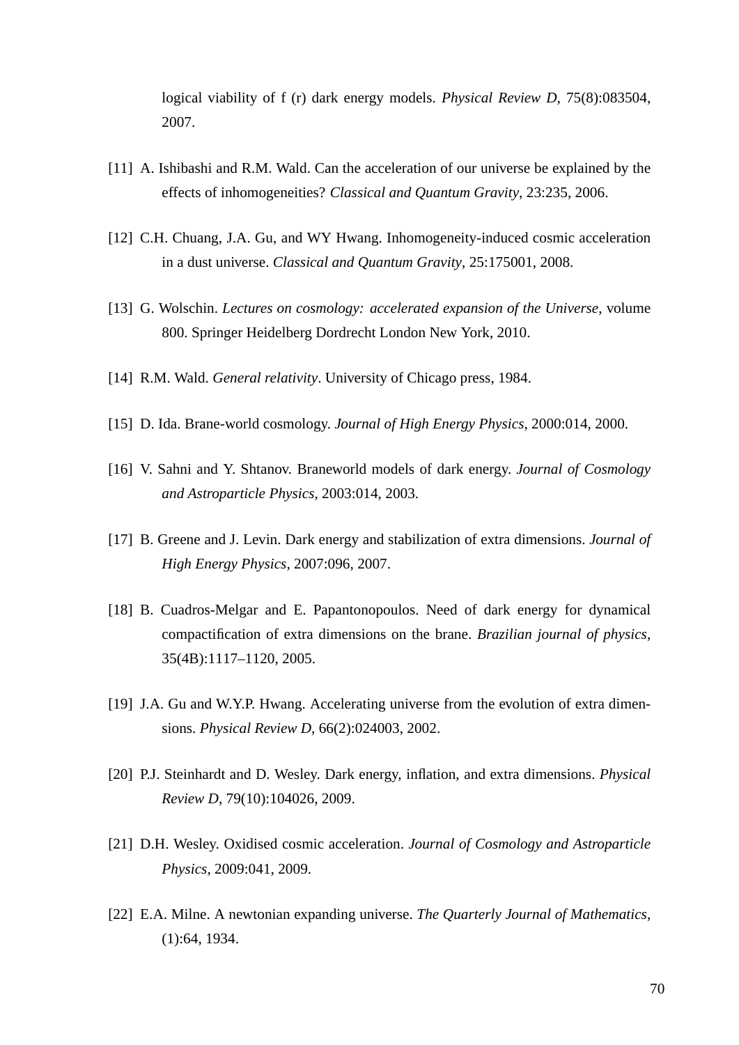logical viability of f (r) dark energy models. *Physical Review D*, 75(8):083504, 2007.

[11] A. Ishibashi and R.M. Wald. Can the acceleration of our universe be explained by the effects of inhomogeneities? *Classical and Quantum Gravity*, 23:235, 2006.

[12] C.H. Chuang, J.A. Gu, and WY Hwang. Inhomogeneity-induced cosmic acceleration in a dust universe. *Classical and Quantum Gravity*, 25:175001, 2008.

[13] G. Wolschin. *Lectures on cosmology: accelerated expansion of the Universe*, volume 800. Springer Heidelberg Dordrecht London New York, 2010.

[14] R.M. Wald. *General relativity*. University of Chicago press, 1984.

[15] D. Ida. Brane-world cosmology. *Journal of High Energy Physics*, 2000:014, 2000.

[16] V. Sahni and Y. Shtanov. Braneworld models of dark energy. *Journal of Cosmology and Astroparticle Physics*, 2003:014, 2003.

[17] B. Greene and J. Levin. Dark energy and stabilization of extra dimensions. *Journal of High Energy Physics*, 2007:096, 2007.

[18] B. Cuadros-Melgar and E. Papantonopoulos. Need of dark energy for dynamical compactification of extra dimensions on the brane. *Brazilian journal of physics*, 35(4B):1117–1120, 2005.

[19] J.A. Gu and W.Y.P. Hwang. Accelerating universe from the evolution of extra dimensions. *Physical Review D*, 66(2):024003, 2002.

[20] P.J. Steinhardt and D. Wesley. Dark energy, inflation, and extra dimensions. *Physical Review D*, 79(10):104026, 2009.

[21] D.H. Wesley. Oxidised cosmic acceleration. *Journal of Cosmology and Astroparticle Physics*, 2009:041, 2009.

[22] E.A. Milne. A newtonian expanding universe. *The Quarterly Journal of Mathematics*, (1):64, 1934.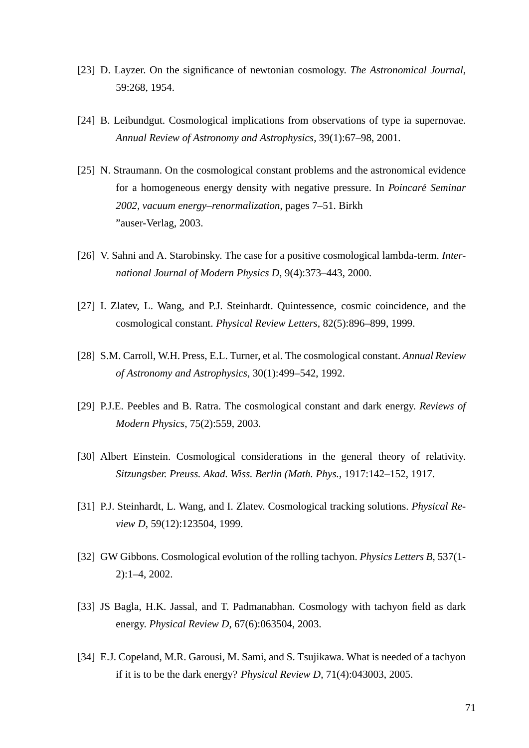[23] D. Layzer. On the significance of newtonian cosmology. *The Astronomical Journal*, 59:268, 1954.

[24] B. Leibundgut. Cosmological implications from observations of type ia supernovae. *Annual Review of Astronomy and Astrophysics*, 39(1):67–98, 2001.

[25] N. Straumann. On the cosmological constant problems and the astronomical evidence for a homogeneous energy density with negative pressure. In *Poincaré Seminar 2002, vacuum energy–renormalization*, pages 7–51. Birkh
"auser-Verlag, 2003.

[26] V. Sahni and A. Starobinsky. The case for a positive cosmological lambda-term. *International Journal of Modern Physics D*, 9(4):373–443, 2000.

[27] I. Zlatev, L. Wang, and P.J. Steinhardt. Quintessence, cosmic coincidence, and the cosmological constant. *Physical Review Letters*, 82(5):896–899, 1999.

[28] S.M. Carroll, W.H. Press, E.L. Turner, et al. The cosmological constant. *Annual Review of Astronomy and Astrophysics*, 30(1):499–542, 1992.

[29] P.J.E. Peebles and B. Ratra. The cosmological constant and dark energy. *Reviews of Modern Physics*, 75(2):559, 2003.

[30] Albert Einstein. Cosmological considerations in the general theory of relativity. *Sitzungsber. Preuss. Akad. Wiss. Berlin (Math. Phys.*, 1917:142–152, 1917.

[31] P.J. Steinhardt, L. Wang, and I. Zlatev. Cosmological tracking solutions. *Physical Review D*, 59(12):123504, 1999.

[32] GW Gibbons. Cosmological evolution of the rolling tachyon. *Physics Letters B*, 537(1-2):1–4, 2002.

[33] JS Bagla, H.K. Jassal, and T. Padmanabhan. Cosmology with tachyon field as dark energy. *Physical Review D*, 67(6):063504, 2003.

[34] E.J. Copeland, M.R. Garousi, M. Sami, and S. Tsujikawa. What is needed of a tachyon if it is to be the dark energy? *Physical Review D*, 71(4):043003, 2005.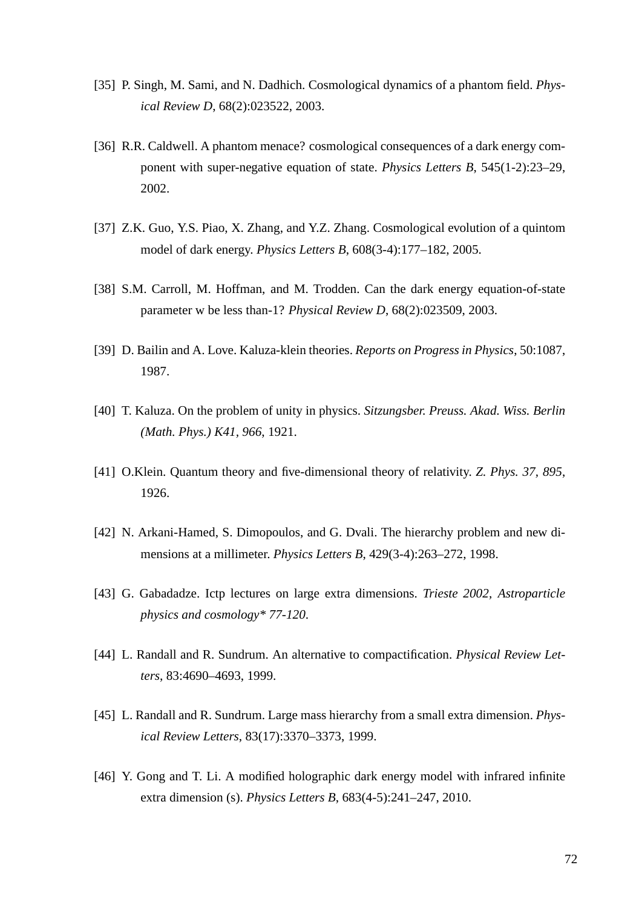[35] P. Singh, M. Sami, and N. Dadhich. Cosmological dynamics of a phantom field. *Physical Review D*, 68(2):023522, 2003.

[36] R.R. Caldwell. A phantom menace? cosmological consequences of a dark energy component with super-negative equation of state. *Physics Letters B*, 545(1-2):23–29, 2002.

[37] Z.K. Guo, Y.S. Piao, X. Zhang, and Y.Z. Zhang. Cosmological evolution of a quintom model of dark energy. *Physics Letters B*, 608(3-4):177–182, 2005.

[38] S.M. Carroll, M. Hoffman, and M. Trodden. Can the dark energy equation-of-state parameter w be less than-1? *Physical Review D*, 68(2):023509, 2003.

[39] D. Bailin and A. Love. Kaluza-klein theories. *Reports on Progress in Physics*, 50:1087, 1987.

[40] T. Kaluza. On the problem of unity in physics. *Sitzungsber. Preuss. Akad. Wiss. Berlin (Math. Phys.) K41, 966*, 1921.

[41] O.Klein. Quantum theory and five-dimensional theory of relativity. *Z. Phys. 37, 895*, 1926.

[42] N. Arkani-Hamed, S. Dimopoulos, and G. Dvali. The hierarchy problem and new dimensions at a millimeter. *Physics Letters B*, 429(3-4):263–272, 1998.

[43] G. Gabadadze. Ictp lectures on large extra dimensions. *Trieste 2002, Astroparticle physics and cosmology* 77-120*.

[44] L. Randall and R. Sundrum. An alternative to compactification. *Physical Review Letters*, 83:4690–4693, 1999.

[45] L. Randall and R. Sundrum. Large mass hierarchy from a small extra dimension. *Physical Review Letters*, 83(17):3370–3373, 1999.

[46] Y. Gong and T. Li. A modified holographic dark energy model with infrared infinite extra dimension (s). *Physics Letters B*, 683(4-5):241–247, 2010.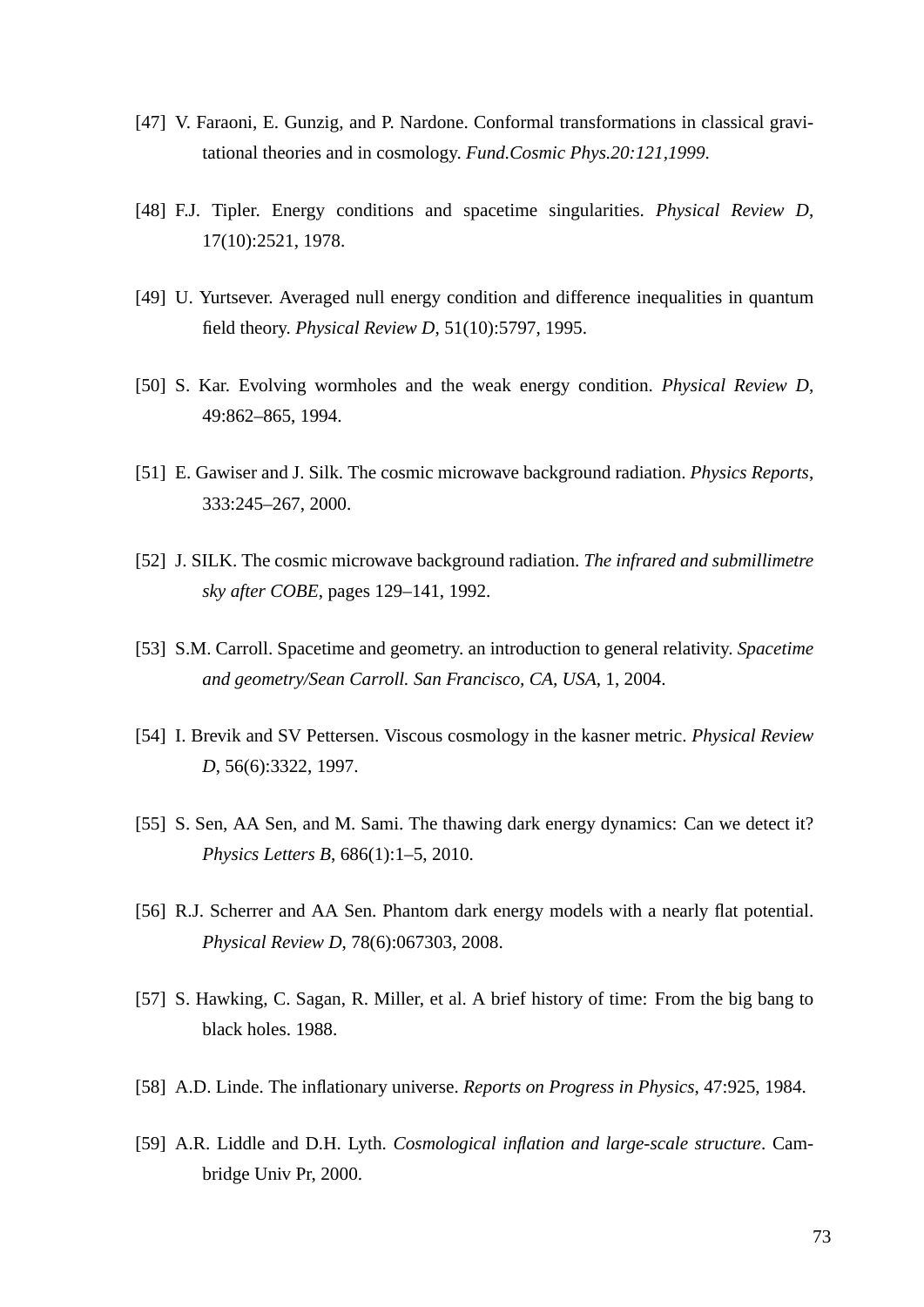[47] V. Faraoni, E. Gunzig, and P. Nardone. Conformal transformations in classical gravitational theories and in cosmology. *Fund.Cosmic Phys.20:121,1999*.

[48] F.J. Tipler. Energy conditions and spacetime singularities. *Physical Review D*, 17(10):2521, 1978.

[49] U. Yurtsever. Averaged null energy condition and difference inequalities in quantum field theory. *Physical Review D*, 51(10):5797, 1995.

[50] S. Kar. Evolving wormholes and the weak energy condition. *Physical Review D*, 49:862–865, 1994.

[51] E. Gawiser and J. Silk. The cosmic microwave background radiation. *Physics Reports*, 333:245–267, 2000.

[52] J. SILK. The cosmic microwave background radiation. *The infrared and submillimetre sky after COBE*, pages 129–141, 1992.

[53] S.M. Carroll. Spacetime and geometry. an introduction to general relativity. *Spacetime and geometry/Sean Carroll. San Francisco, CA, USA*, 1, 2004.

[54] I. Brevik and SV Pettersen. Viscous cosmology in the kasner metric. *Physical Review D*, 56(6):3322, 1997.

[55] S. Sen, AA Sen, and M. Sami. The thawing dark energy dynamics: Can we detect it? *Physics Letters B*, 686(1):1–5, 2010.

[56] R.J. Scherrer and AA Sen. Phantom dark energy models with a nearly flat potential. *Physical Review D*, 78(6):067303, 2008.

[57] S. Hawking, C. Sagan, R. Miller, et al. A brief history of time: From the big bang to black holes. 1988.

[58] A.D. Linde. The inflationary universe. *Reports on Progress in Physics*, 47:925, 1984.

[59] A.R. Liddle and D.H. Lyth. *Cosmological inflation and large-scale structure*. Cambridge Univ Pr, 2000.